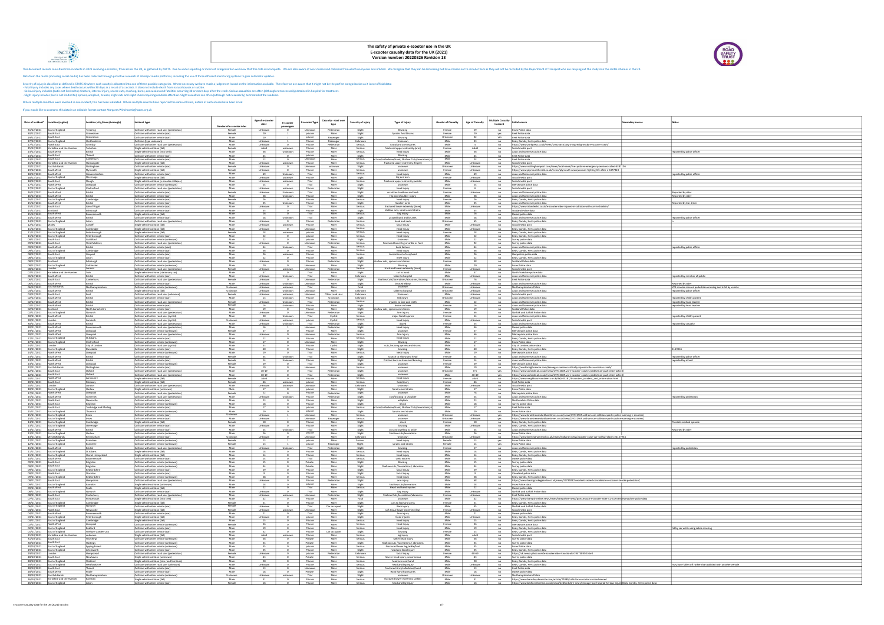# The safety of private e-scooter use in the UK

## E-scooter casualty data for the UK (2021)

## Version number: 20220526 Revision 13

This document records casualties from incidents in 2021 involving e-scooters, from across the UK, as gathered by PACTS. Due to under reporting or incorrect categorisation we know that this data is incomplete. We are also aware of near misses and collisions from which no injuries are reflected. We recognise that they can be distressing but have chosen not to include them as they will not be recorded by the Department of Transport who are carrying out the study into the rental schemes in the UK.

Data from the media (including social media) has been collected through proactive research of all major media platforms, including the use of three different monitoring systems to give automatic updates.

Severity of injury is classified as defined in STATS 20 where each casualty is allocated into one of three possible categories. Where necessary we have made a judgement based on the information available. Therefore we are aware that it might not be the perfect categorisation as it is not official data:
- Fatal injury includes any cases where death occurs within 30 days as a result of a crash. It does not include death from natural causes or suicide.
- Serious injury includes (but is not limited to): fracture, internal injury, severe cuts, crushing, burns, concussion and fatalities occurring 30 or more days after the crash. Serious casualties are often (although not necessarily) detained in hospital for treatment.
- Slight injury includes (but is not limited to): sprains, whiplash, bruises, slight cuts and slight shock requiring roadside attention. Slight casualties are often (although not necessarily) be treated at the roadside.

Where multiple casualties were involved in one incident, this has been indicated. Where multiple sources have reported the same collision, details of each source have been listed.

If you would like to access to this data in an editable format contact Margaret.Winchcomb@pacts.org.uk

| Date of incident* | Location (region) | Location (city/town/borough) | Incident type | Gender of e-scooter rider | Age of e-scooter rider | E-scooter passengers | E-scooter Type | Casualty - road user type | Severity of injury | Type of injury | Gender of Casualty | Age of Casualty | Multiple Casualty Incident | Initial source | Secondary source | Notes |
|---|---|---|---|---|---|---|---|---|---|---|---|---|---|---|---|---|
| 31/12/2021 | East of England | Tendring | Collision with other road user (pedestrian) | Female | Unknown | 0 | Unknown | Pedestrian | Slight | Bruising | Female | 59 | no | Essex Police data | | |
| 30/12/2021 | South East | Gravesham | Collision with other vehicle (car) | Female | 20 | 1 | private | Rider | Slight | Sprains and Strains | Female | 20 | yes | Kent Police data | | |
| 29/12/2021 | South East | Gravesham | Collision with other vehicle (car) | Male | 20 | 1 | private | Passenger | Slight | Bruising | Unknown | 22 | no | Kent Police data | | |
| 27/12/2021 | East of England | Hertfordshire | Collision (type unknown) | Male | Unknown | 1 | Private | Passenger | Unknown | Unknown | Male | 33 | no | Beds, Cambs, Herts police data | | |
| 27/12/2021 | North East | Grimsby | Collision with other road user (pedestrian) | Male | Unknown | 0 | Private | Pedestrian | Serious | Facial and arm injuries | Male | 5 | no | https://www.yorkshirepost.co.uk/news/... | | |
| 25/12/2021 | Yorkshire and the Humber | Yorkshire | Single vehicle collision (fall) | Female | Adult | unknown | Private | Rider | Serious | Fractured upper extremity (arm) | Female | Adult | no | Social media post | | |
| 23/12/2021 | South West | Bristol | Single vehicle collision (into kerb) | Male | 36 | Unknown | Private | Rider | Serious | head injury | Male | 36 | no | Avon and Somerset police data | | reported by police officer |
| 23/12/2021 | South East | Thanet | Collision with other vehicle (car) | Male | 44 | 0 | private | Rider | Slight | Bruising | Male | 44 | no | Kent Police data | | |
| 23/12/2021 | South East | Canterbury | Collision with other vehicle (car) | Male | 12 | 0 | Unknown | Rider | Serious | Head Arm (collarbone/hand, Shallow Cuts/Lacerations/A... | Male | 12 | no | Kent Police data | | |
| 21/12/2021 | Yorkshire and the Humber | Harrogate | Single vehicle collision (fall) | Male | Unknown | unknown | Private | Rider | Serious | fractured upper extremity (finger) | Male | Unknown | no | Social media post | | |
| 20/12/2021 | East Midlands | Nottingham | Collision with other vehicle (car) | Female | Unknown | 0 | Unknown | unknown | Slight | unknown | Unknown | Unknown | no | https://www.nottinghampost.com/news/local-news/live-updates-emergency-services-called-6381106 | | |
| 19/12/2021 | South West | Plymouth | Single vehicle collision (fall) | Female | Unknown | 0 | Private | Rider | Serious | unknown | Female | Unknown | no | https://www.plymouthherald.co.uk/news/plymouth-news/woman-fighting-life-after-e-6377823 | | |
| 18/12/2021 | South West | Gloucestershire | Collision with other vehicle (car) | Male | 49 | Unknown | Trial | Rider | Serious | head injury | Male | 49 | no | Avon and Somerset police data | | reported by police officer |
| 18/12/2021 | East of England | Stevenage | Single vehicle collision (fall) | Male | Unknown | unknown | Private | Rider | Slight | leg and arm | Female | Unknown | no | Social media post | | |
| 18/12/2021 | South East | Slough | Single vehicle collision (e-scooter collapse) | Male | Unknown | unknown | Trial | Rider | Serious | fractured upper extremity (wrists) | Male | Unknown | no | Social media post | | |
| 17/12/2021 | North West | Liverpool | Collision with other vehicle (unknown) | Male | 24 | 0 | Trial | Rider | Slight | unknown | Male | 24 | no | Merseyside police data | | |
| 17/12/2021 | East of England | Chelmsford | Collision with other road user (pedestrian) | Male | Unknown | unknown | Private | Pedestrian | Slight | head injury | Female | 6 | no | Social media post | | |
| 16/12/2021 | South West | Bristol | Collision with other road user (pedestrian) | Female | Unknown | Unknown | Trial | Rider | Slight | scratches to elbow and back | Female | Unknown | no | Avon and Somerset police data | | Reported by rider |
| 16/12/2021 | South West | Bristol | Collision with other vehicle (car) | Male | 29 | Unknown | Private | Rider | Slight | Hip and shoulder injury | Male | 29 | no | Avon and Somerset police data | | Reported by rider |
| 16/12/2021 | East of England | Cambridge | Collision with other vehicle (car) | Female | 26 | 0 | Private | Rider | Serious | head injury | Female | 26 | no | Beds, Cambs, Herts police data | | |
| 15/12/2021 | South West | Bristol | Collision with other vehicle (car) | Male | 35 | Unknown | Private | Rider | Slight | Swollen wrist | Male | 35 | no | Avon and Somerset police data | | Reported by Car driver |
| 15/12/2021 | South East | Isle of Wight | Collision with other vehicle (car) | Male | Unknown | 0 | Trial | Rider | Serious | fractured lower extremity (knee) | Male | Unknown | no | https://www.islandecho.co.uk/e-scooter-rider-injured-in-collision-with-car-in-shanklin/ | | |
| 15/12/2021 | Scotland | Edinburgh | Collision with other vehicle (car) | Male | 35 | 0 | Private | Rider | Slight | shallow cuts, sprains and strains | Male | 35 | no | Scotland Police data | | |
| 15/12/2021 | South West | Bournemouth | Single vehicle collision (fall) | Male | 26 | 0 | Trial | Rider | Serious | Leg injury | Male | 26 | no | Dorset police data | | |
| 14/12/2021 | South West | Bristol | Collision with other vehicle (car) | Male | 28 | Unknown | Trial | Rider | Slight | grazed hand and bruises | Male | 28 | no | Avon and Somerset police data | | reported by police officer |
| 14/12/2021 | East of England | Luton | Collision with other road user (pedestrian) | Male | Unknown | 0 | Private | Pedestrian | Serious | head and neck | Unknown | 65 | no | Beds, Cambs, Herts police data | | |
| 12/12/2021 | Wales | Cardiff | Single vehicle collision (fall) | Male | Unknown | unknown | Private | Rider | Serious | facial injury | Male | Unknown | no | Social media post | | |
| 11/12/2021 | East of England | Cambridge | Collision with other vehicle (car) | Male | Unknown | 0 | Unknown | Rider | Serious | Head injury | Male | Unknown | no | Beds, Cambs, Herts police data | | |
| 11/12/2021 | East of England | Peterborough | Single vehicle collision (fall) | Female | 28 | unknown | private | Rider | Serious | Head injury | Female | 28 | no | Beds, Cambs, Herts police data | | |
| 11/12/2021 | East of England | Peterborough | Collision with other vehicle (car) | Male | 52 | 0 | Private | Rider | Serious | Head injury | Male | 52 | no | Beds, Cambs, Herts police data | | |
| 09/12/2021 | South East | Guildford | Collision with other vehicle (unknown) | Male | 22 | 0 | private | Rider | Slight | Unknown | Male | 22 | no | Surrey police data | | |
| 09/12/2021 | South East | West Molesey | Collision with other road user (pedestrian) | Male | Unknown | 0 | Unknown | Pedestrian | Serious | Fractured lower leg or ankle or foot | Male | 92 | no | Surrey police data | | |
| 09/12/2021 | South West | Bristol | Collision with other vehicle (car) | Male | 44 | Unknown | Trial | Rider | Serious | back fracture | Male | 44 | no | Avon and Somerset police data | | reported by police officer |
| 09/12/2021 | East of England | Cambridge | Collision with other vehicle (car) | Male | 36 | 0 | Private | Rider | Serious | head injury | Male | 36 | no | Beds, Cambs, Herts police data | | |
| 08/12/2021 | South East | Gosport | Collision with other vehicle (car) | Male | 26 | unknown | Private | Rider | Serious | Lacerations to face/head | Male | 26 | no | Hampshire police data | | |
| 08/12/2021 | East of England | Luton | Collision with other vehicle (car) | Male | 22 | 0 | Private | Rider | Slight | three injury | Male | 22 | no | Beds, Cambs, Herts police data | | |
| 08/12/2021 | Scotland | Edinburgh | Collision with other road user (pedestrian) | Male | Unknown | 0 | Private | Pedestrian | Slight | shallow cuts, sprains and strains | Female | 38 | no | Scotland Police data | | |
| 08/12/2021 | East of England | Colchester | Collision with other vehicle (unknown) | Male | 20 | 0 | Unknown | Rider | Slight | Bruising | Male | 20 | no | Essex Police data | | |
| 08/12/2021 | London | London | Collision with other road user (pedestrian) | Male | Unknown | unknown | Unknown | Pedestrian | Serious | fractured lower extremity (hand) | Female | Unknown | no | Social media post | | |
| 07/12/2021 | Yorkshire and the Humber | York | Single vehicle collision (stationary car) | Male | 37 | 0 | Trial | Rider | Slight | cut to hand | Male | 37 | no | North Yorkshire police data | | |
| 06/12/2021 | South West | Bristol | Collision with other vehicle (car) | Male | Unknown | Unknown | Trial | Rider | Unknown | taken to hospital | Male | Unknown | no | Avon and Somerset police data | | reported by member of public |
| 06/12/2021 | South East | Canterbury | Collision with other road user (pedestrian) | Male | Unknown | 0 | Unknown | Pedestrian | Slight | Shallow Cuts/Lacerations/Abrasions, Bruising | Unknown | 70 | no | Kent Police data | | |
| 06/12/2021 | South West | Bristol | Collision with other vehicle (car) | Male | Unknown | Unknown | Unknown | Rider | Slight | bruised elbow | Male | Unknown | no | Avon and Somerset police data | | Reported by rider |
| 06/12/2021 | East Midlands | Northamptonshire | Collision with other vehicle (unknown) | Unknown | Unknown | unknown | Unknown | Rider | Fatal | unknown | Unknown | Unknown | no | Northamptonshire Police | | VSB scooter crossed pedestrian crossing and is hit by vehicle |
| 03/12/2021 | South West | Bristol | Single vehicle collision (fall) | Unknown | Unknown | Unknown | Unknown | Rider | Unknown | taken to hospital | Unknown | Unknown | no | Avon and Somerset police data | | reported by police officer |
| 03/12/2021 | South East | Kent | Collision with other road user (unknown) | Female | Unknown | unknown | Unknown | Other road user | Unknown | Unknown | Male | Unknown | no | Social media post | | |
| 02/12/2021 | South West | Bristol | Collision with other vehicle (car) | Male | 13 | Unknown | Private | Unknown | Unknown | Unknown | Unknown | Unknown | no | Avon and Somerset police data | | reported by child's parent |
| 02/12/2021 | South West | Bristol | Collision with other road user (pedestrian) | Female | Unknown | 0 | Trial | Pedestrian | Serious | injuries to face and teeth | Male | 12 | no | Avon and Somerset police data | | reported by head teacher |
| 02/12/2021 | South West | Bristol | Collision with other vehicle (car) | Female | 16 | Unknown | Private | Rider | Slight | bruise on knee | Female | 16 | no | Avon and Somerset police data | | reported by head teacher |
| 01/12/2021 | Scotland | North Lanarkshire | Collision with other vehicle (car) | Male | 59 | 0 | Private | Rider | Slight | shallow cuts, sprains and strains | Male | 59 | no | Scotland Police data | | |
| 01/12/2021 | East of England | Norwich | Collision with other road user (pedestrian) | Male | Unknown | 0 | Unknown | Pedestrian | Slight | Arm injury | Female | 60 | no | Norfolk and Suffolk Police data | | |
| 30/11/2021 | South West | Bristol | Collision with other road user (cyclist) | Male | 20 | Unknown | Trial | Cyclist | Serious | major facial injuries | Female | 16 | no | Avon and Somerset police data | | reported by child's parent |
| 30/11/2021 | London | Lambeth | Collision with other road user (cyclist) | Unknown | Unknown | unknown | private | Cyclist | Serious | head injury | Male | Unknown | no | Social media post | | |
| 30/11/2021 | South West | Bristol | Collision with other road user (pedestrian) | Male | Unknown | Unknown | Trial | Pedestrian | Slight | dazed | Female | 55 | no | Avon and Somerset police data | | reported by casualty |
| 30/11/2021 | South West | Bournemouth | Collision with other vehicle (car) | Male | 16 | 1 | Unknown | Pedestrian | Slight | Head injury | Male | 46 | no | Dorset police data | | |
| 29/11/2021 | North West | Liverpool | Collision with other vehicle (unknown) | Female | 27 | 0 | Private | Rider | Slight | unknown | Female | 27 | no | Merseyside police data | | |
| 28/11/2021 | North West | Liverpool | Collision with other road user (pedestrian) | Male | Unknown | 0 | Unknown | Pedestrian | Serious | Arm injury | Male | 60 | no | Merseyside police data | | |
| 27/11/2021 | East of England | St Albans | Collision with other vehicle (car) | Male | 22 | 0 | Private | Rider | Serious | Head injury | Male | 22 | no | Beds, Cambs, Herts police data | | |
| 27/11/2021 | East of England | Chelmsford | Collision with other vehicle (unknown) | Male | 17 | 0 | Unknown | Rider | Slight | Bruising | Male | 17 | no | Essex Police data | | |
| 24/11/2021 | London | City of London | Collision with other road user (cyclist) | Male | 31 | 0 | Private | Cyclist | Slight | cuts, bruising sprains and strains | Male | 31 | no | City of London police data | | |
| 24/11/2021 | East of England | Dunstable | Collision with other vehicle (car) | Male | 40 | 0 | Private | Rider | Slight | bruising | Male | 40 | no | Beds, Cambs, Herts police data | | 1119965 |
| 24/11/2021 | North West | Liverpool | Collision with other vehicle (unknown) | Male | 29 | 0 | Trial | Rider | Serious | Neck injury | Male | 29 | no | Merseyside police data | | |
| 23/11/2021 | South West | Bristol | Collision with other vehicle (car) | Female | 34 | Unknown | Trial | Rider | Slight | scratch to elbow and head | Female | 34 | no | Avon and Somerset police data | | reported by police officer |
| 23/11/2021 | South West | Bristol | Collision with other vehicle (car) | Female | 14 | Unknown | Private | Rider | Slight | Friction burn on knee and bruising | Female | 14 | no | Avon and Somerset police data | | reported by school |
| 23/11/2021 | North West | Liverpool | Collision with other vehicle (unknown) | Female | 29 | 0 | Trial | Rider | Slight | unknown | Female | 29 | no | Merseyside police data | | |
| 22/11/2021 | East Midlands | Nottingham | Collision with other vehicle (car) | Male | 19 | 0 | Unknown | Rider | Serious | unknown | Male | 19 | no | https://www.nottinghampost.com/news/teenager-remains-critically-injured-after-e-scooter-crash/ | | |
| 22/11/2021 | South East | Oxford | Collision with other road user (pedestrian) | Male | 10-19 | 0 | Trial | Pedestrian | Slight | unknown | Unknown | 0-5 | yes | https://www.oxfordmail.co.uk/news/19792888.one-scooter-crashes-pedestrian-push-chair-oxford/ | | |
| 22/11/2021 | South East | Oxford | Collision with other road user (pedestrian) | Male | 10-19 | 0 | Trial | Pedestrian | Slight | unknown | Male | 40-49 | yes | https://www.oxfordmail.co.uk/news/19792888.one-scooter-crashes-pedestrian-push-chair-oxford/ | | |
| 20/11/2021 | North West | Lancashire | Collision with other vehicle (car) | Female | Adult | 0 | Private | Rider | Serious | head injury | Female | adult | no | https://www.neighbourhoodalert.co.uk/da/405281?3-scooters_incident_and_information.html | | |
| 20/11/2021 | South East | Medway | Single vehicle collision (fall) | Female | 46 | unknown | private | Rider | Serious | Head injury | Female | 46 | no | Kent Police data | | |
| 20/11/2021 | London | London | Collision with other road user (pedestrian) | Male | Unknown | unknown | Unknown | Pedestrian | Unknown | Unknown | Male | Unknown | no | Social media post | | |
| 18/11/2021 | East of England | Harlow | Single vehicle collision (unknown) | Male | 17 | 0 | private | Rider | Slight | Sprains and strains | Male | 17 | no | Essex Police data | | |
| 17/11/2021 | North West | Liverpool | Collision with other road user (pedestrian) | Female | 27 | 0 | Private | Pedestrian | Slight | unknown | Male | 79 | no | Merseyside police data | | |
| 15/11/2021 | South West | Somerset | Collision with other road user (pedestrian) | Male | Unknown | Unknown | Private | Pedestrian | Slight | cuts/bruising to shoulder | Male | 24 | no | Avon and Somerset police data | | reported by pedestrian |
| 15/11/2021 | North East | Newcastle | Collision with other vehicle (car) | Male | 23 | 0 | Private | Rider | Slight | unknown | Male | 23 | no | Northumbria Police data | | |
| 15/11/2021 | South East | Brighton | Collision with other vehicle (unknown) | Male | 18 | 0 | Private | Rider | Slight | Shock | Male | 18 | no | Surrey police data | | |
| 15/11/2021 | South East | Tunbridge and Malling | Collision with other vehicle (car) | Male | 17 | 0 | private | Rider | Serious | Head Arm (collarbone/hand, Shallow Cuts/Lacerations/A... | Male | 17 | no | Kent Police data | | |
| 15/11/2021 | South East | Thurrock | Collision with other vehicle (unknown) | Male | 29 | 0 | private | Rider | Slight | Sprains and strains | Male | 29 | no | Essex Police data | | |
| 15/11/2021 | East of England | Essex | Collision with other road user (pedestrian) | Unknown | Unknown | 1 | Unknown | Rider | Serious | unknown | Unknown | Unknown | yes | https://www.braintreeandwithamtimes.co.uk/news/19791969.witham-car-collision-sparks-police-warning-e-scooters/ | | |
| 15/11/2021 | East of England | Essex | Collision with other road user (pedestrian) | Unknown | Unknown | 1 | Unknown | Passenger | Serious | unknown | Unknown | Unknown | yes | https://www.braintreeandwithamtimes.co.uk/news/19791969.witham-car-collision-sparks-police-warning-e-scooters/ | | |
| 14/11/2021 | East of England | Cambridge | Single vehicle collision (fall) | Female | 50 | 0 | Private | Rider | Slight | shock | Female | 50 | no | Beds, Cambs, Herts police data | | Possible medical episode |
| 13/11/2021 | East of England | Stevenage | Collision with other vehicle (car) | Male | Unknown | 0 | Private | Rider | Slight | bruising | Male | Unknown | no | Beds, Cambs, Herts police data | | |
| 13/11/2021 | South West | Bristol | Collision with other vehicle (car) | Male | 24 | Unknown | Trial | Rider | Slight | cut and swelling to ankle | Male | 24 | no | Avon and Somerset police data | | Reported by rider |
| 13/11/2021 | East of England | Harlow | Collision with other vehicle (unknown) | Male | 26 | 0 | private | Rider | Slight | Shallow cuts/lacerations | Male | 26 | no | Essex Police data | | |
| 13/11/2021 | West Midlands | Birmingham | Collision with other vehicle (unknown) | Unknown | Unknown | 0 | Unknown | Rider | Unknown | Unknown | Unknown | Unknown | no | https://www.birminghammail.co.uk/news/midlands-news/scooter-crash-car-solihull-elves-22157933 | | |
| 12/11/2021 | East of England | Braintree | Collision with other vehicle (unknown) | Female | 13 | 1 | private | Rider | Serious | head injury | Female | 13 | yes | Essex Police data | | |
| 12/11/2021 | East of England | Braintree | Collision with other vehicle (unknown) | Female | 13 | 1 | private | Passenger | Slight | sprains and strains | Female | 14 | yes | Essex Police data | | |
| 11/11/2021 | South West | Bristol | Collision with other road user (pedestrian) | Male | Unknown | Unknown | Trial | Pedestrian | Slight | bruising | Female | 57 | no | Avon and Somerset police data | | reported by pedestrian |
| 11/11/2021 | East of England | St Albans | Single vehicle collision (fall) | Male | 18 | 0 | Private | Rider | Serious | head injury | Male | 18 | no | Beds, Cambs, Herts police data | | |
| 11/11/2021 | East of England | Hemel Hempstead | Single vehicle collision (fall) | Male | 14 | 0 | Private | Rider | Serious | head injury | Male | 14 | no | Beds, Cambs, Herts police data | | |
| 10/11/2021 | South West | Bournemouth | Collision with other vehicle (car) | Male | 24 | 0 | Trial | Rider | Serious | Limb injuries | Male | 24 | no | Dorset police data | | |
| 09/11/2021 | South East | Brighton | Collision with other vehicle (unknown) | Male | 15 | 0 | Private | Rider | Slight | Bruising | Male | 15 | no | Surrey police data | | |
| 09/11/2021 | South East | Brighton | Collision with other vehicle (unknown) | Male | 18 | 0 | Private | Rider | Slight | Shallow cuts / lacerations / abrasions | Male | 18 | no | Surrey police data | | |
| 09/11/2021 | East of England | Bedfordshire | Collision with other vehicle (car) | Male | 29 | 0 | Private | Rider | Slight | facial injury | Male | 29 | no | Beds, Cambs, Herts police data | | |
| 09/11/2021 | North East | Stockton | Collision with other vehicle (car) | Male | 9 | 0 | Private | Rider | Slight | facial injury | Male | 9 | no | Cleveland police data | | |
| 09/11/2021 | East of England | Bedfordshire | Collision with other vehicle (unknown) | Male | 28 | 0 | Private | Rider | Serious | head injury | Male | 28 | no | Beds, Cambs, Herts police data | | |
| 09/11/2021 | South East | Hampshire | Collision with other road user (pedestrian) | Male | Unknown | 0 | Private | Pedestrian | Slight | arm injury | Male | 68 | no | https://www.basingstokegazette.co.uk/news/19791852.residents-ask-to-crackdown-on-e-scooters-knocks-pedestrian/ | | |
| 09/11/2021 | East of England | Basildon | Single vehicle collision (unknown) | Male | 28 | 0 | private | Rider | Slight | Shallow cuts/lacerations | Male | 28 | no | Essex Police data | | |
| 09/11/2021 | South West | Poole | Single vehicle collision (fall) | Male | 22 | 0 | Trial | Rider | Serious | Head and facial injuries | Male | 22 | no | Dorset police data | | |
| 08/11/2021 | East of England | Norwich | Collision with other vehicle (car) | Male | Unknown | 0 | Trial | Rider | Slight | Leg injury | Male | Unknown | no | Norfolk and Suffolk Police data | | |
| 08/11/2021 | South East | Canterbury | Collision with other road user (pedestrian) | Unknown | Unknown | Unknown | Unknown | Pedestrian | Slight | Shallow Cuts/Lacerations/Abrasions | Female | Unknown | no | Kent Police data | | |
| 07/11/2021 | South East | Portsmouth | Single vehicle collision (fall) | Male | 42 | 0 | Private | Rider | Fatal | unknown | Male | 42 | no | https://www.hampshirelive.news/hampshire-news/portsmouth-e-scooter-rider-42-6175990 | Hampshire police data | |
| 06/11/2021 | East of England | Cambridge | Single vehicle collision (fall) | Female | 51 | 0 | Private | Rider | Slight | cuts to face and arms | Female | 51 | no | Beds, Cambs, Herts police data | | |
| 06/11/2021 | East of England | Norwich | Collision with other vehicle (car) | Female | Unknown | 0 | Trial | Car occupant | Slight | Back injury | Male | 85 | no | Norfolk and Suffolk Police data | | |
| 06/11/2021 | North East | Newcastle | Single vehicle collision (fall) | Female | Unknown | unknown | Unknown | Rider | Slight | soft tissue lower extremity (leg) | Female | Unknown | no | Social media post | | |
| 05/11/2021 | South West | Bournemouth | Collision with other vehicle (car) | Male | 21 | 0 | Trial | Rider | Slight | Arm injury | Male | 21 | no | Dorset police data | | |
| 05/11/2021 | East of England | Peterborough | Single vehicle collision (fall) | Male | Unknown | 0 | private | Rider | Slight | facial injuries | Male | Unknown | no | Beds, Cambs, Herts police data | | |
| 03/11/2021 | East of England | Cambridge | Single vehicle collision (fall) | Male | 25 | 0 | Private | Rider | Serious | head injury | Male | 25 | no | Beds, Cambs, Herts police data | | |
| 02/11/2021 | North West | Liverpool | Collision with other vehicle (unknown) | Male | 36 | 0 | Private | Rider | Serious | Head injury | Male | 36 | no | Merseyside police data | | |
| 02/11/2021 | East of England | Bedford | Collision with other vehicle (car) | Female | 19 | 0 | Private | Rider | Serious | head injury | Female | 19 | no | Beds, Cambs, Herts police data | | hit by car while using zebra crossing |
| 02/11/2021 | East of England | Tilbury, Thurrock City | Collision with other vehicle (car) | Male | 23 | 0 | Private | Car occupant | Slight | bruising | Female | 23 | no | Essex Police data | | |
| 01/11/2021 | Yorkshire and the Humber | unknown | Single vehicle collision (fall) | Male | Adult | unknown | Private | Rider | Serious | leg injury | Male | adult | no | Social media post | | |
| 31/10/2021 | South East | Shottling | Collision with other vehicle (unknown) | Male | 36 | 0 | Private | Rider | Serious | Other head injury | Male | 36 | no | Surrey police data | | |
| 30/10/2021 | South East | Hastings | Collision with other vehicle (unknown) | Male | 34 | 0 | Private | Rider | Slight | Shallow cuts / lacerations / abrasions | Male | 34 | no | Surrey police data | | |
| 30/10/2021 | East of England | Epping Forest | Collision with other vehicle (unknown) | Male | 35 | 0 | private | Rider | Serious | Fractured lower leg/ankle/foot | Male | 35 | no | Essex Police data | | |
| 29/10/2021 | East of England | Letchworth | Collision with other vehicle (car) | Male | 35 | 0 | Private | Rider | Serious | head and facial injury | Male | 35 | no | Beds, Cambs, Herts police data | | |
| 29/10/2021 | London | Hampstead | Collision with other road user (pedestrian) | Female | Unknown | 0 | private | Pedestrian | Serious | facial injury | Female | 60-69 | no | https://uk.news.yahoo.com/e-scooter-rider-knocks-old-190758950.html | | |
| 28/10/2021 | South East | Newhaven | Single vehicle collision (unknown) | Male | 43 | 0 | Private | Rider | Serious | Severe head injury, unconscious | Male | 43 | no | Surrey police data | | |
| 28/10/2021 | East of England | Watford | Single vehicle collision (into road furniture) | Male | 20 | 0 | Private | Rider | Serious | head arm and hand | Male | 20 | no | Beds, Cambs, Herts police data | | |
| 28/10/2021 | East of England | Hertfordshire | Collision with other road user (unknown) | Male | Unknown | 0 | Unknown | Rider | Serious | Head and leg injury | Male | Unknown | no | Beds, Cambs, Herts police data | | may have fallen off rather than collided with another vehicle |
| 28/10/2021 | South East | Thanet | Collision with other vehicle (car) | Male | 13 | 0 | private | Rider | Serious | Fractured Arm (collarbone/hand) | Male | 13 | no | Kent Police data | | |
| 28/10/2021 | South West | Poole | Collision with other vehicle (car) | Male | 18 | 0 | Private | Rider | Slight | Hand hand hip injuries | Male | 18 | no | Dorset police data | | |
| 28/10/2021 | East Midlands | Northamptonshire | Collision with other vehicle (unknown) | Unknown | Unknown | Unknown | Trial | Rider | Serious | unknown | Unknown | Unknown | no | Northamptonshire Police | | |
| 26/10/2021 | Yorkshire and the Humber | Barnsley | Single vehicle collision (fall) | Male | 31 | 0 | Private | Rider | Serious | fractured lower extremity (ankle) | Male | 31 | no | https://www.barnsleychronicle.com/article/20080/calls-for-e-scooter-to-be-banned | | |
| 26/10/2021 | East of England | Luton | Collision with other vehicle (car) | Female | 16 | 0 | Private | Rider | Serious | head and leg injury | Male | 16 | no | https://www.bedfordshirelive.co.uk/news/bedfordshire-news/teenager-boy-hospital-because-injuri... | Beds, Cambs, Herts police data | |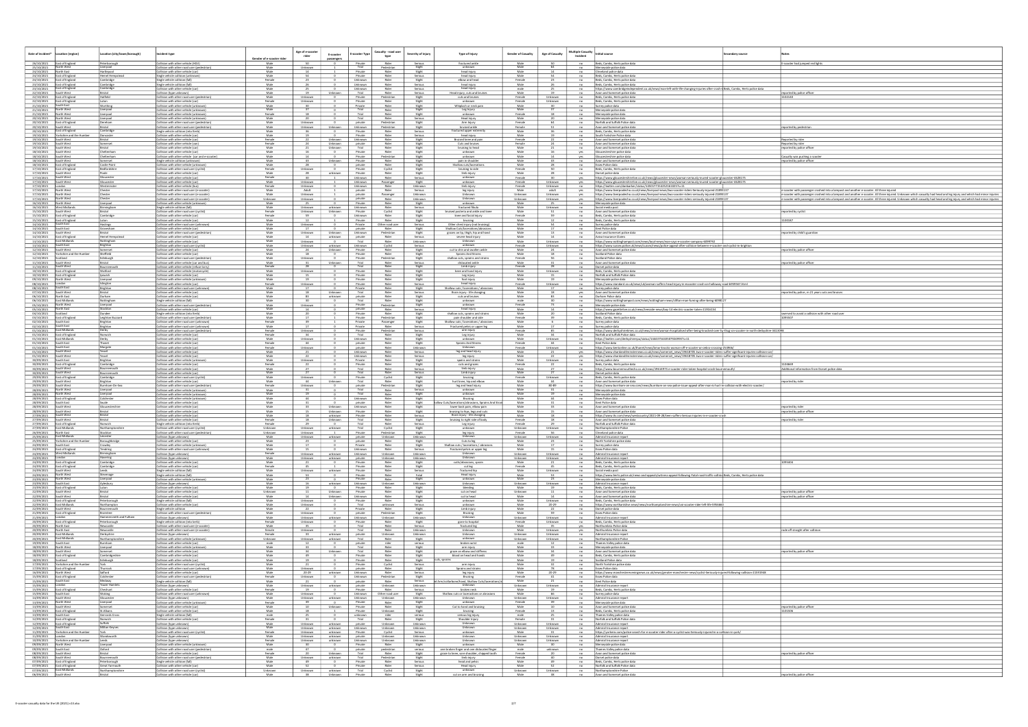| Date of Incident* | Location (region) | Location (city/town/borough) | Incident type | Gender of e-scooter rider | Age of e-scooter rider | E-scooter passengers | E-scooter Type | Casualty - road user type | Severity of injury | Type of injury | Gender of Casualty | Age of Casualty | Multiple Casualty Incident | Initial source | Secondary source | Notes |
|---|---|---|---|---|---|---|---|---|---|---|---|---|---|---|---|---|
| 26/10/2021 | East of England | Peterborough | Collision with other vehicle (HGV) | Male | 10 | 0 | Private | Rider | Serious | Fractured ankle | Male | 10 | no | Beds, Cambs, Herts police data | | E-scooter had jumped red lights |
| 25/10/2021 | North West | Liverpool | Collision with other road user (pedestrian) | Male | Unknown | 1 | Trial | Pedestrian | Slight | unknown | Male | 84 | no | Merseyside police data | | |
| 24/10/2021 | North East | Hartlepool | Collision with other vehicle (car) | Male | 14 | 0 | Private | Rider | Slight | head injury | Male | 14 | no | Cleveland police data | | |
| 24/10/2021 | East of England | Hemel Hempstead | Single vehicle collision (unknown) | Male | 54 | 0 | Private | Rider | Serious | head injury | Male | 54 | no | Beds, Cambs, Herts police data | | |
| 23/10/2021 | East of England | Cambridge | Single vehicle collision (fall) | Female | 23 | 0 | Unknown | Rider | Slight | elbow and head | Female | 23 | no | Beds, Cambs, Herts police data | | |
| 23/10/2021 | East of England | Cambridge | Single vehicle collision (fall) | Male | 26 | 0 | Unknown | Rider | Serious | head injury | Male | 26 | no | Beds, Cambs, Herts police data | | |
| 23/10/2021 | East of England | Cambridge | Collision with other vehicle (car) | Male | 25 | 0 | Unknown | Rider | Serious | head injury | male | 25 | no | https://www.cambridgeindependent.co.uk/news/man-left-with-life-changing-injuries-after-scooter | Beds, Cambs, Herts police data | |
| 22/10/2021 | South West | Bristol | Collision (type unknown) | Male | 19 | Unknown | Trial | Rider | Serious | Head injury, cuts and bruises | Male | 19 | no | Avon and Somerset police data | | reported by police officer |
| 22/10/2021 | East of England | Hatfield | Collision with other road user (pedestrian) | Male | Unknown | 0 | Private | Pedestrian | Slight | cuts and bruises | Female | Unknown | no | Beds, Cambs, Herts police data | | 1102140 |
| 22/10/2021 | East of England | Luton | Collision with other vehicle (car) | Female | Unknown | 0 | Private | Rider | Slight | unknown | Female | Unknown | no | Beds, Cambs, Herts police data | | |
| 21/10/2021 | South East | Worthing | Collision with other vehicle (unknown) | Male | 30 | 0 | Private | Rider | Slight | Whiplash or neck pain | Male | 30 | no | Surrey police data | | |
| 21/10/2021 | North West | Liverpool | Collision with other vehicle (unknown) | Male | 37 | 0 | Trial | Rider | Slight | unknown | Male | 37 | no | Merseyside police data | | |
| 21/10/2021 | North West | Liverpool | Collision with other vehicle (unknown) | Female | 18 | 0 | Trial | Rider | Slight | unknown | Female | 18 | no | Merseyside police data | | |
| 20/10/2021 | North West | Liverpool | Collision with other vehicle (unknown) | Male | 20 | 0 | Trial | Rider | Serious | Head injury | Male | 20 | no | Merseyside police data | | |
| 20/10/2021 | East of England | Dereham | Collision with other road user (pedestrian) | Male | Unknown | 0 | private | Pedestrian | Slight | Arm Injury | Female | 84 | no | Norfolk and Suffolk Police data | | |
| 20/10/2021 | South West | Bristol | Collision with other road user (pedestrian) | Male | Unknown | Unknown | Trial | Pedestrian | Slight | bruised ankle | Female | 51 | no | Avon and Somerset police data | | reported by pedestrian |
| 20/10/2021 | East of England | Cambridge | Single vehicle collision (into kerb) | Male | 36 | 0 | Private | Rider | Serious | Fractured upper extremity | Male | 36 | no | Beds, Cambs, Herts police data | | |
| 19/10/2021 | Yorkshire and the Humber | Doncaster | Collision with other vehicle (car) | Male | 19 | 0 | Private | Rider | Serious | head injury | Male | 19 | no | South Yorkshire Police data | | |
| 19/10/2021 | South West | Bristol | Collision with other vehicle (car) | Female | 21 | Unknown | Unknown | Rider | Slight | Bruised knee and jaw | Female | 21 | no | Avon and Somerset police data | | Reported by rider |
| 19/10/2021 | South West | Bristol | Collision with other vehicle (car) | Female | 24 | Unknown | private | Rider | Slight | Cuts and bruises | Female | 24 | no | Avon and Somerset police data | | Reported by rider |
| 19/10/2021 | South West | Bristol | Collision with other vehicle (car) | Male | 21 | Unknown | Trial | Rider | Slight | bruising to head | Male | 21 | no | Avon and Somerset police data | | reported by police officer |
| 18/10/2021 | South West | Cheltenham | Collision with other vehicle (car) | Male | 16 | 0 | Private | Rider | Slight | unknown | Male | 16 | yes | Gloucestershire police data | | |
| 18/10/2021 | South West | Cheltenham | Collision with other vehicle (car and e-scooter) | Male | 14 | 0 | Private | Pedestrian | Slight | unknown | Male | 14 | yes | Gloucestershire police data | | Casualty was pushing e-scooter |
| 18/10/2021 | South West | Somerset | Single vehicle collision (unknown) | Male | 43 | Unknown | Private | Rider | Slight | pain in shoulder | Male | 43 | no | Avon and Somerset police data | | reported by police officer |
| 18/10/2021 | East of England | Castle Point | Collision with other vehicle (unknown) | Male | 28 | 0 | private | Rider | Slight | Shallow cuts/lacerations | Male | 28 | no | Essex Police data | | |
| 17/10/2021 | East of England | Bedfordshire | Collision with other road user (cyclist) | Female | Unknown | 0 | Private | Cyclist | Slight | bruising to side | Female | 50 | no | Beds, Cambs, Herts police data | | |
| 17/10/2021 | South West | Poole | Collision with other vehicle (car) | Male | 28 | unknown | Private | Rider | Slight | body injury | Male | 28 | no | Dorset police data | | |
| 17/10/2021 | South West | Gloucester | Collision with other vehicle (car) | Female | 30 | 1 | Unknown | Rider | Serious | unknown | Female | 30 | yes | https://www.gloucestershirelive.co.uk/news/gloucester-news/woman-seriously-injured-scooter-gloucester-4626175 | | |
| 17/10/2021 | South West | Gloucester | Collision with other vehicle (car) | Male | Unknown | 1 | Unknown | Passenger | Slight | unknown | Female | Unknown | yes | https://www.gloucestershirelive.co.uk/news/gloucester-news/woman-seriously-injured-scooter-gloucester-4626175 | | |
| 17/10/2021 | London | Westminster | Collision with other vehicle (bus) | Female | Unknown | 0 | Unknown | Rider | Unknown | limb injury | Female | Unknown | no | https://twitter.com/danbarker/status/ | | |
| 17/10/2021 | North West | Chester | Collision with other road user (e-scooter) | Male | Adult | 1 | private | Rider | Serious | leg injury | Male | adult | yes | https://www.liverpoolecho.co.uk/news/liverpool-news/two-scooter-riders-seriously-injured-21891137 | | e-scooter with passenger crashed into a lamppost and another e-scooter. All three injured |
| 17/10/2021 | North West | Chester | Collision with other road user (e-scooter) | Male | Unknown | 1 | private | Passenger | Unknown | Unknown | Unknown | Unknown | yes | https://www.liverpoolecho.co.uk/news/liverpool-news/two-scooter-riders-seriously-injured-21891137 | | e-scooter with passenger crashed into a lamppost and another e-scooter. All three injured. Unknown which casualty had head and leg injury and which had minor injuries |
| 17/10/2021 | North West | Chester | Collision with other road user (e-scooter) | Unknown | Unknown | 0 | private | Rider | Unknown | Unknown | Unknown | Unknown | yes | https://www.liverpoolecho.co.uk/news/liverpool-news/two-scooter-riders-seriously-injured-21891137 | | e-scooter with passenger crashed into a lamppost and another e-scooter. All three injured. Unknown which casualty had head and leg injury and which had minor injuries |
| 16/10/2021 | North West | Liverpool | Collision with other vehicle (unknown) | Male | 25 | 0 | Private | Rider | Slight | unknown | Male | 25 | no | Merseyside police data | | |
| 16/10/2021 | West Midlands | Birmingham | Single vehicle collision (fall) | Male | Unknown | unknown | Private | Rider | Serious | fractured tibula | Male | Unknown | no | Social media post | | |
| 15/10/2021 | South West | Bristol | Collision with other road user (cyclist) | Female | Unknown | Unknown | Private | Cyclist | Slight | bruised pelvis and ankle and knee | Male | 51 | no | Avon and Somerset police data | | reported by cyclist |
| 15/10/2021 | East of England | Cambridge | Collision with other road user (pedestrian) | Female | 59 | 0 | Unknown | Rider | Slight | knee and head injury | Female | 59 | no | Beds, Cambs, Herts police data | | |
| 15/10/2021 | East of England | Luton | Collision with other vehicle (car) | Male | 13 | 1 | Private | Rider | Slight | bruising | Male | 13 | no | Beds, Cambs, Herts police data | | 1110187 |
| 14/10/2021 | South East | Hastings | Collision with other road user (unknown) | Male | Unknown | 0 | Private | Other road user | Serious | Other chest injury (not bruising) | Male | 54 | no | Surrey police data | | |
| 14/10/2021 | South East | Gravesham | Collision with other vehicle (car) | Male | 17 | 0 | private | Rider | Slight | Shallow Cuts/lacerations/abrasions | Male | 17 | no | Kent Police data | | |
| 14/10/2021 | South West | Bristol | Collision with other road user (pedestrian) | Male | Unknown | Unknown | Unknown | Pedestrian | Slight | grazes on hip, thigh, hip and hand | Male | 13 | no | Avon and Somerset police data | | reported by child's guardian |
| 14/10/2021 | East of England | Hemel Hempstead | Collision with other vehicle (car) | Male | 14 | unknown | Private | Rider | Serious | severe head injury | Male | 14 | no | Aviva Insurance Claims | | |
| 13/10/2021 | East Midlands | Nottingham | Collision with other vehicle (car) | Male | Unknown | 0 | Trial | Rider | Unknown | Unknown | Male | Unknown | no | https://www.nottinghampost.com/news/local-news/man-says-e-scooter-company-6099792 | | |
| 13/10/2021 | South East | Brighton | Collision with other road user (cyclist) | Male | Unknown | unknown | Unknown | Cyclist | Serious | unknown | Female | Unknown | no | https://www.sussex.police.uk/news/sussex/news/police-appeal-after-collision-between-e-scooter-and-cyclist-in-brighton | | |
| 12/10/2021 | South West | Bristol | Collision with other vehicle (car) | Male | 24 | Unknown | Private | Rider | Slight | cut to chin and swollen ankle | Male | 24 | no | Avon and Somerset police data | | reported by police officer |
| 12/10/2021 | Yorkshire and the Humber | Sheffield | Collision with other vehicle (car) | Male | 18 | 0 | Private | Rider | Slight | Sprains And Strains | Male | 18 | no | South Yorkshire Police data | | |
| 12/10/2021 | Scotland | Edinburgh | Collision with other road user (pedestrian) | Male | Unknown | 0 | Private | Pedestrian | Slight | shallow cuts, sprains and strains | Female | 56 | no | Scotland Police data | | |
| 11/10/2021 | South West | Bristol | Collision with other vehicle (car and bollard) | Male | 31 | Unknown | Trial | Rider | Serious | dislocated ankle | Male | 31 | no | Avon and Somerset police data | | reported by police officer |
| 11/10/2021 | South West | Bournemouth | Collision with other vehicle (refuse lorry) | Female | 28 | 0 | Trial | Rider | Slight | Limb injury | Female | 28 | no | Dorset police data | | |
| 10/10/2021 | East of England | Watford | Collision with other vehicle (motorcycle) | Male | Unknown | 0 | Private | Rider | Slight | knee and hand injury | Male | Unknown | no | Beds, Cambs, Herts police data | | |
| 10/10/2021 | East of England | Ipswich | Collision with other vehicle (car) | Male | 15 | 0 | Private | Rider | Slight | Leg injury | Male | 15 | no | Norfolk and Suffolk Police data | | |
| 09/10/2021 | North West | Liverpool | Collision with other vehicle (unknown) | Male | 19 | 0 | Private | Rider | Slight | Foot injury | Male | 19 | no | Merseyside police data | | |
| 08/10/2021 | London | Islington | Collision with other vehicle (car) | Male | Unknown | 0 | Private | Rider | Serious | head injury | Female | Unknown | no | https://www.standard.co.uk/news/uk/woman-suffers-head-injury-e-scooter-crash-holloway-road-b959367.html | | |
| 08/10/2021 | South East | Brighton | Collision with other road user (unknown) | Male | 17 | 0 | Private | Rider | Slight | Shallow cuts/lacerations/abrasions | Male | 17 | no | Surrey police data | | |
| 07/10/2021 | South West | Bristol | Collision with other vehicle (car) | Male | 18 | Unknown | Trial | Rider | Serious | Brain injury - life changing | Male | 18 | no | Avon and Somerset police data | | reported by police, m 21 years cuts and bruises |
| 06/10/2021 | North East | Durham | Collision with other vehicle (car) | Male | 83 | unknown | private | Rider | Slight | cuts and bruises | Male | 83 | no | Durham Police data | | |
| 06/10/2021 | East Midlands | Nottingham | Single vehicle collision (fall) | Male | 30 | 0 | Trial | Rider | Slight | unknown | male | 30 | no | https://www.nottinghampost.com/news/nottingham-news/clifton-man-fuming-after-being-6098127 | | |
| 05/10/2021 | North West | Liverpool | Collision with other road user (pedestrian) | Male | Unknown | 0 | Private | Pedestrian | Slight | unknown | Female | 74 | no | Merseyside police data | | |
| 05/10/2021 | North East | Stockton | Collision with other vehicle (car) | Male | 14 | 0 | private | Rider | Serious | head injury | Male | 14 | no | https://www.gazettelive.co.uk/news/teesside-news/boy-14-electric-scooter-taken-21914154 | | |
| 04/10/2021 | Scotland | Dundee | Single vehicle collision (into kerb) | Male | 20 | 0 | Private | Rider | Slight | shallow cuts, sprains and strains | Male | 20 | no | Scotland Police data | | swerved to avoid a collision with other road user |
| 03/10/2021 | East of England | Leighton Buzzard | Collision with other road user (pedestrian) | Male | 17 | 1 | Private | Pedestrian | Slight | pain shoulder and side | Female | 59 | no | Beds, Cambs, Herts police data | | 1095807 |
| 02/10/2021 | South East | Brighton | Collision with other road user (unknown) | Female | 39 | 1 | Private | Passenger | Slight | Shallow cuts/lacerations/abrasions | Male | 6 | no | Surrey police data | | |
| 02/10/2021 | South East | Brighton | Collision with other road user (unknown) | Male | 17 | 0 | Private | Rider | Serious | Fractured pelvis or upper leg | Male | 17 | no | Surrey police data | | |
| 02/10/2021 | East Midlands | Derby | Collision with other road user (pedestrian) | Female | Unknown | 0 | Private | Pedestrian | Serious | arm injury | Female | 85 | no | https://www.derbytelegraph.co.uk/news/woman-hospitalised-after-being-knocked-over-by-thug-on-scooter-in-north-derbyshire | | |
| 01/10/2021 | East of England | Norwich | Collision with other vehicle (car) | Male | 34 | 0 | Trial | Rider | Slight | Leg injury | Male | 34 | no | Norfolk and Suffolk Police data | | |
| 01/10/2021 | East Midlands | Derby | Collision with other vehicle (car) | Male | Unknown | 0 | Unknown | Rider | Slight | unknown | Male | Unknown | no | https://twitter.com/derbyshirerpu/status/ | | |
| 01/10/2021 | South East | Thanet | Collision with other vehicle (car) | Female | 44 | 0 | Private | Rider | Slight | Sprains And Strains | Female | 44 | no | Kent Police data | | |
| 01/10/2021 | South East | Margate | Collision with other vehicle (car) | Female | Unknown | 0 | private | Rider | Unknown | Unknown | Female | Unknown | no | https://www.kentonline.co.uk/thanet/news/ | | |
| 01/10/2021 | South West | Yeovil | Collision with other vehicle (car) | Male | 21 | 0 | Unknown | Rider | Serious | leg and head injury | Male | 21 | yes | https://www.chardandilminsternews.co.uk/news/somerset_news/19618735.two-e-scooter-riders-suffer-significant-injuries-collision-car/ | | |
| 01/10/2021 | South West | Yeovil | Collision with other vehicle (car) | Male | 22 | 0 | Unknown | Rider | Serious | leg injury | Male | 21 | yes | https://www.chardandilminsternews.co.uk/news/somerset_news/19618735.two-e-scooter-riders-suffer-significant-injuries-collision-car/ | | |
| 30/09/2021 | South East | Brighton | Collision with other vehicle (unknown) | Male | Unknown | 0 | Private | Rider | Slight | sprains and strains | Male | Unknown | no | Surrey police data | | |
| 30/09/2021 | East of England | Cambridge | Collision with other vehicle (car) | Female | 22 | 0 | Private | Rider | Slight | neck and jaw pain | Female | 22 | no | Beds, Cambs, Herts police data | | 1104869 |
| 30/09/2021 | South West | Bournemouth | Collision with other vehicle (car) | Male | 27 | 0 | Trial | Rider | Serious | limb injury | Male | 27 | no | https://www.bournemouthecho.co.uk/news/19616975.e-scooter-rider-taken-hospital-crash-bournemouth/ | | Additional information from Dorset police data |
| 30/09/2021 | South West | Bournemouth | Collision with other vehicle (car) | Male | 27 | 0 | Trial | Rider | Serious | Limb injury | Male | 27 | no | Dorset police data | | |
| 29/09/2021 | East of England | Cambridge | Collision with other road user (cyclist) | Male | Unknown | 0 | Private | Cyclist | Slight | bruising | Female | Unknown | no | Beds, Cambs, Herts police data | | |
| 29/09/2021 | South West | Bristol | Collision with other vehicle (car) | Male | 34 | Unknown | Trial | Rider | Slight | hurt knee, hip and elbow | Male | 34 | no | Avon and Somerset police data | | reported by rider |
| 29/09/2021 | South West | Burnham-On-Sea | Collision with other road user (pedestrian) | Female | Unknown | 0 | private | Pedestrian | Slight | leg and head injury | Male | 80-89 | no | https://www.burnham-on-sea.com/news/burnham-on-sea-police-issue-appeal-after-man-hit-hurt-in-collision-with-electric-scooter/ | | |
| 29/09/2021 | North West | Liverpool | Collision with other vehicle (unknown) | Male | 31 | 0 | Trial | Rider | Serious | unknown | Male | 31 | no | Merseyside police data | | |
| 28/09/2021 | North West | Liverpool | Collision with other vehicle (unknown) | Male | 19 | 0 | Trial | Rider | Slight | unknown | Male | 19 | no | Merseyside police data | | |
| 28/09/2021 | East of England | Colchester | Collision with other vehicle (unknown) | Male | 44 | 0 | Unknown | Rider | Slight | Bruising | Male | 44 | no | Essex Police data | | |
| 28/09/2021 | South East | Swale | Collision with other vehicle (car) | Male | 31 | 0 | private | Rider | Slight | Shallow Cuts/lacerations/abrasions, Sprains And Strains | Male | 31 | no | Kent Police data | | |
| 28/09/2021 | South West | Gloucestershire | Collision with other vehicle (car) | Male | 33 | Unknown | Unknown | Rider | Slight | lower back pain, elbow pain | Male | 33 | no | Avon and Somerset police data | | reported by rider |
| 28/09/2021 | South West | Bristol | Collision with other vehicle (car) | Male | 15 | Unknown | Private | Rider | Slight | bruising to hips, legs and cuts | Male | 15 | no | Avon and Somerset police data | | reported by police officer |
| 27/09/2021 | South West | Bristol | Collision with other vehicle (car) | Male | 18 | unknown | Private | Rider | Serious | Brain injury - life changing | Male | 18 | no | https://www.itv.com/news/westcountry/2021-09-28/teen-suffers-serious-injuries-e-scooter-crash | | |
| 27/09/2021 | South West | Bristol | Collision with other vehicle (car) | Male | 18 | Unknown | Trial | Rider | Slight | bruising to right side of body | Female | 18 | no | Avon and Somerset police data | | reported by rider |
| 27/09/2021 | East of England | Norwich | Single vehicle collision (into kerb) | Female | 29 | 0 | Trial | Rider | Serious | Leg injury | Female | 29 | no | Norfolk and Suffolk Police data | | |
| 27/09/2021 | East Midlands | Northamptonshire | Collision with other road user (cyclist) | Unknown | Unknown | 0 | Trial | Cyclist | Slight | unknown | Unknown | Unknown | no | Northamptonshire Police | | |
| 26/09/2021 | North East | Stockton | Collision with other road user (pedestrian) | Unknown | Unknown | 1 | Private | Pedestrian | Slight | leg injury | Female | 56 | no | Cleveland police data | | |
| 25/09/2021 | East Midlands | Leicester | Collision (type unknown) | Male | Unknown | unknown | private | Unknown | Unknown | Unknown | Unknown | Unknown | no | Admiral Insurance report | | |
| 25/09/2021 | Yorkshire and the Humber | Boroughbridge | Collision with other vehicle (car) | Male | 23 | 0 | private | Rider | Slight | Cuts to leg | Male | 23 | no | North Yorkshire police data | | |
| 24/09/2021 | South East | Crawley | Collision with other vehicle (unknown) | Male | 17 | 0 | Private | Rider | Slight | Shallow cuts/lacerations/abrasions | Male | 17 | no | Surrey police data | | |
| 24/09/2021 | East of England | Tendring | Collision with other road user (unknown) | Male | 15 | 0 | Unknown | Rider | Serious | Fractured pelvis or upper leg | Male | 15 | no | Essex Police data | | |
| 24/09/2021 | West Midlands | Birmingham | Collision (type unknown) | Female | Unknown | unknown | Unknown | Unknown | Unknown | Unknown | Unknown | Unknown | no | Admiral Insurance report | | |
| 24/09/2021 | London | Havering | Collision (type unknown) | Male | Unknown | unknown | private | Unknown | Unknown | Unknown | Unknown | Unknown | no | Admiral Insurance report | | |
| 24/09/2021 | East of England | Cambridge | Collision with other vehicle (car) | Male | 21 | 0 | Private | Rider | Slight | cuts/abrasions, sprain | Male | 21 | no | Beds, Cambs, Herts police data | | 1095806 |
| 24/09/2021 | East of England | Cambridge | Collision with other vehicle (car) | Female | 65 | 1 | Private | Rider | Slight | cut leg | Female | 65 | no | Beds, Cambs, Herts police data | | |
| 24/09/2021 | South West | Leeds | Single vehicle collision (fall) | Male | Unknown | unknown | Private | Rider | Serious | Fractured hip | Male | Unknown | no | Social media post | | |
| 24/09/2021 | East of England | Stevenage | Single vehicle collision (fall) | Male | 53 | 0 | Private | Rider | Fatal | Head injury | Male | 53 | no | https://www.herts.police.uk/news-and-appeals/witness-appeal-following-fatal-road-traffic-collision | Beds, Cambs, Herts police data | |
| 24/09/2021 | North West | Liverpool | Collision with other vehicle (unknown) | Male | 23 | 0 | Private | Rider | Slight | unknown | Male | 23 | no | Merseyside police data | | |
| 23/09/2021 | South East | Aylesbury | Collision (type unknown) | Male | 16 | unknown | Unknown | Unknown | Unknown | Unknown | Unknown | Unknown | no | Admiral Insurance report | | |
| 23/09/2021 | East of England | Luton | Collision with other vehicle (car) | Male | 19 | 0 | Private | Rider | Slight | bleeding | Male | 19 | no | Beds, Cambs, Herts police data | | |
| 22/09/2021 | South West | Bristol | Collision with other vehicle (car) | Unknown | 11 | Unknown | Private | Rider | Slight | cut on head | Unknown | 11 | no | Avon and Somerset police data | | reported by police officer |
| 22/09/2021 | South West | Bristol | Collision with other vehicle (car) | Male | 14 | Unknown | Unknown | Rider | Slight | cut to head | Male | 14 | no | Avon and Somerset police data | | reported by police officer |
| 22/09/2021 | East of England | Peterborough | Single vehicle collision (fall) | Male | Unknown | 0 | Private | Rider | Slight | unknown | Male | Unknown | no | Beds, Cambs, Herts police data | | |
| 22/09/2021 | East Midlands | Northampton | Collision with other vehicle (car) | Male | 20-29 | 0 | Trial | unknown | Slight | unknown | Male | 20-29 | no | https://www.northantslive.news/news/northampton-news/uni-scooter-rider-left-on-5956660 | | |
| 22/09/2021 | South West | Bournemouth | Single vehicle collision | Male | 22 | 0 | Private | Rider | Slight | Limb injury | Male | 22 | no | Dorset police data | | |
| 21/09/2021 | East of England | Basildon | Collision with other road user (pedestrian) | Male | Unknown | 0 | private | Pedestrian | Slight | Bruising | Male | 59 | no | Essex Police data | | |
| 21/09/2021 | London | Hammersmith and Fulham | Collision (type unknown) | Male | Unknown | unknown | Unknown | Unknown | Unknown | Unknown | Unknown | Unknown | no | Admiral Insurance report | | |
| 20/09/2021 | East of England | Peterborough | Single vehicle collision (into kerb) | Female | Unknown | 0 | Private | Rider | Slight | gone to hospital | Female | Unknown | no | Beds, Cambs, Herts police data | | |
| 20/09/2021 | North East | Newcastle | Collision with other road user (e-scooter) | Male | 35 | 0 | Trial | Rider | Serious | fractured leg | Male | 35 | yes | Northumbria Police data | | |
| 20/09/2021 | North East | Newcastle | Collision with other road user (e-scooter) | female | Unknown | 0 | Trial | Rider | Unknown | Unknown | Male | Unknown | yes | Northumbria Police data | | rode off straight after collision |
| 20/09/2021 | East Midlands | Derbyshire | Collision (type unknown) | Female | 31 | unknown | private | Unknown | Unknown | Unknown | Unknown | Unknown | no | Admiral Insurance report | | |
| 20/09/2021 | East Midlands | Northamptonshire | Collision with other road user (unknown) | Unknown | Unknown | unknown | Trial | Rider | Slight | unknown | Unknown | Unknown | no | Northamptonshire Police | | |
| 19/09/2021 | South East | Burnham | Single vehicle collision (fall) | male | 12 | 0 | unknown | rider | serious | broken wrist | male | 12 | no | Thames Valley police data | | |
| 18/09/2021 | North West | Liverpool | Collision with other vehicle (unknown) | Male | 33 | 0 | Trial | Rider | Slight | arm injury | Male | 33 | no | Merseyside police data | | |
| 18/09/2021 | South West | Bristol | Collision with other vehicle (car) | Male | 34 | Unknown | Trial | Rider | Slight | graze on elbow and stiffness | Male | 34 | no | Avon and Somerset police data | | reported by police officer |
| 18/09/2021 | East of England | Cambridgeshire | Collision with other vehicle (car) | Male | 39 | 0 | Private | Rider | Slight | blood on head and hands | Male | 39 | no | Beds, Cambs, Herts police data | | |
| 18/09/2021 | Scotland | Edinburgh | Collision with other vehicle (car) | Male | 19 | 0 | Private | Rider | Slight | cuts, sprains | Male | 19 | no | Scotland Police data | | |
| 17/09/2021 | Yorkshire and the Humber | York | Collision with other road user (cyclist) | Male | 21 | 0 | Private | Cyclist | Slight | arm injury | Male | 42 | no | North Yorkshire police data | | |
| 17/09/2021 | East of England | Thurrock | Collision with other road user (unknown) | Male | 19 | 0 | Unknown | Rider | Slight | Sprains and strains | Male | 78 | no | Essex Police data | | |
| 16/09/2021 | North West | Salford | Collision with other vehicle (car) | Male | 20-29 | unknown | Unknown | Rider | Serious | leg injury | Male | 20-29 | no | https://www.manchestereveningnews.co.uk/news/greater-manchester-news/e-scooter-rider-seriously-injured-following-collision-21593906 | | |
| 15/09/2021 | East of England | Colchester | Collision with other road user (pedestrian) | Female | Unknown | 0 | Unknown | Pedestrian | Slight | Bruising | Female | 81 | no | Essex Police data | | |
| 15/09/2021 | South East | Medway | Single vehicle collision (into kerb) | Male | 21 | 0 | private | Rider | Serious | Arm (collarbone/hand), Shallow Cuts/lacerations/abrasions | Male | 21 | no | Kent Police data | | |
| 15/09/2021 | London | Tower Hamlets | Collision (type unknown) | Male | Unknown | unknown | private | Unknown | Unknown | Unknown | Unknown | Unknown | no | Admiral Insurance report | | |
| 15/09/2021 | East of England | Chelmsford | Collision with other vehicle (car) | Male | 26 | 0 | Trial | Rider | Slight | broken neck | Male | 26 | no | Essex Police data | | |
| 15/09/2021 | South East | Woking | Collision with other road user (unknown) | Male | 16 | Unknown | Unknown | Other road user | Slight | Shallow cuts or lacerations or abrasions | Male | 46 | no | Surrey police data | | |
| 14/09/2021 | South West | Gloucester | Collision (type unknown) | Male | Unknown | unknown | Unknown | Unknown | Unknown | Unknown | Unknown | Unknown | no | Admiral Insurance report | | |
| 14/09/2021 | North West | Liverpool | Collision with other vehicle (unknown) | Female | 39 | 0 | Private | Rider | Slight | unknown | Female | 39 | no | Merseyside police data | | |
| 13/09/2021 | South West | Somerset | Collision with other vehicle (car) | Male | 10 | Unknown | Private | Rider | Slight | Cut to hand and bruising | Male | 10 | no | Avon and Somerset police data | | reported by police officer |
| 13/09/2021 | East of England | St Albans | Collision with other vehicle (car) | Male | 18 | 1 | Private | Rider | Slight | bruising | Female | 13 | no | Beds, Cambs, Herts police data | | 1101506 |
| 12/09/2021 | South East | Gerrards Cross | Single vehicle collision (fall) | male | 25 | 0 | unknown | rider | serious | serious leg injury | male | 25 | no | Thames Valley police data | | |
| 12/09/2021 | East of England | Norwich | Collision with other vehicle (car) | Female | 31 | 0 | Trial | Rider | Slight | Shoulder Injury | Female | 31 | no | Norfolk and Suffolk Police data | | |
| 12/09/2021 | East of England | Suffolk | Collision (type unknown) | Male | Unknown | unknown | Unknown | Unknown | Unknown | Unknown | Unknown | Unknown | no | Admiral Insurance report | | |
| 12/09/2021 | East of England | Milton Keynes | Collision (type unknown) | Male | Unknown | unknown | private | Unknown | Unknown | Unknown | Unknown | Unknown | no | Admiral Insurance report | | |
| 11/09/2021 | Yorkshire and the Humber | York | Collision with other road user (cyclist) | Male | Unknown | unknown | Private | Cyclist | Serious | Unknown | Male | Unknown | no | https://www.yorkpress.co.uk/news/e-scooter-rider-after-a-cyclist-was-seriously-injured-in-a-collision-york/ | | |
| 11/09/2021 | London | Wandsworth | Collision (type unknown) | Male | Unknown | unknown | private | Unknown | Unknown | Unknown | Unknown | Unknown | no | Admiral Insurance report | | |
| 10/09/2021 | Yorkshire and the Humber | Leeds | Collision (type unknown) | Male | Unknown | unknown | Private | Unknown | Unknown | Unknown | Unknown | Unknown | no | Admiral Insurance report | | |
| 10/09/2021 | North West | Liverpool | Collision with other vehicle (unknown) | Male | 30 | 0 | Private | Rider | Slight | unknown | Male | 30 | no | Merseyside police data | | |
| 09/09/2021 | South East | Oxford | Collision with other road user (cyclist) | male | 47 | 0 | private | cyclist | serious | broken finger and one dislocated finger | male | unknown | no | Thames Valley police data | | |
| 08/09/2021 | South West | Bristol | Collision with other road user (pedestrian) | Female | 20 | 0 | Trial | Pedestrian | Slight | graze to knee, sore shoulder, chipped tooth | Female | 20 | no | Avon and Somerset police data | | reported by police officer |
| 08/09/2021 | South West | Bournemouth | Collision with other road user (pedestrian) | Male | Unknown | 0 | Trial | Pedestrian | Slight | limb injury | Male | 80 | no | Dorset police data | | |
| 07/09/2021 | East of England | Peterborough | Single vehicle collision (fall) | Male | 89 | 0 | Private | Rider | Slight | head and pelvis | Male | 89 | no | Beds, Cambs, Herts police data | | |
| 07/09/2021 | East of England | Great Yarmouth | Collision with other vehicle (car) | Male | 52 | 0 | Private | Rider | Serious | Head injury | Male | 52 | no | Norfolk and Suffolk Police data | | |
| 07/09/2021 | East Midlands | Northamptonshire | Collision with other vehicle (unknown) | Unknown | Unknown | unknown | Trial | Rider | Slight | unknown | Unknown | Unknown | no | Northamptonshire Police | | |
| 06/09/2021 | South West | Bristol | Collision with other vehicle (car) | Male | 38 | Unknown | Private | Rider | Slight | cut on arm and bruising | Male | 38 | no | Avon and Somerset police data | | reported by police officer |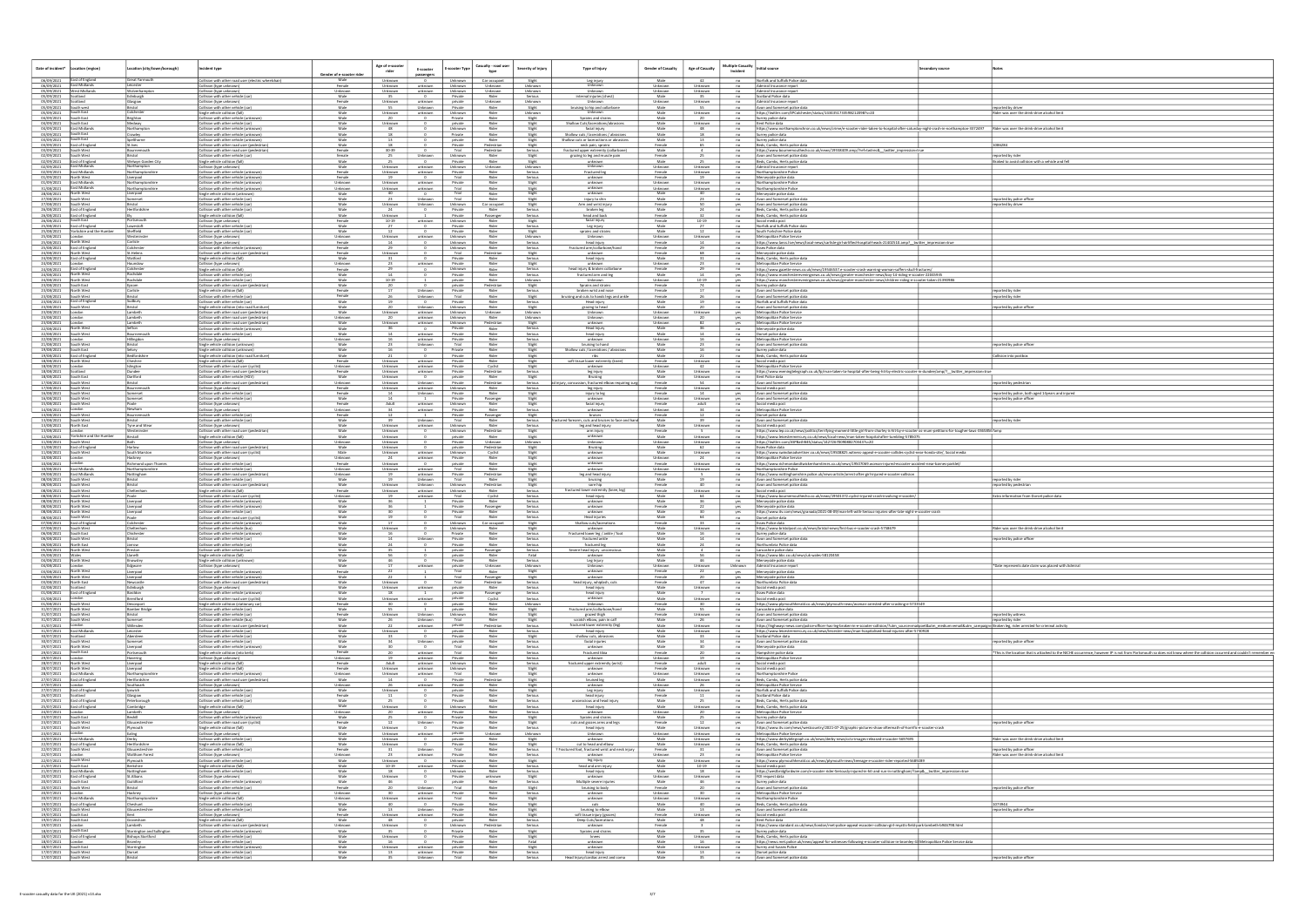| Date of Incident* | Location (region) | Location (city/town/borough) | Incident type | Gender of e-scooter rider | Age of e-scooter rider | E-scooter passengers | E-scooter Type | Casualty - road user type | Severity of injury | Type of injury | Gender of Casualty | Age of Casualty | Multiple Casualty Incident | Initial source | Secondary source | Notes |
|---|---|---|---|---|---|---|---|---|---|---|---|---|---|---|---|---|
| 06/09/2021 | East of England | Great Yarmouth | Collision with other road user (electric wheelchair) | Male | Unknown | 0 | Unknown | Car occupant | Slight | Leg injury | Male | 32 | no | Norfolk and Suffolk Police data | | |
| 06/09/2021 | East Midlands | Leicester | Collision (type unknown) | Female | Unknown | unknown | Unknown | Unknown | Unknown | Unknown | Unknown | Unknown | no | Admiral Insurance report | | |
| 06/09/2021 | West Midlands | Wolverhampton | Collision (type unknown) | Unknown | Unknown | unknown | Unknown | Unknown | Unknown | Unknown | Unknown | Unknown | no | Admiral Insurance report | | |
| 05/09/2021 | Scotland | Edinburgh | Collision with other vehicle (car) | Male | 35 | 0 | Private | Rider | Serious | internal injuries (chest) | Male | 35 | no | Scotland Police data | | |
| 05/09/2021 | Scotland | Glasgow | Collision (type unknown) | Female | Unknown | unknown | private | Unknown | Unknown | Unknown | Unknown | Unknown | no | Admiral Insurance report | | |
| 05/09/2021 | South west | Bristol | Collision with other vehicle (car) | Male | 55 | Unknown | Private | Rider | Slight | bruising to hip and collarbone | Male | 55 | no | Avon and Somerset police data | | reported by driver |
| 05/09/2021 | South East | Colchester | Single vehicle collision (fall) | Male | Unknown | unknown | Unknown | Rider | Unknown | Unknown | Male | Unknown | no | https://twitter.com/EPColchester/status/1434351733598210048?s=20 | | Rider was over the drink drive alcohol limit |
| 04/09/2021 | South East | Brighton | Collision with other vehicle (unknown) | Male | 20 | 0 | Private | Rider | Slight | Sprains and strains | Male | 20 | no | Surrey police data | | |
| 04/09/2021 | South East | Medway | Collision with other vehicle (car) | Male | Unknown | 0 | private | Rider | Slight | Shallow Cuts/lacerations/abrasions | Male | Unknown | no | Kent Police data | | |
| 04/09/2021 | East Midlands | Northampton | Collision with other vehicle (car) | Male | 18 | 0 | Unknown | Rider | Slight | facial injury | Male | 18 | no | https://www.northamptonchron.co.uk/news/crime/e-scooter-rider-taken-to-hospital-after-saturday-night-crash-in-northampton-3372697 | | Rider was over the drink drive alcohol limit |
| 03/09/2021 | South East | Crawley | Collision with other vehicle (unknown) | Male | 18 | 0 | Private | Rider | Slight | Shallow cuts / lacerations / abrasions | Male | 18 | no | Surrey police data | | |
| 03/09/2021 | South East | Spelthorne | Collision with other vehicle (car) | Male | 15 | 0 | private | Rider | Slight | Shallow cuts or lacerations/abrasions | Male | 15 | no | Surrey police data | | |
| 03/09/2021 | East of England | St Ives | Collision with other road user (pedestrian) | Male | 18 | 0 | Private | Pedestrian | Slight | neck pain, sprains | Female | 65 | no | Beds, Cambs, Herts police data | 1086266 | |
| 03/09/2021 | South West | Bournemouth | Collision with other road user (pedestrian) | Male | 30-39 | 0 | Trial | Pedestrian | Serious | fractured upper extremity (collarbone) | Male | 4 | no | https://www.bournemouthecho.co.uk/news/19558309.amp/?ref=twtrec&_twitter_impression=true | | |
| 02/09/2021 | South West | Bristol | Collision with other vehicle (car) | Female | 25 | Unknown | Private | Rider | Slight | grazing to leg and muscle pain | Female | 25 | no | Avon and Somerset police data | | reported by rider |
| 02/09/2021 | East of England | Welwyn Garden City | Single vehicle collision (car) | Male | 25 | 0 | Private | Rider | Slight | unknown | Male | 25 | no | Beds, Cambs, Herts police data | | Braked to avoid collision with a vehicle and fell |
| 02/09/2021 | East Midlands | Northampton | Collision (type unknown) | Unknown | Unknown | unknown | Unknown | Unknown | Unknown | Unknown | Unknown | Unknown | no | Admiral Insurance report | | |
| 02/09/2021 | East Midlands | Northamptonshire | Collision with other vehicle (unknown) | Female | Unknown | unknown | Private | Rider | Serious | Fractured leg | Female | Unknown | no | Northamptonshire Police | | |
| 01/09/2021 | North West | Liverpool | Collision with other vehicle (car) | Female | 20 | 0 | Trial | Rider | Serious | unknown | Female | 20 | no | Merseyside police data | | |
| 01/09/2021 | East Midlands | Northamptonshire | Collision with other vehicle (unknown) | Unknown | Unknown | unknown | Private | Rider | Slight | unknown | Unknown | Unknown | no | Northamptonshire Police | | |
| 01/09/2021 | East Midlands | Northamptonshire | Collision with other vehicle (unknown) | Unknown | Unknown | unknown | Trial | Rider | Slight | unknown | Unknown | Unknown | no | Northamptonshire Police | | |
| 28/08/2021 | North West | Liverpool | Single vehicle collision (unknown) | Male | 40 | 0 | Trial | Rider | Slight | unknown | Male | 40 | no | Merseyside police data | | |
| 27/08/2021 | South West | Somerset | Collision with other vehicle (car) | Male | 23 | Unknown | Trial | Rider | Slight | injury to shin | Male | 23 | no | Avon and Somerset police data | | reported by police officer |
| 27/08/2021 | South West | Bristol | Collision with other vehicle (car) | Male | Unknown | Unknown | Unknown | Car occupant | Slight | Arm and wrist injury | Female | 50 | yes | Avon and Somerset police data | | reported by driver |
| 26/08/2021 | East of England | Hertfordshire | Collision with other vehicle (car) | Male | 24 | 0 | Private | Rider | Serious | broken leg | Male | 24 | no | Beds, Cambs, Herts police data | | |
| 26/08/2021 | East of England | Ely | Single vehicle collision (fall) | Male | Unknown | 1 | Private | Passenger | Serious | head and back | Female | 32 | no | Beds, Cambs, Herts police data | | |
| 26/08/2021 | South East | Portsmouth | Collision (type unknown) | Female | 10-19 | unknown | Unknown | Rider | Slight | facial injury | Female | 10-19 | no | Social media post | | |
| 25/08/2021 | East of England | Lowestoft | Collision with other vehicle (car) | Male | 27 | 0 | Private | Rider | Serious | Leg injury | Male | 27 | no | Norfolk and Suffolk Police data | | |
| 25/08/2021 | Yorkshire and the Humber | Sheffield | Collision with other vehicle (car) | Male | 12 | 0 | Private | Rider | Slight | sprains and strains | Male | 12 | no | South Yorkshire Police data | | |
| 25/08/2021 | London | Westminster | Collision (type unknown) | Unknown | Unknown | unknown | Unknown | Rider | Unknown | Unknown | Unknown | Unknown | no | Metropolitan Police Service | | |
| 25/08/2021 | North West | Carlisle | Collision with other vehicle (car) | Female | 14 | 0 | Unknown | Rider | Serious | head injury | Female | 14 | no | https://www.itv.com/news/border/carlisle-girl-airlifted-hospital-210825.amp?__twitter_impression=true | | |
| 25/08/2021 | East of England | Colchester | Collision with other vehicle (unknown) | Female | 29 | 0 | Unknown | Rider | Serious | Fractured arm (collarbone/base) | Female | 29 | no | Essex Police data | | |
| 24/08/2021 | North West | St Helens | Collision with other road user (pedestrian) | Female | Unknown | 0 | Trial | Pedestrian | Slight | unknown | Female | 88 | no | Merseyside police data | | |
| 24/08/2021 | East of England | Watford | Single vehicle collision (fall) | Male | 31 | 0 | Private | Rider | Serious | head injury | Male | 31 | no | Beds, Cambs, Herts police data | | |
| 24/08/2021 | London | Hounslow | Collision (type unknown) | Unknown | 23 | unknown | Private | Rider | Serious | unknown | Unknown | 23 | no | Metropolitan Police Service | | |
| 24/08/2021 | East of England | Colchester | Single vehicle collision (fall) | Female | 29 | 0 | Unknown | Rider | Serious | head injury & broken collarbone | Female | 29 | no | https://www.gazette-news.co.uk/news/19536037.e-scooter-crash-warning-woman-suffers-skull-fractures/ | | |
| 24/08/2021 | North West | Rochdale | Collision with other vehicle (car) | Male | 14 | 0 | Private | Rider | Serious | fractured arm and leg | Male | 14 | no | https://www.manchestereveningnews.co.uk/news/greater-manchester-news/boy-14-riding-e-scooter-21404956 | | |
| 24/08/2021 | North West | Rochdale | Collision with other vehicle (car) | Male | 10-19 | 1 | private | Rider | Unknown | Unknown | Unknown | 10-19 | yes | https://www.manchestereveningnews.co.uk/news/greater-manchester-news/children-riding-e-scooter-taken-21390986 | | |
| 23/08/2021 | South East | Epsom | Collision with other road user (pedestrian) | Male | 20 | 0 | private | Pedestrian | Slight | Sprains and strains | Female | 74 | no | Surrey police data | | |
| 23/08/2021 | North West | Carlisle | Single vehicle collision (fall) | Female | 17 | Unknown | Private | Rider | Serious | broken wrist and nose | Female | 17 | no | Avon and Somerset police data | | reported by rider |
| 23/08/2021 | South West | Bristol | Collision with other vehicle (car) | Female | 26 | Unknown | Trial | Rider | Slight | bruising and cuts to lower legs and ankle | Female | 26 | no | Avon and Somerset police data | | reported by rider |
| 23/08/2021 | East of England | Sudbury | Collision with other vehicle (car) | Male | 19 | 0 | Private | Rider | Serious | Head injury | Male | 19 | no | Norfolk and Suffolk Police data | | |
| 23/08/2021 | South West | Bristol | Single vehicle collision (into road furniture) | Male | 20 | Unknown | Unknown | Rider | Slight | grazing to head | Male | 20 | no | Avon and Somerset police data | | reported by police officer |
| 23/08/2021 | London | Lambeth | Collision with other road user (pedestrian) | Male | Unknown | unknown | Unknown | Unknown | Unknown | Unknown | Unknown | Unknown | yes | Metropolitan Police Service | | |
| 23/08/2021 | London | Lambeth | Collision with other road user (pedestrian) | Unknown | 20 | unknown | Unknown | Rider | Unknown | Unknown | Unknown | 20 | yes | Metropolitan Police Service | | |
| 23/08/2021 | London | Lambeth | Collision with other road user (pedestrian) | Male | Unknown | unknown | Unknown | Pedestrian | Slight | unknown | Unknown | 82 | yes | Metropolitan Police Service | | |
| 22/08/2021 | North West | Sefton | Collision with other vehicle (unknown) | Male | 36 | 0 | Private | Rider | Serious | Head Injury | Male | 36 | no | Merseyside police data | | |
| 22/08/2021 | South West | Bournemouth | Collision with other vehicle (car) | Male | 14 | unknown | Private | Rider | Serious | head injury | Male | 14 | no | Dorset police data | | |
| 22/08/2021 | London | Hillingdon | Collision (type unknown) | Unknown | 16 | unknown | Private | Rider | Serious | unknown | Unknown | 16 | no | Metropolitan Police Service | | |
| 21/08/2021 | South West | Bristol | Single vehicle collision (unknown) | Male | 23 | Unknown | Trial | Rider | Slight | bruising to hand | Male | 23 | no | Avon and Somerset police data | | reported by police officer |
| 19/08/2021 | South East | Selsey | Single vehicle collision (unknown) | Male | 16 | 0 | Private | Rider | Slight | Shallow cuts / lacerations / abrasions | Male | 16 | no | Surrey police data | | |
| 19/08/2021 | East of England | Bedfordshire | Single vehicle collision (into road furniture) | Male | 21 | 0 | Private | Rider | Slight | ribs | Male | 21 | no | Beds, Cambs, Herts police data | | Collision into postbox |
| 19/08/2021 | North West | Cheshire | Single vehicle collision (fall) | Female | Unknown | unknown | Private | Rider | Slight | soft tissue lower extremity (knee) | Female | Unknown | no | Social media post | | |
| 18/08/2021 | London | Islington | Collision with other road user (cyclist) | Unknown | Unknown | unknown | Private | Cyclist | Slight | unknown | Unknown | 32 | no | Metropolitan Police Service | | |
| 18/08/2021 | Scotland | Dundee | Collision with other road user (pedestrian) | Female | Unknown | unknown | Private | Pedestrian | Serious | leg injury | Female | Unknown | no | https://www.eveningtelegraph.co.uk/fp/woman-taken-to-hospital-after-being-hit-by-electric-scooter-in-dundee/amp/?__twitter_impression=true | | |
| 18/08/2021 | South East | Dartford | Collision with other vehicle (HGV) | Male | Unknown | 0 | private | Rider | Slight | Bruising | Male | Unknown | no | Kent Police data | | |
| 17/08/2021 | South West | Bristol | Collision with other road user (pedestrian) | Unknown | Unknown | Unknown | Private | Pedestrian | Slight | no injury, concussion, fractured elbow requiring surg | Female | 54 | no | Avon and Somerset police data | | reported by pedestrian |
| 17/08/2021 | South West | Bournemouth | Collision (type unknown) | Female | Unknown | unknown | Unknown | Rider | Serious | leg injury | Female | Unknown | no | Social media post | | |
| 16/08/2021 | South West | Somerset | Collision with other vehicle (car) | Female | 14 | Unknown | Private | Rider | Slight | injury to leg | Female | 14 | yes | Avon and Somerset police data | | reported by police, both aged 14years and injured |
| 16/08/2021 | South West | Somerset | Collision with other vehicle (car) | Female | 14 | 1 | Private | Passenger | Slight | unknown | Unknown | Unknown | yes | Avon and Somerset police data | | reported by police officer |
| 15/08/2021 | South West | Poole | Collision (type unknown) | Female | Adult | unknown | Unknown | Rider | Slight | facial injury | Female | adult | no | Social media post | | |
| 15/08/2021 | London | Newham | Collision (type unknown) | Unknown | 34 | unknown | Private | Rider | Serious | unknown | Unknown | 34 | no | Metropolitan Police Service | | |
| 14/08/2021 | South West | Bournemouth | Collision with other vehicle (car) | Female | 13 | 1 | Private | Passenger | Slight | bruises | Female | 13 | no | Dorset police data | | |
| 14/08/2021 | South West | Bristol | Collision with other vehicle (car) | Male | 39 | Unknown | Trial | Rider | Serious | fractured forearm, cuts and bruises to face and hand | Male | 39 | no | Avon and Somerset police data | | reported by rider |
| 14/08/2021 | North East | Tyne and Wear | Collision with other vehicle (car) | Male | Unknown | unknown | Unknown | Rider | Serious | leg and head injury | Male | Unknown | no | Social media post | | |
| 13/08/2021 | London | Westminster | Collision with other road user (pedestrian) | Male | Unknown | 0 | Unknown | Pedestrian | Slight | arm injury | Female | 5 | no | https://www.lep.co.uk/news/politics/terrifying-moment-little-girl-from-chorley-is-hit-by-e-scooter-as-mum-petitions-for-tougher-laws-3365806?amp | | |
| 12/08/2021 | Yorkshire and the Humber | Bradford | Single vehicle collision (fall) | Male | Unknown | 0 | private | Rider | Slight | unknown | Male | Unknown | no | Social media post | | |
| 11/08/2021 | South West | Bath | Collision (type unknown) | Unknown | Unknown | 0 | Unknown | Unknown | Unknown | Unknown | Unknown | Unknown | no | https://twitter.com/ASPBathNES/status/1425... | | |
| 11/08/2021 | East of England | Harlow | Collision with other road user (pedestrian) | Male | Unknown | 0 | private | Pedestrian | Slight | Bruising | Male | 62 | no | Essex Police data | | |
| 11/08/2021 | South West | South Marston | Collision with other road user (cyclist) | Male | Unknown | unknown | Unknown | Cyclist | Slight | unknown | Male | Unknown | no | https://www.swindonadvertiser.co.uk/news/19508825.witness-appeal-e-scooter-collides-cyclist-near-honda-site/ | Social media | |
| 10/08/2021 | London | Hackney | Collision (type unknown) | Unknown | 24 | unknown | Private | Rider | Slight | unknown | Unknown | 24 | no | Metropolitan Police Service | | |
| 10/08/2021 | London | Richmond upon Thames | Collision with other vehicle (car) | Female | Unknown | 1 | private | Rider | Slight | unknown | Female | Unknown | no | https://www.richmondandtwickenhamtimes.co.uk/news/19507208.women-injured-e-scooter-accident-near-barnes-parade/ | | |
| 10/08/2021 | East Midlands | Northamptonshire | Collision with other vehicle (unknown) | Unknown | Unknown | unknown | Trial | Rider | Slight | unknown | Unknown | Unknown | no | Northamptonshire Police | | |
| 09/08/2021 | East Midlands | Nottingham | Collision with other road user (pedestrian) | Male | Unknown | unknown | Private | Pedestrian | Slight | leg and head injury | Female | 5 | no | https://www.nottinghampost.com/news/local-news/arrest-after-girl-injured-e-scooter-collision | | |
| 08/08/2021 | South West | Bristol | Collision with other vehicle (car) | Male | 19 | Unknown | Trial | Rider | Slight | bruising | Male | 19 | no | Avon and Somerset police data | | reported by rider |
| 08/08/2021 | South West | Bristol | Collision with other road user (pedestrian) | Male | Unknown | Unknown | Unknown | Pedestrian | Slight | sore leg | Female | 80 | no | Avon and Somerset police data | | reported by pedestrian |
| 08/08/2021 | South West | Cheltenham | Single vehicle collision (fall) | Female | Unknown | unknown | Unknown | Rider | Serious | fractured lower extremity (knee, leg) | Female | Unknown | no | Social media post | | |
| 08/08/2021 | South West | Poole | Collision with other road user (cyclist) | Unknown | 19 | unknown | Trial | Cyclist | Serious | head injury | Male | 63 | no | https://www.bournemouthecho.co.uk/news/19501372.cyclist-injured-crash-involving-e-scooter/ | | Extra information from Dorset police data |
| 08/08/2021 | North West | Liverpool | Collision with other vehicle (unknown) | Male | 36 | 1 | Private | Rider | Serious | unknown | Male | 36 | yes | Merseyside police data | | |
| 08/08/2021 | North West | Liverpool | Collision with other vehicle (unknown) | Male | 36 | 1 | Private | Passenger | Serious | unknown | Female | 22 | yes | Merseyside police data | | |
| 08/08/2021 | North West | Liverpool | Collision with other vehicle (unknown) | Male | 30 | 0 | Private | Rider | Serious | unknown | Male | 30 | yes | https://www.itv.com/news/granada/2021-08-09/man-left-with-serious-injuries-after-late-night-e-scooter-crash | | |
| 08/08/2021 | South West | Poole | Collision with other road user (cyclist) | Male | 19 | 0 | Trial | Rider | Serious | Head injuries | Male | 63 | no | Dorset police data | | |
| 07/08/2021 | East of England | Colchester | Collision with other vehicle (unknown) | Male | 17 | 0 | Unknown | Car occupant | Slight | Shallow cuts/lacerations | Female | 33 | no | Essex Police data | | |
| 07/08/2021 | South West | Cheltenham | Collision with other vehicle (bus) | Male | Unknown | 0 | Unknown | Rider | Slight | unknown | Male | Unknown | no | https://www.bristolpost.co.uk/news/bristol-news/first-bus-e-scooter-crash-5758679 | | Rider was over the drink drive alcohol limit |
| 06/08/2021 | South East | Chichester | Collision with other vehicle (car) | Male | 16 | 0 | Private | Rider | Serious | Fractured lower leg / ankle / foot | Male | 16 | no | Surrey police data | | |
| 06/08/2021 | South West | Bristol | Collision with other vehicle (car) | Male | 14 | Unknown | Private | Rider | Serious | fractured ankle | Male | 14 | no | Avon and Somerset police data | | reported by police officer |
| 06/08/2021 | North East | Jarrow | Collision with other vehicle (car) | Male | 24 | 0 | Private | Rider | Serious | fractured leg | Male | 24 | no | Northumbria Police data | | |
| 05/08/2021 | North West | Preston | Collision with other vehicle (car) | Male | 35 | 1 | private | Passenger | Serious | Severe head injury; unconscious | Male | 4 | no | Lancashire police data | | |
| 05/08/2021 | Wales | Llanelli | Single vehicle collision (car) | Male | 56 | 0 | private | Rider | Fatal | unknown | Male | 56 | no | https://www.bbc.co.uk/news/uk-wales-58120058 | | |
| 04/08/2021 | North West | Knowsley | Single vehicle collision (unknown) | Male | 46 | 0 | Private | Rider | Serious | Leg Injury | Male | 46 | no | Merseyside police data | | |
| 04/08/2021 | London | Edgware | Collision (type unknown) | Male | 57 | unknown | private | Unknown | Unknown | Unknown | Unknown | Unknown | unknown | Admiral Insurance report | | *Date represents date claim was placed with Admiral |
| 03/08/2021 | North West | Liverpool | Collision with other vehicle (unknown) | Female | 23 | 0 | Trial | Rider | Slight | unknown | Female | 23 | yes | Merseyside police data | | |
| 03/08/2021 | North West | Liverpool | Collision with other vehicle (unknown) | Male | 21 | 1 | Trial | Passenger | Slight | unknown | Female | 20 | yes | Merseyside police data | | |
| 03/08/2021 | North East | Newcastle | Collision with other road user (pedestrian) | Male | 37 | 0 | Private | Pedestrian | Serious | head injury, whiplash, cuts | Female | 37 | no | Northumbria Police data | | |
| 02/08/2021 | Scotland | Edinburgh | Collision (type unknown) | Male | Unknown | unknown | private | Rider | Serious | head injury | Male | Unknown | no | Social media post | | |
| 01/08/2021 | East of England | Basildon | Collision with other vehicle (car) | Male | 58 | 1 | private | Passenger | Slight | unknown | Female | 7 | no | Essex Police data | | |
| 01/08/2021 | London | Brentford | Collision with other road user (cyclist) | Male | Unknown | unknown | private | Cyclist | Serious | unknown | Male | Unknown | no | Social media post | | |
| 01/08/2021 | South West | Devonport | Single vehicle collision (stationary car) | Male | Unknown | unknown | private | Rider | Unknown | Unknown | Male | 26 | no | https://www.plymouthherald.co.uk/news/plymouth-news/woman-arrested-after-crashing-e-5735449 | | |
| 31/07/2021 | North West | Burscough Bridge | Collision with other vehicle (car) | Male | 55 | 0 | private | Rider | Slight | Fractured arm (collarbone/base) | Male | 55 | no | Lancashire police data | | |
| 31/07/2021 | South West | Bristol | Collision with other vehicle (car) | Female | Unknown | Unknown | Unknown | Rider | Slight | grazed thigh | Female | Unknown | no | Avon and Somerset police data | | reported by witness |
| 31/07/2021 | South West | Somerset | Collision with other vehicle (car) | Male | 26 | Unknown | Trial | Rider | Slight | scraped elbows, pain in calf | Male | 26 | no | Avon and Somerset police data | | reported by rider |
| 31/07/2021 | London | Willesden | Collision with other road user (pedestrian) | Male | 27 | unknown | private | Pedestrian | Serious | fractured lower extremity (leg) | Male | Unknown | no | https://highways-news.com/police-officer-having-lockdown-e-scooter-collision/ | | Broken leg, rider arrested for criminal activity |
| 31/07/2021 | East Midlands | Leicester | Collision with other vehicle (car) | Male | Unknown | 0 | private | Rider | Serious | head injury | Male | Unknown | no | https://www.leicestermercury.co.uk/news/leicester-news/man-hospitalised-head-injuries-after-5736928 | | |
| 30/07/2021 | Scotland | Aberdeen | Collision with other vehicle (car) | Male | 33 | 0 | Private | Rider | Slight | shallow cuts, abrasions | Male | 33 | no | Scotland Police data | | |
| 30/07/2021 | South West | Somerset | Collision with other vehicle (car) | Male | 34 | Unknown | Private | Rider | Serious | facial injuries | Male | 34 | no | Avon and Somerset police data | | reported by police officer |
| 29/07/2021 | North West | Liverpool | Collision with other vehicle (unknown) | Male | 30 | 0 | Private | Rider | Serious | unknown | Male | 30 | no | Merseyside police data | | |
| 29/07/2021 | South East | Portsmouth | Collision (type unknown) | Female | Unknown | unknown | Trial | Rider | Slight | fractured tibia | Female | 20 | no | Hampshire police data | | **This is the location that is attached to the NICHE occurrence, however IP is not from Portsmouth so does not know where the collision occurred and couldn't remember ex |
| 29/07/2021 | London | Hounslow | Collision (type unknown) | Unknown | 29 | unknown | Private | Rider | Slight | unknown | Unknown | 29 | no | Metropolitan Police Service | | |
| 28/07/2021 | North West | Liverpool | Single vehicle collision (fall) | Female | Adult | unknown | Private | Rider | Serious | fractured upper extremity (wrist) | Female | adult | no | Social media post | | |
| 28/07/2021 | North West | Liverpool | Single vehicle collision (fall) | Male | 50 | unknown | Trial | Rider | Slight | unknown | Male | 50 | no | Merseyside police data | | |
| 28/07/2021 | East Midlands | Northamptonshire | Collision with other vehicle (unknown) | Unknown | Unknown | unknown | Trial | Rider | Slight | unknown | Unknown | Unknown | no | Northamptonshire Police | | |
| 27/07/2021 | East of England | Hertfordshire | Collision with other road user (pedestrian) | Male | 14 | 0 | Private | Pedestrian | Slight | bruised leg | Male | 8 | no | Beds, Cambs, Herts police data | | |
| 27/07/2021 | London | Southwark | Collision (type unknown) | Unknown | 26 | unknown | Private | Rider | Slight | unknown | Unknown | 26 | no | Metropolitan Police Service | | |
| 27/07/2021 | East of England | Ipswich | Collision with other vehicle (car) | Male | 19 | 0 | private | Rider | Slight | Leg injury | Male | 19 | no | Norfolk and Suffolk Police data | | |
| 26/07/2021 | Scotland | Glasgow | Collision with other vehicle (car) | Female | 11 | 0 | private | Rider | Serious | head injury | Female | 11 | no | Scotland Police data | | |
| 26/07/2021 | East of England | Peterborough | Collision with other vehicle (car) | Male | 25 | 0 | Private | Rider | Serious | unconscious and head injury | Male | 25 | no | Beds, Cambs, Herts police data | | |
| 25/07/2021 | East of England | Cambridge | Single vehicle collision (fall) | Male | Unknown | 0 | Unknown | Rider | Serious | head injury | Male | Unknown | no | Beds, Cambs, Herts police data | | |
| 25/07/2021 | London | Lambeth | Collision (type unknown) | Unknown | 20 | unknown | Private | Rider | Serious | unknown | Unknown | 20 | no | Metropolitan Police Service | | |
| 25/07/2021 | South East | Redhill | Collision with other vehicle (unknown) | Male | 25 | 0 | Private | Rider | Slight | Sprains and strains | Male | 25 | no | Surrey police data | | |
| 23/07/2021 | South West | Gloucestershire | Collision with other road user (cyclist) | Female | 12 | Unknown | Private | Rider | Slight | cuts and grazes arms and legs | Female | 12 | yes | Avon and Somerset police data | | reported by police officer |
| 23/07/2021 | South West | Plymouth | Single vehicle collision (car) | Male | Unknown | unknown | Unknown | Rider | Serious | head injury | Male | Unknown | no | https://www.itv.com/news/westcountry/2021-07-23/graphic-pictures-show-aftermath-of-horrific-e-scooter-crash | | |
| 23/07/2021 | London | Ealing | Collision (type unknown) | Unknown | Unknown | 0 | private | Unknown | Unknown | Unknown | Unknown | Unknown | no | Admiral Insurance report | | |
| 23/07/2021 | East Midlands | Derby | Collision with other vehicle (car) | Male | 20 | 0 | private | Rider | Serious | head injury | Male | 20 | no | https://www.derbytelegraph.co.uk/news/derby-news/police-images-released-e-scooter-5697695 | | |
| 22/07/2021 | East of England | Hertfordshire | Single vehicle collision (fall) | Male | Unknown | 0 | Private | Rider | Slight | cut to head and elbow | Male | Unknown | no | Beds, Cambs, Herts police data | | |
| 22/07/2021 | South West | Gloucestershire | Collision with other vehicle (car) | Female | 31 | Unknown | Trial | Rider | Serious | fractured foot, fractured wrist, and neck injury | Female | 31 | no | Avon and Somerset police data | | |
| 22/07/2021 | London | Waltham Forest | Collision (type unknown) | Unknown | 23 | unknown | Private | Rider | Serious | unknown | Unknown | 23 | no | Metropolitan Police Service | | |
| 22/07/2021 | South West | Plymouth | Single vehicle collision (fall) | Male | Unknown | unknown | private | Rider | Slight | leg injury | Male | Unknown | no | https://www.plymouthherald.co.uk/news/plymouth-news/teenage-e-scooter-rider-rejected-5681289 | | |
| 22/07/2021 | South East | Berkshire | Single vehicle collision (car) | Male | 10-19 | Unknown | Private | Rider | Serious | head and arm injury | Male | 10-19 | no | Social media post | | |
| 21/07/2021 | East Midlands | Nottingham | Collision with other vehicle (car) | Male | 18 | Unknown | Unknown | Rider | Serious | head injury | Male | 18 | no | https://westbridgfordwire.com/e-scooter-rider-... | | |
| 20/07/2021 | East of England | St Albans | Collision (type unknown) | Male | Unknown | 0 | unknown | Unknown | Unknown | Unknown | Unknown | Unknown | no | FOI request data | | |
| 20/07/2021 | South East | Guildford | Collision with other vehicle (unknown) | Male | 46 | 0 | Private | Rider | Slight | Multiple severe injuries | Male | 46 | no | Surrey police data | | |
| 20/07/2021 | South West | Bristol | Collision with other vehicle (car) | Male | 20 | Unknown | Trial | Rider | Serious | bruising to body | Male | 20 | no | Avon and Somerset police data | | reported by police officer |
| 20/07/2021 | London | Hackney | Collision (type unknown) | Unknown | 30 | unknown | Private | Rider | Serious | unknown | Unknown | 30 | no | Metropolitan Police Service | | |
| 20/07/2021 | East Midlands | Northamptonshire | Collision with other vehicle (unknown) | Unknown | Unknown | unknown | Trial | Rider | Slight | unknown | Unknown | Unknown | no | Northamptonshire Police | | |
| 19/07/2021 | East of England | Cheshunt | Collision with other vehicle (car) | Male | 30 | 0 | Private | Rider | Serious | unknown | Male | 30 | no | Beds, Cambs, Herts police data | 1073864 | |
| 19/07/2021 | South West | Gloucestershire | Collision with other vehicle (car) | Male | 13 | Unknown | Private | Rider | Slight | bruising to elbow | Male | 13 | no | Avon and Somerset police data | | reported by police officer |
| 19/07/2021 | South East | Sevenoaks | Collision with other road user (pedestrian) | Male | Unknown | 0 | private | Pedestrian | Slight | soft tissue injury (glass) | Female | 55 | no | Kent Police data | | |
| 19/07/2021 | South East | Gravesham | Single vehicle collision (fall) | Male | 48 | 0 | private | Rider | Slight | Deep Cuts/lacerations | Male | 48 | no | Kent Police data | | |
| 18/07/2021 | London | Lambeth | Collision with other road user (pedestrian) | Unknown | Unknown | unknown | Unknown | Pedestrian | Serious | unknown | Female | 3 | no | https://www.standard.co.uk/news/london/met-police-appeal-e-scooter-collision-girl-injured-kennington-b946798.html | | |
| 18/07/2021 | South East | Storrington and Sullington | Collision with other vehicle (unknown) | Male | 35 | 0 | Private | Rider | Slight | Sprains and strains | Male | 35 | no | Surrey police data | | |
| 18/07/2021 | East of England | Bishops Stortford | Collision with other vehicle (car) | Male | 16 | 0 | Private | Rider | Serious | knees | Male | 16 | no | Beds, Cambs, Herts police data | | |
| 18/07/2021 | London | Bromley | Collision with other vehicle (car) | Male | 20 | 0 | private | Rider | Fatal | unknown | Male | 20 | no | https://www.met.police.uk/news/appeal-for-witnesses-following-e-scooter-collision-in-bromley | Metropolitan Police Service data | |
| 18/07/2021 | South East | Storrington | Collision with other vehicle (car) | Male | Unknown | unknown | private | Rider | Slight | unknown | Male | Unknown | no | Surrey and Sussex Police data | | |
| 17/07/2021 | South West | Dorset | Collision with other vehicle (car) | Male | 18 | unknown | private | Rider | Slight | unknown | Male | 18 | no | Dorset police data | | |
| 17/07/2021 | South West | Bristol | Collision with other vehicle (car) | Male | 35 | Unknown | Trial | Rider | Slight | Head Injury (cardiac arrest) and cuts | Male | 35 | no | Avon and Somerset police data | | reported by police officer |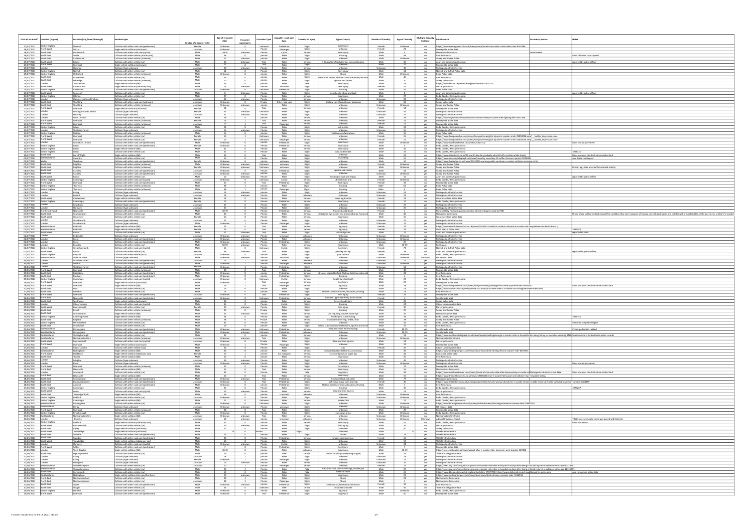| Date of Incident* | Location (region) | Location (city/town/borough) | Incident type | Gender of e-scooter rider | Age of e-scooter rider | E-scooter passengers | E-scooter Type | Casualty - road user type | Severity of injury | Type of injury | Gender of Casualty | Age of Casualty | Multiple Casualty Incident | Initial source | Secondary source | Notes |
|---|---|---|---|---|---|---|---|---|---|---|---|---|---|---|---|---|
| 17/07/2021 | East of England | Norwich | Collision with other road user (pedestrian) | Female | Unknown | 0 | Unknown | Pedestrian | Slight | facial injury | Female | Unknown | no | https://www.eveningnews24.co.uk/news/crime/norwich-escooter-crash-video-rider-8164198 | | |
| 16/07/2021 | North West | Wirral | Single vehicle collision (unknown) | Unknown | Unknown | 1 | Private | Passenger | Slight | unknown | Female | 21 | no | Merseyside police data | | |
| 16/07/2021 | South East | Portsmouth | Collision with other road user (cyclist) | Male | Adult | unknown | Private | Cyclist | Serious | head injury | Male | 4 | no | Hampshire Police data | social media | |
| 16/07/2021 | South East | Swale | Collision with other vehicle (motorcycle) | Male | 48 | 0 | private | Rider | Slight | Bruising | Male | 48 | no | Kent Police data | | Rider of motor cycle injured |
| 16/07/2021 | South East | Eastbourne | Collision with other vehicle (unknown) | Male | 21 | unknown | private | Rider | Slight | unknown | Male | Unknown | no | Surrey and Sussex Police | | |
| 16/07/2021 | South West | Bristol | Collision with other vehicle (car) | Male | 36 | Unknown | Trial | Rider | Serious | 7 Dislocation/Fractured hip, cuts and bruises | Male | 36 | no | Avon and Somerset police data | | reported by police officer |
| 15/07/2021 | North West | Liverpool | Single vehicle collision (unknown) | Male | 27 | 0 | Trial | Rider | Slight | unknown | Male | 27 | no | Merseyside police data | | |
| 15/07/2021 | London | Hackney | Collision (type unknown) | Unknown | 30 | unknown | Private | Rider | Serious | unknown | Unknown | 30 | no | Metropolitan Police Service | | |
| 15/07/2021 | East of England | Norfolk | Collision with other vehicle (car) | Male | 12 | 0 | Private | Rider | Slight | Arm injury | Male | 12 | no | Norfolk and Suffolk Police data | | |
| 15/07/2021 | East of England | Uttlesford | Collision with other vehicle (unknown) | Male | Unknown | 0 | private | Rider | Slight | Shock | Male | Unknown | no | Essex Police data | | |
| 15/07/2021 | South East | Gravesham | Collision with other vehicle (car) | Male | 40 | 0 | private | Rider | Slight | ains And Strains, Shallow Cuts/Lacerations/Abrasi | Male | 40 | no | Kent Police data | | |
| 15/07/2021 | South East | Redhill | Collision with other vehicle (unknown) | Male | 20 | 0 | private | Rider | Slight | Sprains and strains | Male | 20 | no | Surrey police data | | |
| 15/07/2021 | London | Twickenham | Single vehicle collision (unknown) | Male | 53 | 0 | private | Rider | Fatal | Head injury | Male | 53 | no | https://www.bbc.co.uk/news/uk-england-london-57925770 | | |
| 14/07/2021 | South West | Christchurch | Single vehicle collision (stationary car) | Male | 15 | unknown | Private | unknown | Slight | neck injury | Female | 51 | no | Dorset police data | | |
| 14/07/2021 | East of England | Colchester | Collision with other road user (pedestrian) | Unknown | Unknown | Unknown | Unknown | Pedestrian | Slight | Bruising | Unknown | 85 | no | Essex Police data | | |
| 13/07/2021 | South West | Somerset | Collision with other vehicle (car) | Male | 8 | Unknown | Private | Rider | Slight | scratches to elbow and back | Male | 8 | no | Avon and Somerset police data | | reported by police officer |
| 13/07/2021 | East of England | Hitchin | Collision with other vehicle (car) | Male | 27 | 0 | Private | Rider | Serious | head injury | Male | 27 | no | Beds, Cambs, Herts police data | | |
| 13/07/2021 | London | Hammersmith and Fulham | Collision (type unknown) | Unknown | 23 | unknown | Private | Rider | Serious | unknown | Unknown | 22 | no | Metropolitan Police Service | | |
| 13/07/2021 | South East | Worthing | Collision with other road user (unknown) | Unknown | 0 | 0 | Private | Other road user | Slight | Shallow cuts / lacerations / abrasions | Male | 68 | no | Surrey police data | | |
| 13/07/2021 | South East | Worthing | Collision with other vehicle (unknown) | Unknown | Unknown | unknown | private | Rider | Slight | unknown | Unknown | Unknown | no | Surrey and Sussex Police | | |
| 12/07/2021 | North West | Liverpool | Single vehicle collision (unknown) | Female | 15 | 0 | Trial | Rider | Serious | unknown | Female | 14 | no | Merseyside police data | | |
| 12/07/2021 | London | Kensington and Chelsea | Collision (type unknown) | Female | 45 | unknown | Unknown | Rider | Slight | unknown | Unknown | 45 | no | Metropolitan Police Service | | |
| 12/07/2021 | London | Hackney | Collision (type unknown) | Unknown | 51 | unknown | Private | Rider | Slight | unknown | Unknown | 51 | no | Metropolitan Police Service | | |
| 12/07/2021 | London | West London | Collision with other vehicle (car) | Male | 28 | 0 | private | Rider | Serious | unknown | Male | 29 | no | https://www.mylondon.news/news/west-london-news/e-scooter-rider-fighting-life-21045108 | | |
| 11/07/2021 | North West | Liverpool | Collision with other vehicle (unknown) | Female | 15 | 1 | Trial | Rider | Serious | unknown | Female | 15 | yes | Merseyside police data | | |
| 11/07/2021 | North West | Liverpool | Collision with other vehicle (unknown) | Unknown | 15 | 1 | Trial | Passenger | Serious | unknown | Female | 15 | yes | Merseyside police data | | |
| 11/07/2021 | East of England | Luton | Collision with other vehicle (car) | Male | 22 | 0 | Private | Rider | Slight | cut to chin | Male | 22 | no | Beds, Cambs, Herts police data | | |
| 11/07/2021 | London | Waltham Forest | Collision (type unknown) | Unknown | 15 | unknown | Private | Rider | Slight | unknown | Unknown | 15 | no | Metropolitan Police Service | | |
| 11/07/2021 | East of England | Maldon | Collision with other road user (unknown) | Male | 16 | 0 | Private | Rider | Slight | Shallow cuts/lacerations | Male | 16 | no | Essex Police data | | |
| 11/07/2021 | North West | Liverpool | Collision with other vehicle (car) | Female | 15 | 1 | Unknown | Rider | Serious | unknown | Female | 15 | yes | https://www.liverpoolecho.co.uk/news/liverpool-news/girls-injured-e-scooter-crash-21058016.amp?_twitter_impression=true | | |
| 11/07/2021 | North West | Liverpool | Collision with other vehicle (car) | Female | 15 | 1 | Unknown | Passenger | Serious | unknown | Female | 15 | yes | https://www.liverpoolecho.co.uk/news/liverpool-news/girls-injured-e-scooter-crash-21058016.amp?_twitter_impression=true | | |
| 11/07/2021 | London | South East London | Collision with other road user (pedestrian) | Male | Unknown | 0 | private | Pedestrian | Slight | head injury | Male | Unknown | no | https://www.eastlondonlines.co.uk/news/ | | Rider was on pavement |
| 11/07/2021 | East of England | Luton | Collision with other road user (pedestrian) | Unknown | Unknown | 0 | Private | Pedestrian | Serious | head injury | Male | 5 | no | Beds, Cambs, Herts police data | | |
| 10/07/2021 | East of England | Luton | Single vehicle collision (fall) | Male | 41 | 0 | Private | Rider | Serious | head injury | Male | 41 | no | Beds, Cambs, Herts police data | | |
| 10/07/2021 | East of England | Luton | Collision with other vehicle (car) | Male | 21 | 0 | Private | Rider | Slight | cuts and bruises | Male | 21 | no | Beds, Cambs, Herts police data | | 1066121 |
| 10/07/2021 | South East | Isle of Wight | Single vehicle collision (fall) | Male | 23 | 0 | Trial | Rider | Slight | unknown | Male | 23 | no | https://www.islandecho.co.uk/ | | Rider was over the drink-drive alcohol limit |
| 09/07/2021 | West Midlands | Coventry | Collision with other vehicle (car) | Male | 15 | 0 | Private | Rider | Slight | bruising/leg | Male | 15 | no | https://www.coventrytelegraph.net/news/coventry-news/boy-15-suffers- | | Also Social media post |
| 09/07/2021 | Wales | Wrexham | Collision with other road user (pedestrian) | Female | Unknown | 0 | private | unknown | Slight | unknown | Unknown | unknown | no | https://www.leaderlive.co.uk/news/19439215.warning-public-wrexham-e-scooter-collision-involving-child/ | | |
| 09/07/2021 | South East | Brighton | Collision with other vehicle (unknown) | Male | Unknown | unknown | Unknown | unknown | Slight | unknown | Female | Unknown | yes | Surrey and Sussex Police | | |
| 09/07/2021 | South East | Brighton | Collision with other vehicle (unknown) | Female | Unknown | unknown | Unknown | unknown | Slight | unknown | Male | Unknown | yes | Surrey and Sussex Police | | Broken leg, rider arrested for criminal activity |
| 08/07/2021 | South East | Crawley | Collision with other road user (pedestrian) | Unknown | Unknown | 0 | Private | Pedestrian | Slight | sprains and strains | Male | 41 | no | Surrey and Sussex Police | | |
| 08/07/2021 | South East | Crawley | Collision with other vehicle (unknown) | Unknown | Unknown | unknown | private | Rider | Slight | unknown | Unknown | Unknown | no | Surrey and Sussex Police | | |
| 07/07/2021 | South West | Bristol | Collision with other vehicle (car) | Male | 16 | Unknown | Private | Rider | Slight | bruising to back and elbow | Male | 16 | no | Avon and Somerset police data | | reported by police officer |
| 07/07/2021 | East of England | Cambridge | Collision with other road user (cyclist) | Unknown | Unknown | 0 | Unknown | Cyclist | Serious | 13 stitches to arm | Female | Unknown | no | Beds, Cambs, Herts police data | | |
| 06/07/2021 | North West | Liverpool | Collision with other road user (pedestrian) | Male | 30 | 0 | Trial | Pedestrian | Slight | foot injury | Female | 39 | no | Merseyside police data | | |
| 06/07/2021 | East of England | Thurrock | Collision with other vehicle (unknown) | Male | 38 | 0 | private | Rider | Slight | bruising | Male | 38 | no | Essex Police data | | |
| 06/07/2021 | East of England | Thurrock | Collision with other vehicle (unknown) | Male | 38 | 1 | private | Passenger | Slight | bruising | Male | 6 | yes | Essex Police data | | |
| 06/07/2021 | London | Ealing | Collision (type unknown) | Unknown | 19 | unknown | Private | Rider | Slight | unknown | Unknown | 19 | no | Metropolitan Police Service | | |
| 06/07/2021 | London | Enfield | Collision (type unknown) | Unknown | 28 | unknown | Private | Rider | Unknown | Unknown | Unknown | 28 | no | Metropolitan Police Service | | |
| 05/07/2021 | South West | Cheltenham | Single vehicle collision (fall) | Female | 14 | 0 | Private | Rider | Serious | lower leg & ankle | Female | 14 | no | Gloucestershire police data | | |
| 05/07/2021 | East of England | Cambridge | Collision with other road user (pedestrian) | Female | 16 | 0 | Private | Pedestrian | Serious | head injury | Female | 15 | no | Beds, Cambs, Herts police data | | |
| 05/07/2021 | London | Lewisham | Collision (type unknown) | Unknown | 27 | 0 | Private | Rider | Slight | unknown | Unknown | 27 | yes | Metropolitan Police Service | | |
| 05/07/2021 | London | Haringey | Collision (type unknown) | Unknown | 26 | 0 | Private | Rider | Slight | unknown | Unknown | 26 | no | Metropolitan Police Service | | |
| 04/07/2021 | Northern Ireland | Newcastle | Collision with other road user (pedestrian) | Male | 10-19 | 0 | Private | Pedestrian | Serious | fractured collar bone | Female | 4 | no | Mourne Daily Facebook page promotion of crime stoppers post by PSNI | | |
| 04/07/2021 | South East | Southampton | Collision with other vehicle (car) | Male | 36 | 0 | Private | Rider | Serious | fractured eye socket, lisp pneumothorax, fractured | Male | 36 | no | Hampshire police data | | Driver of car suffers medical episode for condition they were unaware of having, car rolls backwards and collides with e-scooter rider on the pavement |
| 04/07/2021 | South West | Gloucester | Collision with other vehicle (car) | Female | 13 | 0 | Private | Rider | Serious | head injury | Female | 13 | no | Gloucestershire police data | | |
| 03/07/2021 | London | Wandsworth | Collision (type unknown) | Unknown | 22 | 0 | Private | Rider | Slight | unknown | Unknown | 22 | no | Metropolitan Police Service | | |
| 03/07/2021 | London | Wandsworth | Collision (type unknown) | Male | Unknown | 1 | Private | Passenger | Slight | unknown | Unknown | 21 | yes | Metropolitan Police Service | | |
| 03/07/2021 | West Midlands | Redditch | Single vehicle collision (fall) | Female | 23 | 0 | Trial | Rider | Serious | leg injury | Female | 23 | no | https://www.redditchadvertiser.co.uk/news/19408693.redditch-student-suffered-e-scooter-trial-hospitalised-due-faulty-breaks/ | | |
| 03/07/2021 | West Midlands | Redditch | Single vehicle collision (fall) | Female | 23 | 0 | Trial | Rider | Serious | leg injury | Female | 23 | no | West Mercia Police data | | 1092860 |
| 02/07/2021 | South West | Bristol | Collision with other vehicle (car) | Male | 21 | Unknown | Trial | Rider | Slight | cuts and grazes | Male | 21 | no | Avon and Somerset police data | | reported by rider |
| 02/07/2021 | London | Redbridge | Collision (type unknown) | Unknown | unknown | unknown | Private | Unknown | Unknown | Unknown | Unknown | Unknown | no | Metropolitan Police Service | | |
| 02/07/2021 | London | Brent | Collision with other road user (pedestrian) | Unknown | unknown | unknown | Private | Rider | Unknown | Unknown | Unknown | Unknown | no | Metropolitan Police Service | | |
| 02/07/2021 | London | Brent | Collision with other road user (pedestrian) | Male | unknown | unknown | Private | Pedestrian | Slight | unknown | Unknown | 25 | yes | Metropolitan Police Service | | |
| 02/07/2021 | London | Bromley | Collision with other vehicle (car) | Male | 50-59 | unknown | Private | Rider | Serious | head injury | Male | 50-59 | no | Portsquad | | |
| 02/07/2021 | East of England | Great Yarmouth | Collision with other road user (cyclist) | Male | 15 | 0 | Unknown | Cyclist | Slight | Leg injury | Female | 73 | no | Norfolk and Suffolk Police data | | |
| 01/07/2021 | South West | Bristol | Collision with other vehicle (car) | Female | 38 | Unknown | Trial | Rider | Slight | pain leg and hip | Female | 38 | no | Avon and Somerset police data | | reported by police officer |
| 01/07/2021 | East of England | Royston | Collision with other vehicle (car) | Male | 36 | 0 | Private | Rider | Slight | pain to back | Male | 36 | no | Beds, Cambs, Herts police data | | |
| 01/07/2021 | West Midlands | Stoke on Trent | Collision with other vehicle (HGV) | Unknown | Unknown | 0 | Private | Rider | Slight | unknown | Unknown | Unknown | unknown | FOI request data | | |
| 30/06/2021 | London | Waltham Forest | Collision with other road user (pedestrian) | Unknown | 15 | 1 | Private | Rider | Unknown | Unknown | Unknown | 15 | yes | Metropolitan Police Service | | |
| 30/06/2021 | London | London | Collision with other road user (pedestrian) | Male | Unknown | 1 | Private | Passenger | Unknown | Unknown | Unknown | Unknown | yes | Metropolitan Police Service | | |
| 30/06/2021 | London | Waltham Forest | Collision with other road user (pedestrian) | Female | Unknown | 1 | Private | Pedestrian | Unknown | Unknown | Unknown | 12 | yes | Metropolitan Police Service | | |
| 30/06/2021 | North West | Liverpool | Collision with other vehicle (unknown) | Male | 30 | 0 | Trial | Rider | Slight | unknown | Male | 30 | no | Merseyside police data | | |
| 29/06/2021 | South East | Maidstone | Collision with other road user (pedestrian) | Male | Unknown | 0 | private | Pedestrian | Serious | d Lower Leg (ankle/foot), Shallow Cuts/Lacerations/Ab | Male | 22 | no | Kent Police data | | |
| 29/06/2021 | South East | Medway | Collision with other road user (pedestrian) | Male | Unknown | 0 | private | Pedestrian | Slight | Bruising | Male | 4 | no | Kent Police data | | |
| 29/06/2021 | East of England | Cambridge | Collision with other road user (cyclist) | Unknown | Unknown | 0 | Unknown | Cyclist | Serious | facial injury (lost teeth) | Male | 23 | no | Beds, Cambs, Herts police data | | |
| 29/06/2021 | North West | Liverpool | Single vehicle collision (unknown) | Male | Unknown | 1 | Trial | Passenger | Serious | Leg Injury | Male | 27 | no | Merseyside police data | | |
| 29/06/2021 | North West | Liverpool | Single vehicle collision (fall) | Male | Unknown | 1 | Trial | Passenger | Serious | leg injury | Male | 29 | no | https://www.liverpoolecho.co.uk/news/liverpool-news/passenger-e-scooter-injured-driver-20904302 | | Rider was over the drink-drive alcohol limit |
| 27/06/2021 | South East | Kent | Collision with other vehicle (car) | Male | 13 | 0 | Private | Rider | Slight | unknown | Male | 13 | no | https://www.dailymail.co.uk/news/article-10020665/E-scooter-rider-13-collides-car-Gillingham-three-miles.html | | |
| 27/06/2021 | South East | Medway | Collision with other vehicle (car) | Male | 13 | 0 | private | Rider | Slight | Shallow Cuts/Lacerations/Abrasions, Bruising | Male | 13 | no | Kent Police data | | |
| 26/06/2021 | North West | Liverpool | Collision with other road user (pedestrian) | Unknown | Unknown | 0 | Trial | Pedestrian | Slight | Arm injury | Female | 29 | no | Merseyside police data | | |
| 26/06/2021 | North East | Newcastle | Collision with other road user (pedestrian) | Unknown | Unknown | 0 | Unknown | Pedestrian | Serious | fractured upper extremity (collar bone) | Female | 4 | no | Social media post | | |
| 26/06/2021 | South East | Spelthorne | Single vehicle collision (unknown) | Male | 28 | 0 | private | Rider | Serious | Severe head injury | Male | 28 | no | Surrey police data | | |
| 25/06/2021 | London | City of London | Collision with other road user (cyclist) | Male | 45 | 0 | Private | Cyclist | Slight | Bruising | Male | 24 | no | City of London police data | | |
| 25/06/2021 | South West | Bournemouth | Collision with other vehicle (car) | Female | 30 | unknown | Private | Rider | Slight | limb injury | Female | 30 | no | Dorset police data | | |
| 25/06/2021 | South East | Bexhill | Collision with other vehicle (unknown) | Male | 25 | 0 | Private | Rider | Slight | bruising | Male | 25 | no | Surrey and Sussex Police | | |
| 24/06/2021 | South East | Southampton | Collision with other vehicle (car) | Male | 35 | unknown | Private | Rider | Serious | Cut requiring stitches above eye | Male | 35 | no | Hampshire police data | | |
| 24/06/2021 | East of England | Cambridgeshire | Single vehicle collision (fall) | Male | 34 | 0 | Private | Rider | Slight | head injury, cuts bruising | Male | 34 | no | Beds, Cambs, Herts police data | | 1086751 |
| 24/06/2021 | South East | Brighton | Collision with other vehicle (unknown) | Male | 28 | 0 | Private | Rider | Serious | fractured lower leg / ankle / foot | Male | 28 | no | Surrey and Sussex Police | | |
| 23/06/2021 | East of England | Hertfordshire | Collision with other vehicle (car) | Male | 31 | 0 | Private | Rider | Slight | unknown | Male | 31 | no | Beds, Cambs, Herts police data | | e-scooter jumped red lights |
| 23/06/2021 | South East | Gravesham | Collision with other vehicle (car) | Male | 19 | 0 | private | Rider | Slight | allow Cuts/Lacerations/Abrasions, Sprains And Strai | Male | 19 | no | Kent Police data | | |
| 23/06/2021 | West Midlands | Birmingham | Collision with other road user (pedestrian) | Male | Unknown | unknown | Unknown | Pedestrian | Serious | fractured lower extremity (leg) | Female | 10-19 | yes | Social media post | | Crimes pedestrian robbed |
| 23/06/2021 | West Midlands | Birmingham | Collision with other road user (pedestrian) | Male | Unknown | unknown | Unknown | Pedestrian | Unknown | Unknown | Unknown | 10-19 | yes | Social media post | | |
| 22/06/2021 | East Midlands | Wellingborough | Collision with other vehicle (car) | Male | 31 | 0 | private | Rider | Serious | unknown | Male | 31 | no | https://www.northamptontelegraph.co.uk/news/people/wellingborough-e-scooter-rider-in-hospital-after-being-hit-by-car-on-zebra-crossing-3286 | Supplemented by Northants police records | |
| 22/06/2021 | East Midlands | Northamptonshire | Collision with other vehicle (unknown) | Unknown | unknown | unknown | Trial | Rider | Slight | unknown | Unknown | Unknown | no | Northamptonshire Police | | |
| 22/06/2021 | South West | Bournemouth | Collision with other road user (cyclist) | Unknown | Unknown | 0 | Private | Rider | Slight | Head and limb injuries | Male | 14 | no | Dorset police data | | |
| 21/06/2021 | North West | Liverpool | Single vehicle collision (unknown) | Male | Unknown | 1 | Private | Passenger | Slight | unknown | Male | 13 | no | Merseyside police data | | |
| 21/06/2021 | London | City of London | Collision with other vehicle (Van) | Male | 43 | 0 | Private | Rider | Slight | cuts | Female | 26 | no | City of London police data | | |
| 20/06/2021 | East Midlands | Nottingham | Single vehicle collision (fall) | Male | 36 | 0 | private | Rider | Serious | fractured skull/cheekbone, concussion | Male | 36 | no | https://www.nottinghampost.com/news/nottingham-news/drink-driving-electric-scooter-rider-5057063 | | |
| 20/06/2021 | North West | Blackburn | Single vehicle collision (stationary car) | Female | 17 | 1 | private | Car occupant | Serious | fractured pelvis or upper leg | Male | 31 | no | Lancashire police data | | |
| 20/06/2021 | South East | Thanet | Single vehicle collision (fall) | Male | 20 | 0 | private | Rider | Serious | head injury | Male | 20 | no | Kent Police data | | |
| 19/06/2021 | London | Islington | Collision (type unknown) | Unknown | 36 | unknown | Private | Rider | Slight | unknown | Unknown | 36 | no | Metropolitan Police Service | | |
| 19/06/2021 | London | Brent | Collision with other road user (pedestrian) | Unknown | Unknown | unknown | Private | Pedestrian | Slight | unknown | Unknown | Unknown | no | Metropolitan Police Service | | Rider was on pavement |
| 19/06/2021 | North West | Liverpool | Collision with other vehicle (unknown) | Male | 21 | 0 | Private | Rider | Slight | Torso injury | Male | 21 | no | Merseyside police data | | |
| 19/06/2021 | North East | Newcastle | Single vehicle collision (fall) | Male | 55 | 0 | Private | Rider | Slight | head injury | Male | 55 | no | Northumbria Police data | | |
| 19/06/2021 | London | Southwark | Collision with other vehicle (car) | Male | 34 | 0 | Private | Rider | Fatal | Leg injury | Male | 34 | no | https://www.southwarknews.co.uk/news/friend-of-man-who-died-after-bermondsey-e-scooter-crash | Metropolitan Police Service data | Rider was over the drink-drive alcohol limit |
| 18/06/2021 | North East | Newcastle | Single vehicle collision (fall) | Male | 55 | 1 | Trial | Rider | Serious | head injury | Male | 51 | no | https://www.chroniclelive.co.uk/news/19408328.man-e-scooter-seriously-hurt-collision-near-newcastle-arena/ | | |
| 18/06/2021 | South East | Southampton | Collision with other road user (pedestrian) | Male | Unknown | unknown | Trial | Pedestrian | Serious | Fractured foot and ankle | Female | 77 | no | Hampshire police data | | |
| 18/06/2021 | South East | Buckinghamshire | Collision with other road user (pedestrian) | Unknown | Unknown | 0 | Trial | Pedestrian | Slight | Soft tissue injury (arm and leg) | Female | 80 | no | https://www.miltonkeynes.co.uk/news/people/milton-keynes-woman-pleads-for-e-scooter-drivers-to-take-more-care-after-suffering-injuries-in-collision-3283439 | | |
| 18/06/2021 | South East | Ashford | Collision with other road user (pedestrian) | Male | Unknown | 0 | private | Pedestrian | Slight | Shallow Cuts/Lacerations/Abrasions, Bruising | Female | 4 | no | Kent Police data | | |
| 17/06/2021 | East of England | Cambridge | Collision with other vehicle (car) | Male | 35 | 0 | Private | Rider | Slight | bruising | Male | 35 | no | Beds, Cambs, Herts police data | | 1073267 |
| 17/06/2021 | South West | Poole | Collision with other vehicle (car) | Male | 13 | unknown | Private | Rider | Serious | head and limb injuries | Male | 13 | no | Dorset police data | | |
| 17/06/2021 | South East | Tunbridge Wells | Single vehicle collision (fall) | Male | 58 | 0 | private | Unknown | Unknown | Unknown | Unknown | Unknown | no | Kent Police data | | |
| 16/06/2021 | East of England | Bedford | Collision with other vehicle (car) | Male | Unknown | 0 | Private | Rider | Slight | Unknown | Male | Unknown | no | Beds, Cambs, Herts police data | | |
| 16/06/2021 | East of England | Cambridge | Single vehicle collision (fall) | Male | 21 | 0 | Unknown | Rider | Serious | broken foot | Male | 21 | no | Beds, Cambs, Herts police data | | |
| 16/06/2021 | West Midlands | Birmingham | Collision with other vehicle (car) | Male | 20 | 0 | Unknown | Rider | Serious | unknown | Male | 20 | no | https://www.birminghammail.co.uk/news/midlands-news/shocking-moment-e-scooter-rider-20862991 | | |
| 16/06/2021 | East Midlands | Derby | Collision with other vehicle (unknown) | Unknown | Unknown | unknown | Private | Rider | Slight | unknown | Unknown | Unknown | no | FOI request data | | |
| 15/06/2021 | North West | Liverpool | Collision with other vehicle (unknown) | Male | 29 | 0 | Trial | Rider | Serious | unknown | Male | 29 | no | Merseyside police data | | |
| 15/06/2021 | East of England | Peterborough | Collision with other vehicle (car) | Unknown | Unknown | 0 | Private | Rider | Slight | cuts down arms | Male | Unknown | no | Beds, Cambs, Herts police data | | |
| 15/06/2021 | East Midlands | Northamptonshire | Single vehicle collision (fall) | Unknown | unknown | unknown | Trial | Rider | Serious | unknown | Unknown | Unknown | no | Northamptonshire Police | | |
| 15/06/2021 | London | Bromley | Collision (type unknown) | Unknown | 18 | unknown | private | Unknown | Unknown | Unknown | Unknown | Unknown | Unknown | Admiral Insurance report | | *Date represents date claim was placed with Admiral |
| 14/06/2021 | East of England | Bedford | Single vehicle collision (stationary car) | Male | 57 | 0 | Private | Rider | Serious | head injury | Male | 57 | no | Beds, Cambs, Herts police data | | Rider was drunk |
| 14/06/2021 | South West | Bournemouth | Collision with other vehicle (car) | Male | 26 | unknown | Private | Rider | Slight | limb injury | Male | 26 | no | Dorset police data | | |
| 14/06/2021 | South East | Ripley | Single vehicle collision (unknown) | Male | 40 | 0 | private | Rider | Serious | head injury | Male | 40 | no | Surrey police data | | |
| 14/06/2021 | South West | Trowbridge | Single vehicle collision (unknown) | Male | 13 | 0 | Private | Rider | Slight | Unknown | Male | 13 | no | Wiltshire Police data | | |
| 14/06/2021 | South West | Swindon | Collision with other road user (pedestrian) | Male | 23 | 0 | Private | Pedestrian | Slight | bruises | Male | 23 | no | Wiltshire Police data | | |
| 13/06/2021 | South West | Swindon | Collision with other road user (pedestrian) | Male | 24 | 0 | Private | Pedestrian | Serious | broken wrist and nose | Female | 39 | no | Wiltshire Police data | | |
| 13/06/2021 | South West | Trowbridge | Single vehicle collision (stationary car) | Male | 14 | 0 | Private | Rider | Slight | Unknown | Male | 14 | no | Wiltshire Police data | | |
| 13/06/2021 | London | Haringey | Collision with other road user (cyclist) | Male | Unknown | unknown | Private | Cyclist | Slight | unknown | Unknown | 24 | no | Metropolitan Police Service | | |
| 13/06/2021 | North West | Sefton | Collision with other road user (pedestrian) | Male | 7 | 0 | Private | Pedestrian | Slight | Leg Injury | Male | 7 | no | Merseyside police data | | |
| 13/06/2021 | London | West Drayton | Collision with other road user (pedestrian) | Male | 40-49 | 0 | private | Pedestrian | Unknown | unknown | Male | 40-49 | no | https://www.mylondon.news/news/appeal-after-e-scooter-rider-injured-in-west-drayton- | | |
| 13/06/2021 | South East | High Wycombe | Collision with other vehicle (car) | Male | 29 | 0 | private | rider | serious | serious facial injury requiring surgery | male | 29 | no | Thames Valley police data | | |
| 12/06/2021 | London | Ealing | Collision (type unknown) | Unknown | Unknown | 1 | private | Rider | Slight | Unknown | Unknown | Unknown | yes | Metropolitan Police Service | | |
| 12/06/2021 | London | Ealing | Collision (type unknown) | Female | unknown | 1 | Private | Passenger | Slight | unknown | Unknown | 22 | yes | Metropolitan Police Service | | |
| 12/06/2021 | London | Hillingdon | Collision (type unknown) | Unknown | 20 | unknown | Private | Rider | Slight | unknown | Unknown | 20 | no | Metropolitan Police Service | | |
| 12/06/2021 | West Midlands | Wolverhampton | Collision with other vehicle (car) | Male | 20 | 1 | private | Rider | Serious | unknown | Male | 20 | yes | https://www.itv.com/news/central/ wolverhampton 12336751 | | |
| 12/06/2021 | West Midlands | Wolverhampton | Collision with other vehicle (car) | Male | 20 | 1 | private | Passenger | Serious | fractured skull, punctured lung, broken jaw | Male | 19 | yes | https://www.itv.com/news/central/ wolverhampton 12336751 | | |
| 12/06/2021 | South East | Portsmouth | Collision with other vehicle (car) | Male | 19 | 0 | Private | Rider | Fatal | bleed on brain | Male | 19 | no | https://www.bbc.co.uk/news/uk-england-berkshire | Also Hampshire police data | |
| 12/06/2021 | East Midlands | Nottingham | Single vehicle collision (road furniture) | Male | 29 | unknown | Private | Rider | Slight | head injury | Male | 29 | no | https://www.nottinghampost.com/news/local-news/drink-driving-e-scooter-rider- | | |
| 11/06/2021 | North East | Northumberland | Collision with other vehicle (car) | Male | 22 | 1 | Private | Rider | Slight | Shock | Male | 22 | no | Northumbria Police data | | |
| 11/06/2021 | North East | Northumberland | Collision with other vehicle (car) | Male | 22 | 1 | Private | Passenger | Slight | Shock | Female | 5 | no | Northumbria Police data | | |
| 11/06/2021 | South East | Swale | Collision with other road user (pedestrian) | Male | Unknown | unknown | Private | Pedestrian | Slight | Shallow Cuts/Lacerations/Abrasions | Female | 59 | no | Kent Police data | | |
| 11/06/2021 | South East | Slough | Single vehicle collision (unknown) | male | 18 | 0 | unknown | rider | serious | dislocated shoulder | male | 18 | no | Thames Valley police data | | |
| 10/06/2021 | East of England | Hatfield | Collision with other vehicle (car) | Male | Unknown | 0 | Private | Rider | Slight | leg injury | Male | Unknown | no | Beds, Cambs, Herts police data | | |
| 10/06/2021 | North West | Liverpool | Collision with other road user (pedestrian) | Male | Unknown | 0 | Trial | Pedestrian | Slight | Leg Injury | Male | 60 | no | Merseyside police data | | |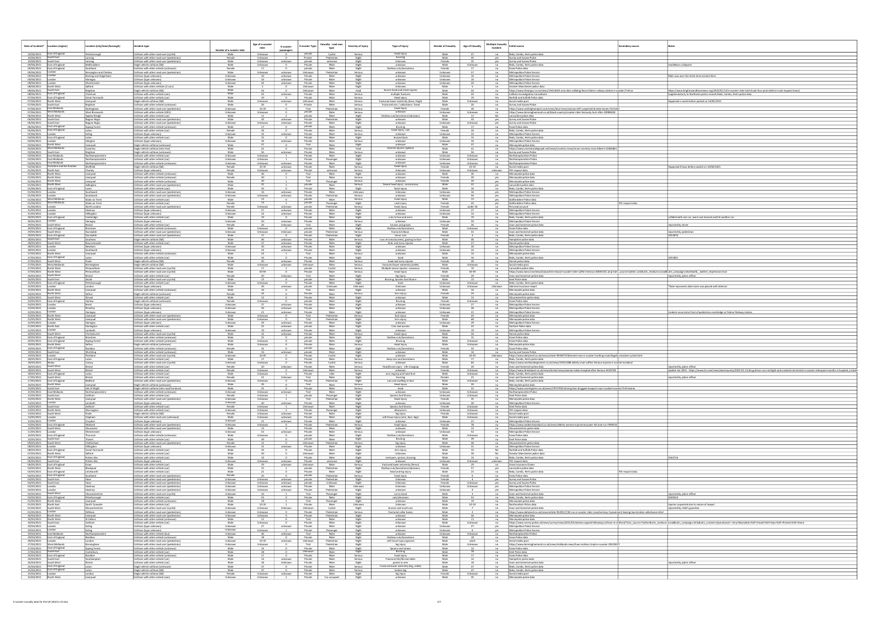| Date of Incident* | Location (region) | Location (city/town/borough) | Incident type | Gender of e-scooter rider | Age of e-scooter rider | E-scooter passengers | E-scooter Type | Casualty - road user type | Severity of injury | Type of injury | Gender of Casualty | Age of Casualty | Multiple Casualty Incident | Initial source | Secondary source | Notes |
|---|---|---|---|---|---|---|---|---|---|---|---|---|---|---|---|---|
| 10/06/2021 | East of England | Peterborough | Collision with other road user (cyclist) | Male | Unknown | 0 | private | Cyclist | Serious | head injury | Male | 37 | no | Beds, Cambs, Herts police data | | |
| 10/06/2021 | South East | Lancing | Collision with other road user (pedestrian) | Female | Unknown | | Private | Pedestrian | Serious | bruising | Male | 85 | yes | Surrey and Sussex Police | | |
| 10/06/2021 | South East | Lancing | Collision with other road user (pedestrian) | Male | Unknown | unknown | private | unknown | Slight | Unknown | Female | 85 | yes | Surrey and Sussex Police | | |
| 09/06/2021 | East of England | Bedfordshire | Single vehicle collision (fall) | Male | Unknown | 0 | private | Rider | Slight | unknown | Male | Unknown | no | Beds, Cambs, Herts police data | | hoverboard collapsed |
| 09/06/2021 | East of England | Southend | Collision with other vehicle (unknown) | Female | 17 | 0 | private | Rider | Slight | Shallow cuts/lacerations | Female | 17 | no | Essex Police data | | |
| 09/06/2021 | London | Kensington and Chelsea | Collision with other road user (pedestrian) | Male | Unknown | unknown | Unknown | Pedestrian | Serious | unknown | Unknown | 57 | no | Metropolitan Police Service | | |
| 09/06/2021 | London | Barking and Dagenham | Collision (type unknown) | Unknown | 16 | unknown | Private | Rider | Serious | unknown | Unknown | 16 | no | Metropolitan Police Service | | Rider was over the drink drive alcohol limit |
| 09/06/2021 | London | Haringey | Collision (type unknown) | Unknown | 16 | unknown | Private | Rider | Slight | unknown | Unknown | 16 | no | Metropolitan Police Service | | |
| 08/06/2021 | London | Westminster | Collision (type unknown) | Unknown | 24 | unknown | Private | Rider | Slight | unknown | Unknown | 24 | no | Metropolitan Police Service | | |
| 08/06/2021 | North West | Salford | Collision with other vehicle (2 cars) | Male | 5 | 0 | Unknown | Rider | Slight | Unknown | Male | 5 | no | Greater Manchester police data | | |
| 08/06/2021 | South East | Brighton | Single vehicle collision (fall) | Male | 34 | | Unknown | Rider | Fatal | Severe head and chest injuries | Male | 34 | no | https://www.theargus.co.uk/news/19414429.man-dies-falling-fence-falmer-railway-station-scooter/?ref=ie | | https://www.brightonandhovenews.org/2022/01/12/e-scooter-rider-had-drunk-four-pints-before-crash-inquest-hears/ |
| 08/06/2021 | East of England | Cheshunt | Collision with other vehicle (car) | Male | 23 | unknown | Private | Rider | Serious | multiple fractures | Male | 23 | no | Collision Investigation Consultants | | Supplementary to Northants police records Beds, Cambs, Herts police data |
| 07/06/2021 | East of England | Great Yarmouth | Collision with other vehicle (car) | Male | 19 | 0 | Private | Rider | Serious | Head injury | Male | 19 | Yes | Norfolk and Suffolk Police data | | |
| 07/06/2021 | North West | Liverpool | Single vehicle collision (fall) | Male | Unknown | unknown | Unknown | Rider | Serious | fractured lower extremity (knee, thigh) | Male | Unknown | no | Social media post | | Happened a week before posted on 14/06/2021 |
| 07/06/2021 | South East | Brighton | Collision with other vehicle (unknown) | Male | 26 | 0 | Private | Rider | Serious | Fractured arm / collarbone / hand | Male | 26 | no | Surrey and Sussex Police | | |
| 07/06/2021 | East Midlands | Nottingham | Collision with other road user (pedestrian) | Unknown | 10-19 | 0 | Trial | Pedestrian | Serious | head injury | Female | 30 | no | https://www.nottinghampost.com/news/local-news/woman-left-suspected-broken-bones-5515242 | | |
| 07/06/2021 | West Midlands | West Bromwich | Collision with other vehicle (HGV) | Unknown | Unknown | 0 | private | Rider | Serious | unknown | Unknown | Unknown | no | https://www.birminghammail.co.uk/black-country/e-scooter-rider-seriously-hurt-after-20988338 | | |
| 06/06/2021 | North West | Appley Bridge | Collision with other vehicle (car) | Male | 11 | 3 | private | Rider | Slight | Shallow cuts/lacerations/abrasions | Male | 11 | No | Lancashire police data | | |
| 06/06/2021 | South East | Bognor Regis | Collision with other road user (pedestrian) | Male | 43 | unknown | Private | Pedestrian | Slight | unknown | Male | 43 | yes | Surrey and Sussex Police | | |
| 06/06/2021 | South East | Bognor Regis | Collision with other road user (pedestrian) | Unknown | Unknown | unknown | Private | unknown | Slight | unknown | Unknown | Unknown | yes | Surrey and Sussex Police | | |
| 06/06/2021 | East of England | Epping Forest | Collision with other vehicle (unknown) | Male | 17 | 0 | private | Rider | Slight | Bruising | Male | 17 | no | Essex Police data | | |
| 05/06/2021 | East of England | Luton | Collision with other vehicle (car) | Female | 34 | 0 | Private | Rider | Serious | head injury, cuts | Female | 34 | no | Beds, Cambs, Herts police data | | |
| 05/06/2021 | London | Ealing | Collision (type unknown) | Unknown | 32 | unknown | Private | Rider | Serious | unknown | Unknown | 32 | no | Metropolitan Police Service | | |
| 04/06/2021 | East of England | Luton | Collision with other vehicle (car) | Male | 15 | 0 | Private | Rider | Slight | bruised back | Male | 15 | no | Beds, Cambs, Herts police data | | |
| 04/06/2021 | London | Islington | Collision (type unknown) | Unknown | 34 | unknown | Private | Rider | Serious | unknown | Unknown | 34 | no | Metropolitan Police Service | | |
| 03/06/2021 | North West | Liverpool | Single vehicle collision (unknown) | Male | 37 | 0 | Trial | Rider | Slight | unknown | Male | 37 | no | Merseyside police data | | |
| 03/06/2021 | West Midlands | Coventry | Single vehicle collision (into tree) | Male | 41 | 0 | Private | Rider | Fatal | Internal injuries (spleen) | Male | 41 | no | https://www.coventrytelegraph.net/news/coventry-news/man-coventry-mum-killed-e-22026853 | | |
| 03/06/2021 | South East | Brighton | Single vehicle collision (unknown) | Male | 55 | unknown | Private | Rider | Serious | unknown | Male | 55 | no | Surrey and Sussex Police | | |
| 03/06/2021 | East Midlands | Northamptonshire | Collision with other vehicle (car) | Unknown | Unknown | 1 | Private | Rider | Slight | unknown | Unknown | Unknown | no | Northamptonshire Police | | |
| 03/06/2021 | East Midlands | Northamptonshire | Collision with other vehicle (car) | Unknown | Unknown | 1 | Private | Passenger | Slight | unknown | Unknown | Unknown | no | Northamptonshire Police | | |
| 03/06/2021 | East Midlands | Northamptonshire | Collision with other vehicle (unknown) | Unknown | Unknown | unknown | Private | Rider | Slight | unknown | Unknown | Unknown | no | Northamptonshire Police | | |
| 02/06/2021 | Yorkshire and the Humber | Sheffield | Single vehicle collision (fall) | Female | 10-19 | unknown | Private | Rider | Serious | head injury | Female | 10-19 | no | Social media post | | Happened 8 days before posted on 10/06/2021 |
| 02/06/2021 | North East | Charley | Collision (type unknown) | Female | Unknown | unknown | Private | unknown | Serious | Unknown | Unknown | Unknown | unknown | FOI request data | | |
| 01/06/2021 | North West | Liverpool | Collision with other vehicle (unknown) | Male | 36 | 0 | Trial | Rider | Slight | unknown | Male | 36 | no | Merseyside police data | | |
| 01/06/2021 | North West | Liverpool | Collision with other vehicle (car) | Female | 20 | 1 | Trial | Rider | Serious | unknown | Female | 20 | yes | Merseyside police data | | |
| 01/06/2021 | North West | Liverpool | Collision with other vehicle (unknown) | Male | 20 | 1 | Trial | Passenger | Serious | unknown | Female | 20 | yes | Merseyside police data | | |
| 01/06/2021 | North West | Addington | Collision with other road user (pedestrian) | Male | 41 | 1 | private | Rider | Serious | Severe head injury - unconscious | Male | 41 | yes | Lancashire police data | | |
| 01/06/2021 | East of England | Luton | Collision with other vehicle (car) | Male | 16 | 0 | Private | Rider | Slight | facial injury | Male | 16 | no | Beds, Cambs, Herts police data | | |
| 01/06/2021 | London | Southwark | Collision with other vehicle (unknown) | Unknown | 16 | unknown | Private | Rider | Unknown | Unknown | Unknown | 16 | yes | Metropolitan Police Service | | |
| 01/06/2021 | London | Southwark | Collision with other road user (pedestrian) | Unknown | Unknown | unknown | Private | Pedestrian | Serious | Unknown | Unknown | 56 | yes | Metropolitan Police Service | | |
| 01/06/2021 | West Midlands | Stoke on Trent | Collision with other vehicle (car) | Male | 13 | 0 | private | Rider | Serious | head injury | Male | 13 | yes | Staffordshire Police data | | |
| 01/06/2021 | West Midlands | Stoke on Trent | Collision with other vehicle (car) | Female | 13 | 1 | private | Passenger | Slight | neck injury | Female | 33 | yes | Staffordshire Police data | FOI request data | |
| 01/06/2021 | London | North London | Collision with other road user (pedestrian) | Female | Unknown | unknown | private | Pedestrian | Serious | head injury | Female | under 18 | no | Personal account | | |
| 31/05/2021 | London | Hackney | Collision (type unknown) | Unknown | 27 | unknown | Private | Rider | Slight | unknown | Unknown | 27 | no | Metropolitan Police Service | | |
| 31/05/2021 | London | Hillingdon | Collision (type unknown) | Unknown | 14 | unknown | Private | Rider | Slight | unknown | Unknown | 14 | no | Metropolitan Police Service | | |
| 30/05/2021 | East of England | Cambridge | Collision with other vehicle (car) | Male | 19 | 0 | Private | Rider | Slight | cuts to face and arms | Male | 19 | no | Beds, Cambs, Herts police data | | collided with car, went over bonnet and hit another car |
| 30/05/2021 | London | Haringey | Collision (type unknown) | Unknown | 50 | unknown | Private | Rider | Serious | unknown | Unknown | 50 | no | Metropolitan Police Service | | |
| 29/05/2021 | South West | Bristol | Collision with other vehicle (car) | Female | 26 | Unknown | Trial | Rider | Slight | bruises and grazes | Female | 26 | no | Avon and Somerset police data | | reported by driver |
| 29/05/2021 | East of England | Braintree | Collision with other vehicle (unknown) | Male | Unknown | 0 | private | Rider | Slight | Shallow cuts/lacerations | Male | Unknown | no | Essex Police data | | |
| 29/05/2021 | South West | Dunstable | Collision with other road user (pedestrian) | Unknown | Unknown | Unknown | private | Pedestrian | Serious | fractured elbow | Male | 41 | no | Avon and Somerset police data | | reported by pedestrian |
| 29/05/2021 | East of England | Dunstable | Collision with other road user (pedestrian) | Male | 17 | 0 | Private | Pedestrian | Slight | minor cuts | Female | 4 | no | Beds, Cambs, Herts police data | | 3202876 |
| 28/05/2021 | South East | Southsea | Single vehicle collision (fall) | Male | 46 | unknown | Private | Rider | Serious | Loss of consciousness, grazing to face | Male | 46 | no | Hampshire police data | | |
| 28/05/2021 | South West | Bournemouth | Collision with other vehicle (car) | Male | 27 | unknown | Private | Rider | Slight | limb and torso injuries | Male | 27 | no | Dorset police data | | |
| 28/05/2021 | London | Newham | Collision (type unknown) | Unknown | 30 | unknown | Private | Rider | Slight | unknown | Unknown | 30 | no | Metropolitan Police Service | | |
| 28/05/2021 | London | Southwark | Collision (type unknown) | Unknown | 24 | unknown | Private | Rider | Slight | unknown | Unknown | 24 | no | Metropolitan Police Service | | |
| 27/05/2021 | North West | Liverpool | Collision with other vehicle (unknown) | Male | 14 | 0 | Trial | Rider | Slight | unknown | Male | 14 | no | Merseyside police data | | |
| 27/05/2021 | East of England | Luton | Collision with other vehicle (car) | Male | 16 | 0 | Private | Rider | Slight | hand | Male | 16 | no | Beds, Cambs, Herts police data | | 3201801 |
| 27/05/2021 | South West | Poole | Single vehicle collision (fall) | Female | 80 | unknown | Private | Rider | Serious | head and torso injuries | Female | 80 | no | Dorset police data | | |
| 27/05/2021 | West Midlands | Birmingham | Single vehicle collision (fall) | Male | Unknown | unknown | Unknown | Rider | Serious | fractured lower extremity (ankle) | Male | Unknown | no | Social media post | | |
| 27/05/2021 | North West | Penwortham | Collision with other road user (cyclist) | Male | 17 | 1 | private | Cyclist | Serious | Multiple severe injuries - conscious | Female | 76 | no | Lancashire police data | | |
| 27/05/2021 | North West | Penwortham | Collision with other road user (cyclist) | Male | 50-59 | 0 | Private | Rider | Serious | head injury | Male | 50-59 | no | https://www.lancs.live/news/lancashire-news/e-scooter-rider-suffers-serious-20692181.amp?utm_source=twitter.com&utm_medium=social&utm_campaign=sharebar&_twitter_impression=true | | |
| 26/05/2021 | South West | Bristol | Collision with other vehicle (unknown) | Female | 20 | Unknown | Trial | Rider | Slight | leg injury | Female | 20 | no | Avon and Somerset police data | | reported by police officer |
| 26/05/2021 | South East | Seaford | Collision with other road user (cyclist) | Male | 13 | 0 | private | Rider | Slight | Bruising, Sprains And Strains | Male | 13 | no | Kent Police data | | |
| 25/05/2021 | East of England | Peterborough | Collision with other vehicle (car) | Unknown | Unknown | 0 | Private | Rider | Slight | knee | Unknown | Unknown | no | Beds, Cambs, Herts police data | | |
| 25/05/2021 | London | London | Collision with other vehicle (car) | Male | 28 | unknown | private | Unknown | Unknown | Unknown | Unknown | Unknown | Unknown | Admiral Insurance report | | *Date represents date claim was placed with Admiral |
| 25/05/2021 | North West | Liverpool | Collision with other vehicle (unknown) | Male | 16 | 0 | Trial | Rider | Slight | unknown | Male | 16 | no | Merseyside police data | | |
| 24/05/2021 | North West | Sefton | Single vehicle collision (unknown) | Female | 24 | 0 | Private | Rider | Slight | Arm injury | Female | 24 | no | Merseyside police data | | |
| 24/05/2021 | South West | Stroud | Collision with other vehicle (car) | Male | 12 | 0 | Private | Rider | Slight | unknown | Male | 12 | no | Gloucestershire police data | | |
| 24/05/2021 | East of England | Harlow | Single vehicle collision (unknown) | Female | Unknown | 0 | private | Rider | Slight | Bruising | Female | Unknown | no | Essex Police data | | |
| 24/05/2021 | London | Brent | Collision (type unknown) | Unknown | 27 | unknown | Private | Rider | Slight | unknown | Unknown | 27 | no | Metropolitan Police Service | | |
| 23/05/2021 | London | Bromley | Collision (type unknown) | Unknown | 16 | unknown | Private | Rider | Slight | unknown | Unknown | 16 | no | Metropolitan Police Service | | |
| 23/05/2021 | London | Haringey | Collision (type unknown) | Unknown | 21 | unknown | Private | Rider | Slight | unknown | Unknown | 21 | no | Metropolitan Police Service | | Incident occurred at foot of pedestrian overbridge at Palmer Railway station |
| 22/05/2021 | North West | Liverpool | Collision with other road user (pedestrian) | Unknown | Unknown | 0 | Trial | Pedestrian | Serious | Foot injury | Female | 43 | no | Merseyside police data | | |
| 22/05/2021 | North West | Liverpool | Collision with other road user (pedestrian) | Male | Unknown | 0 | Trial | Pedestrian | Slight | Arm injury | Male | 68 | no | Merseyside police data | | |
| 22/05/2021 | London | Haringey | Collision (type unknown) | Unknown | 29 | unknown | Private | Rider | Slight | unknown | Unknown | 29 | no | Metropolitan Police Service | | |
| 21/05/2021 | North East | Darlington | Collision with other vehicle (car) | Male | 22 | unknown | private | Rider | Slight | Cuts and sprains | Male | 22 | no | Durham Police data | | |
| 21/05/2021 | London | Lambeth | Collision (type unknown) | Unknown | 19 | unknown | Private | Rider | Slight | unknown | Unknown | 19 | no | Metropolitan Police Service | | |
| 20/05/2021 | South West | Christchurch | Collision with other vehicle (car) | Male | 14 | unknown | Private | Rider | Serious | head injury | Male | 14 | no | Dorset police data | | |
| 20/05/2021 | East of England | Braintree | Collision with other vehicle (unknown) | Male | 15 | 0 | private | Rider | Slight | Shallow cuts/lacerations | Male | 15 | no | Essex Police data | | |
| 20/05/2021 | East of England | Epping Forest | Collision with other vehicle (unknown) | Male | Unknown | 0 | private | Rider | Slight | Bruising | Male | Unknown | no | Essex Police data | | |
| 19/05/2021 | North West | Sefton | Single vehicle collision (unknown) | Male | Unknown | 0 | Private | Rider | Serious | Head injury | Male | Unknown | no | Merseyside police data | | |
| 19/05/2021 | East of England | Basildon | Collision with other vehicle (unknown) | Female | 12 | 0 | private | Rider | Slight | Shallow cuts/lacerations | Female | 12 | no | Essex Police data | | |
| 19/05/2021 | South East | Worthing | Collision with other vehicle (car) | Male | 16 | unknown | private | Rider | Slight | unknown | Male | 16 | no | Surrey and Sussex Police | | |
| 19/05/2021 | London | Peckham | Collision with other road user (cyclist) | Unknown | 20-29 | 0 | Private | Cyclist | Slight | unknown | Male | 20-29 | Unknown | https://www.dailymail.co.uk/news/article-9590973/Moment-e-scooter-cycling-road-illegally-smashes-cyclist.html | | |
| 18/05/2021 | East of England | Luton | Collision with other vehicle (car) | Male | 17 | 0 | Private | Rider | Slight | deep cuts and lacerations | Male | 17 | no | Beds, Cambs, Herts police data | | |
| 18/05/2021 | Wales | Conwy | Collision with other road user (cyclist) | Unknown | Unknown | 0 | Private | Cyclist | Serious | unknown | Male | 64 | no | https://www.northwalespioneer.co.uk/news/19311288.elderly-man-suffers-serious-injuries-e-scooter-incident/ | | |
| 18/05/2021 | South West | Bristol | Collision with other vehicle (car) | Female | 20 | Unknown | Private | Rider | Serious | Head/face injury - Life changing | Female | 20 | no | Avon and Somerset police data | | reported by police officer |
| 18/05/2021 | South West | Bristol | Collision with other vehicle (car) | Female | Unknown | 0 | Unknown | Rider | Serious | unknown | Female | Unknown | no | https://www.bristolpost.co.uk/news/bristol-news/woman-taken-hospital-after-serious-5430768 | | Update Jan 2022 - https://www.itv.com/news/westcountry/2022-01-11/drug-driver-surrendering-and-crashed-into-bristol-e-scooter-rider-spent-months-in-hospital, includes |
| 18/05/2021 | East of England | Luton | Collision with other vehicle (car) | Male | Unknown | 1 | Private | rider | Slight | arm, leg, hip and foot hurt | Male | Unknown | no | Beds, Cambs, Herts police data | | |
| 17/05/2021 | South West | Bristol | Collision with other vehicle (car) | Female | 21 | Unknown | Trial | Rider | Slight | leg injury | Female | 21 | no | Avon and Somerset police data | | reported by police officer |
| 17/05/2021 | East of England | Bedford | Collision with other road user (pedestrian) | Unknown | Unknown | 0 | Private | Pedestrian | Slight | cuts and swelling to face | Male | Unknown | no | Beds, Cambs, Herts police data | | |
| 16/05/2021 | North West | Liverpool | Single vehicle collision (unknown) | Male | 26 | 0 | Trial | Rider | Serious | Head injury | Male | 26 | no | Merseyside police data | | |
| 15/05/2021 | South East | Isle of Wight | Single vehicle collision (into road furniture) | Male | 31 | 0 | Private | Rider | Serious | head | Male | 31 | no | https://www.countypress.co.uk/news/19757930.driving-ban-dragged-newport-man-crashed-scooter/?ref=ebrs | | |
| 15/05/2021 | East Midlands | Northamptonshire | Collision with other vehicle (unknown) | Unknown | Unknown | unknown | Trial | Rider | Slight | unknown | Unknown | Unknown | no | Northamptonshire Police | | |
| 15/05/2021 | South East | Ashford | Collision with other vehicle (car) | Female | Unknown | 1 | private | Passenger | Slight | Sprains And Strains | Unknown | Unknown | no | Kent Police data | | |
| 14/05/2021 | North West | Liverpool | Collision with other road user (pedestrian) | Male | Unknown | 0 | Trial | Pedestrian | Slight | Head injury | Female | 35 | no | Merseyside police data | | |
| 14/05/2021 | London | Lambeth | Collision (type unknown) | Unknown | 40 | unknown | Private | Rider | Slight | unknown | Unknown | 40 | no | Metropolitan Police Service | | |
| 13/05/2021 | South East | Ashford | Collision with other vehicle (car) | Female | Unknown | 1 | Unknown | Rider | Slight | Sprains And Strains | Female | Unknown | no | Kent Police data | | |
| 13/05/2021 | North West | Warrington | Collision (type unknown) | Unknown | Unknown | 1 | Private | Passenger | Slight | Unknown | Unknown | Unknown | no | FOI request data | | |
| 13/05/2021 | South West | Poole | Single vehicle collision (fall) | Female | Unknown | unknown | Private | Rider | Slight | leg injury | Female | Unknown | no | Social media post | | |
| 13/05/2021 | London | Clapham | Collision with other road user (unknown) | Male | Unknown | unknown | Private | Rider | Slight | soft tissue injury (arm, face, legs) | Male | Unknown | no | Social media post | | |
| 13/05/2021 | London | Croydon | Collision (type unknown) | Unknown | 21 | unknown | Private | Rider | Slight | unknown | Unknown | 21 | no | Metropolitan Police Service | | |
| 12/05/2021 | East of England | Widnesh | Collision with other road user (pedestrian) | Unknown | Unknown | 0 | Private | Pedestrian | Serious | head injury | Female | 79 | no | https://www.widnesstandard.co.uk/news/elderly-woman-injured-e-scooter-hit-and-run-7960912 | | |
| 12/05/2021 | South West | Gloucester | Collision with other road user (pedestrian) | Male | 13 | 0 | Private | Rider | Slight | unknown | Male | 13 | no | Gloucestershire police data | | |
| 12/05/2021 | London | Westminster | Collision (type unknown) | Unknown | 52 | unknown | Private | Rider | Slight | unknown | Unknown | 52 | no | Metropolitan Police Service | | |
| 10/05/2021 | East of England | Thurrock | Collision with other vehicle (unknown) | Male | Unknown | 0 | private | Rider | Slight | Shallow cuts/lacerations | Male | Unknown | no | Essex Police data | | |
| 10/05/2021 | South East | Thanet | Collision with other vehicle (car) | Male | 39 | 0 | private | Rider | Slight | Bruising | Male | 39 | no | Kent Police data | | |
| 09/05/2021 | South West | Cheltenham | Collision with other road user (pedestrian) | Female | 43 | 0 | Unknown | Pedestrian | Serious | leg injury | Male | 46 | no | Gloucestershire police data | | |
| 08/05/2021 | London | Hillingdon | Collision (type unknown) | Unknown | 31 | unknown | Private | Rider | Slight | unknown | Unknown | 31 | no | Metropolitan Police Service | | |
| 08/05/2021 | East of England | Great Yarmouth | Collision with other vehicle (car) | Male | 33 | 0 | Private | Rider | Slight | Arm injury | Male | 33 | No | Norfolk and Suffolk Police data | | |
| 07/05/2021 | North West | Salford | Collision with other vehicle (car) | Male | 30 | 0 | Unknown | Rider | Slight | Unknown | Male | 30 | No | Greater Manchester police data | | |
| 06/05/2021 | East of England | Potters Bar | Collision with other vehicle (car) | Male | 14 | 0 | Private | Rider | Slight | neck pain, sprains, bruising | Male | 14 | no | Beds, Cambs, Herts police data | | 3243716 |
| 06/05/2021 | South East | Potters Bar | Collision (type unknown) | Unknown | Unknown | unknown | Private | unknown | Unknown | unknown | Unknown | unknown | unknown | FOI request data | | |
| 06/05/2021 | East of England | Essex | Collision with other road user (pedestrian) | Male | 29 | unknown | Unknown | Pedestrian | Serious | fractured lower extremity (femur) | Male | 29 | no | Aviva Insurance Claims | | |
| 04/05/2021 | North West | Blackpool | Collision with other vehicle (car) | Male | 15 | 1 | private | Pedestrian | Slight | Shallow cuts/lacerations/abrasions | Female | 57 | yes | Lancashire police data | | |
| 04/05/2021 | East of England | Letchworth | Collision with other vehicle (car) | Male | 21 | 0 | Private | Rider | Slight | head and leg injury | Male | 21 | no | Beds, Cambs, Herts police data | FOI request data | |
| 04/05/2021 | East of England | Southend | Collision with other road user (pedestrian) | Female | 25 | 0 | private | Pedestrian | Slight | Bruising | Female | 3 | no | Essex Police data | | |
| 03/05/2021 | South East | Hove | Collision with other road user (pedestrian) | Female | Unknown | unknown | private | Pedestrian | Serious | head injury | Female | 4 | yes | Surrey and Sussex Police | | |
| 03/05/2021 | South East | Hove | Collision with other road user (pedestrian) | Female | Unknown | unknown | private | unknown | Slight | Unknown | Female | Unknown | yes | Surrey and Sussex Police | | |
| 03/05/2021 | London | Hackney | Collision with other vehicle (unknown) | Unknown | Unknown | unknown | Private | Rider | Unknown | Unknown | Unknown | Unknown | yes | Metropolitan Police Service | | |
| 03/05/2021 | London | Hackney | Collision with other road user (pedestrian) | Unknown | Unknown | unknown | Private | Pedestrian | Slight | unknown | Unknown | 9 | yes | Metropolitan Police Service | | |
| 02/05/2021 | South West | Gloucestershire | Collision with other road user (pedestrian) | Male | 16 | 1 | Trial | Pedestrian | Slight | cut to hand | Male | 16 | no | Avon and Somerset police data | | reported by police officer |
| 02/05/2021 | East of England | Peterborough | Collision with other vehicle (car) | Male | 15 | 0 | Private | Rider | Slight | cuts/abrasions | Male | 15 | no | Beds, Cambs, Herts police data | | 3249324 |
| 02/05/2021 | North West | Liverpool | Collision with other vehicle (unknown) | Male | 19 | 1 | Trial | Passenger | Slight | unknown | Male | 19 | no | Merseyside police data | | |
| 02/05/2021 | North East | North Tyneside | Collision with other vehicle (car) | Male | 10-19 | 0 | Private | Rider | Unknown | Unknown | Male | 10-19 | no | Northumbria Police data | | Injuries suspected due to nature of impact |
| 01/05/2021 | South West | Gloucestershire | Collision with other road user (cyclist) | Unknown | Unknown | unknown | Unknown | Cyclist | Slight | bruises and small cuts | Male | 7 | no | Avon and Somerset police data | | reported by child's guardian |
| 01/05/2021 | London | Feltham | Collision with other road user (pedestrian) | Unknown | Unknown | 0 | Private | Pedestrian | Serious | fractured collar bones | Male | Unknown | no | https://www.dailymail.co.uk/news/article-9549137/Woman-e-scooter-rider-smashes-boy-8-pavement-leaving-two-broken-collarbones.html | | |
| 30/04/2021 | North West | Liverpool | Collision with other road user (pedestrian) | Male | Unknown | 0 | Private | Pedestrian | Slight | unknown | Male | 64 | no | Merseyside police data | | |
| 30/04/2021 | North West | St Helens | Collision with other vehicle (unknown) | Male | 11 | 0 | Trial | Rider | Slight | unknown | Male | 11 | no | Merseyside police data | | |
| 30/04/2021 | South East | Ashford | Collision with other vehicle (car) | Male | Unknown | unknown | private | Rider | Slight | unknown | Male | Unknown | no | https://www.surreylive.co.uk/news/surrey-news/2021/04/witness-appeal-following-collision-in-ashford/?utm_source=twitter&utm_medium=social&utm_campaign=sharebar&utm_content=Operational+-+Incy+Newsdesk%2F+Desk%2F+Stoke%2F+Opn%2F+Protest%2F+Event | | |
| 29/04/2021 | London | Ealing | Collision (type unknown) | Unknown | 27 | unknown | Private | Rider | Slight | unknown | Unknown | 27 | no | Metropolitan Police Service | | |
| 29/04/2021 | London | Ealing | Collision (type unknown) | Unknown | Unknown | unknown | Private | Passenger | Slight | unknown | Unknown | Unknown | no | Metropolitan Police Service | | |
| 29/04/2021 | East Midlands | Northamptonshire | Collision (type unknown) | Unknown | 36 | unknown | Trial | Rider | Slight | unknown | Unknown | 36 | no | Northamptonshire Police | | |
| 28/04/2021 | East of England | Basildon | Collision with other vehicle (bus) | Male | 18 | 1 | Unknown | Rider | Slight | Shallow cuts/lacerations | Male | 18 | no | Essex Police data | | |
| 28/04/2021 | London | London | Collision with other road user (cyclist) | Unknown | 10-19 | unknown | Unknown | Pedestrian | Slight | soft tissue injury (groins) | Male | adult | no | Social media post | | |
| 27/04/2021 | West Midlands | Birmingham | Collision with other road user (pedestrian) | Unknown | Unknown | unknown | Private | Pedestrian | Slight | leg injury | Unknown | Unknown | no | https://www.birminghammail.co.uk/news/midlands-news/fear-mothers-limp-e-scooter-20529427 | | |
| 27/04/2021 | East of England | Epping Forest | Collision with other vehicle (car) | Male | 14 | 0 | private | Rider | Slight | Sprains and strains | Male | 14 | no | Essex Police data | | |
| 27/04/2021 | South East | Canterbury | Collision with other vehicle (car) | Male | 18 | 0 | Unknown | Rider | Slight | Bruising | Male | 18 | no | Kent Police data | | |
| 26/04/2021 | East of England | Basildon | Collision with other vehicle (car) | Male | 17 | 0 | private | Rider | Slight | head injury | Male | 17 | no | Essex Police data | | |
| 26/04/2021 | South East | Southampton | Collision with other vehicle (car) | Male | 18 | unknown | Private | Rider | Serious | Fractured tib/fib and ankle | Male | 18 | no | Hampshire police data | | |
| 26/04/2021 | South West | Bristol | Collision with other vehicle (car) | Male | 18 | Unknown | Private | Rider | Slight | grazes to arm | Male | 18 | no | Avon and Somerset police data | | reported by police officer |
| 25/04/2021 | East of England | Stevenage | Collision with other vehicle (car) | Male | 37 | 0 | Private | Rider | Serious | fractured lower extremity (leg, ankle) | Male | 37 | no | Beds, Cambs, Herts police data | | |
| 25/04/2021 | East of England | Luton | Single vehicle collision (unknown) | Male | 37 | 0 | Private | Rider | Slight | unknown | Male | 37 | no | Beds, Cambs, Herts police data | | |
| 25/04/2021 | London | Hackney | Single vehicle collision (fall) | Male | Unknown | unknown | Private | Rider | Slight | leg injury | Male | Unknown | no | Social media post | | |
| 24/04/2021 | North West | Liverpool | Collision with other vehicle (car) | Unknown | Unknown | 1 | Private | Car occupant | Slight | unknown | Male | 35 | no | Merseyside police data | | |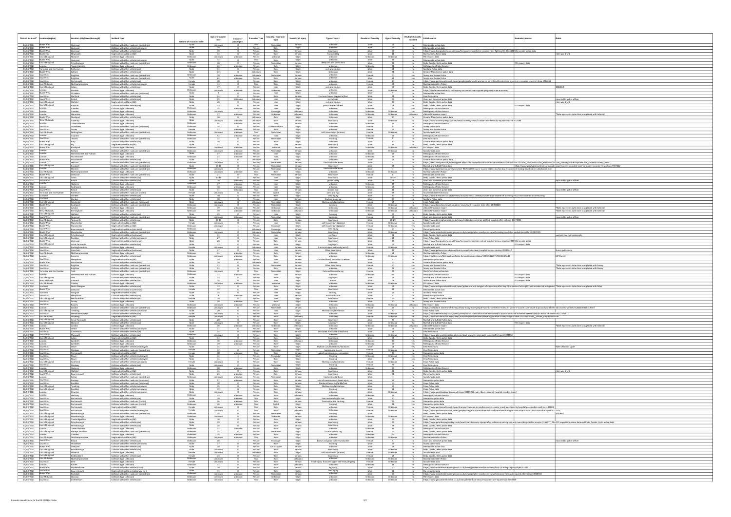| Date of incident* | Location (region) | Location (city/town/borough) | Incident type | Gender of e-scooter rider | Age of e-scooter rider | E-scooter passengers | E-scooter Type | Casualty - road user type | Severity of injury | Type of injury | Gender of Casualty | Age of Casualty | Multiple Casualty Incident | Initial source | Secondary source | Notes |
|---|---|---|---|---|---|---|---|---|---|---|---|---|---|---|---|---|
| 24/04/2021 | North West | Liverpool | Collision with other road user (pedestrian) | Male | Unknown | 0 | Trial | Pedestrian | Serious | unknown | Male | 52 | no | Merseyside police data | | |
| 24/04/2021 | North West | Liverpool | Collision with other vehicle (unknown) | Male | 19 | 0 | Private | Rider | Slight | unknown | Male | 19 | no | Merseyside police data | | |
| 24/04/2021 | North West | Liverpool | Collision with other vehicle (car) | Male | 19 | 0 | Private | Rider | Serious | head injury | Male | 19 | no | https://www.liverpoolecho.co.uk/news/liverpool-news/electric-scooter-rider-fighting-life-20441 | Merseyside police data | |
| 24/04/2021 | North East | Newcastle | Single vehicle collision (fall) | Male | 34 | 0 | Private | Rider | Serious | fractured leg | Male | 34 | no | Northumbria Police data | | rider was drunk |
| 23/04/2021 | East of England | Norwich | Collision (type unknown) | Unknown | Unknown | unknown | Private | unknown | Slight | unknown | Unknown | Unknown | no | FOI request data | | |
| 23/04/2021 | North West | Liverpool | Collision with other vehicle (unknown) | Male | 32 | 0 | Trial | Rider | Slight | unknown | Male | 32 | no | Merseyside police data | | |
| 23/04/2021 | East of England | Peterborough | Collision with other road user (pedestrian) | Unknown | 18 | 0 | Private | Pedestrian | Serious | deep cuts and lacerations | Male | 31 | no | Beds, Cambs, Herts police data | FOI request data | |
| 23/04/2021 | London | Tower Hamlets | Collision (type unknown) | Unknown | 24 | unknown | Private | Rider | Slight | unknown | Unknown | 24 | no | Metropolitan Police Service | | |
| 23/04/2021 | Yorkshire and the Humber | Rotherham | Collision with other vehicle (car) | Male | 11 | 0 | Private | Rider | Slight | cuts and bruises | Male | 11 | no | South Yorkshire Police data | | |
| 23/04/2021 | North West | Salford | Collision with other vehicle (car) | Male | 24 | 0 | Unknown | Rider | Slight | Unknown | Male | 24 | no | Greater Manchester police data | | |
| 23/04/2021 | South East | Brighton | Collision with other road user (pedestrian) | Unknown | 70 | unknown | Unknown | Pedestrian | Serious | unknown | Female | 70 | yes | Surrey and Sussex Police | | |
| 23/04/2021 | South East | Brighton | Collision with other road user (pedestrian) | Male | 62 | unknown | Private | Rider | Serious | unknown | Male | 62 | yes | Surrey and Sussex Police | | |
| 23/04/2021 | South East | Portsmouth | Collision with other vehicle (car) | Female | 40 | 0 | Private | Rider | Slight | unknown | Female | 40 | no | https://www.portsmouth.co.uk/news/people/portsmouth-woman-in-her-40s-suffered-minor-injuries-in-e-scooter-crash-in-fratton-3212084 | | |
| 23/04/2021 | East Midlands | Northamptonshire | Collision with other vehicle (unknown) | Female | 13 | 0 | Trial | Rider | Slight | unknown | Female | 13 | no | Northamptonshire Police | | |
| 22/04/2021 | East of England | Luton | Collision with other vehicle (car) | Male | 17 | 0 | Private | Rider | Slight | cuts and bruises | Male | 17 | no | Beds, Cambs, Herts police data | 1042868 | |
| 22/04/2021 | London | Morden | Collision (type unknown) | Unknown | Unknown | unknown | Private | Unknown | Serious | unknown | Male | Unknown | no | https://londonnewsonline.co.uk/mystery-surrounds-man-injured-lying-next-to-an-e-scooter/ | | |
| 21/04/2021 | North West | St Helens | Collision with other road user (unknown) | Male | 9 | 0 | Private | rider | Slight | unknown | Male | 9 | no | Merseyside police data | | |
| 21/04/2021 | South East | Dartford | Collision with other vehicle (car) | Male | 24 | 0 | Private | Rider | Serious | Fractured Lower Leg/ankle/foot | Male | 24 | no | Kent Police data | | |
| 21/04/2021 | South West | Bristol | Collision with other vehicle (car) | Male | 25 | Unknown | Unknown | rider | Slight | cut to head | Male | 25 | no | Avon and Somerset police data | | reported by police officer |
| 21/04/2021 | East of England | Hatfield | Single vehicle collision (fall) | Male | 29 | 0 | Private | rider | Slight | cuts and bruises | Male | 29 | no | Beds, Cambs, Herts police data | | rider was drunk |
| 21/04/2021 | East of England | Royston | Collision with other vehicle (car) | Male | 13 | 0 | Private | rider | Slight | pain to ankle and neck | Male | 13 | no | Beds, Cambs, Herts police data | FOI request data | |
| 21/04/2021 | London | Camden | Collision (type unknown) | Unknown | 25 | unknown | Private | rider | Slight | unknown | Unknown | 25 | yes | Metropolitan Police Service | | |
| 21/04/2021 | London | Camden | Collision (type unknown) | Unknown | Unknown | 1 | Private | Passenger | Unknown | unknown | Unknown | Unknown | yes | Metropolitan Police Service | | |
| 21/04/2021 | London | Hounslow | Collision (type unknown) | Unknown | 27 | unknown | Private | Unknown | Unknown | Unknown | Unknown | Unknown | Unknown | Admiral insurance report | | *Date represents date claim was placed with Admiral |
| 20/04/2021 | North West | Stockport | Collision with other vehicle (car) | Male | 30 | 0 | Unknown | Rider | Slight | Unknown | Male | 30 | no | Greater Manchester police data | | |
| 20/04/2021 | West Midlands | Coventry | Collision (type unknown) | Male | Unknown | unknown | Unknown | Rider | Serious | head injury | Male | Unknown | no | https://www.coventrytelegraph.net/news/coventry-news/scooter-rider-seriously-injured-crash-20432086 | | |
| 20/04/2021 | London | Tower Hamlets | Collision (type unknown) | Unknown | 55 | unknown | Private | rider | Serious | unknown | Unknown | 55 | no | Metropolitan Police Service | | |
| 19/04/2021 | South East | Woodham | Collision with other road user (unknown) | Female | 14 | 0 | Private | Other road user | Slight | unknown | Female | 4 | no | Surrey police data | | |
| 19/04/2021 | South East | Surrey | Collision (type unknown) | Female | 17 | unknown | Private | Rider | Slight | unknown | Female | 17 | yes | Surrey and Sussex Police | | |
| 19/04/2021 | East Midlands | Nottingham | Collision with other road user (pedestrian) | Unknown | Unknown | unknown | Trial | Pedestrian | Slight | soft tissue injury (bruises) | Female | Unknown | no | Social media post | | |
| 19/04/2021 | London | Croydon | Collision (type unknown) | Unknown | 53 | unknown | Private | rider | Slight | unknown | Unknown | 53 | no | Metropolitan Police Service | | |
| 19/04/2021 | South East | Thanet | Collision with other road user (pedestrian) | Unknown | 12 | 0 | Private | Pedestrian | Slight | Bruising | Female | 8 | no | Kent Police data | | |
| 18/04/2021 | North West | Bury | Collision with other vehicle (car) | Male | 30 | 0 | Private | Rider | Slight | Unknown | Male | 30 | no | Greater Manchester police data | | |
| 18/04/2021 | East of England | Ely | Single vehicle collision (fall) | Male | 32 | 0 | Private | rider | Serious | head injury | Male | 32 | no | Beds, Cambs, Herts police data | | |
| 17/04/2021 | North West | Blackpool | Collision (type unknown) | Unknown | Unknown | unknown | Private | unknown | Serious | Unknown | Unknown | Unknown | Unknown | FOI request data | | |
| 17/04/2021 | London | Fulham | Collision with other road user (pedestrian) | Unknown | Unknown | unknown | Private | Pedestrian | Serious | unknown | Male | Unknown | no | Social media post | | |
| 17/04/2021 | London | Hammersmith and Fulham | Collision (type unknown) | Male | 57 | unknown | Private | rider | Slight | unknown | Unknown | 57 | no | Metropolitan Police Service | | |
| 17/04/2021 | London | Wandsworth | Collision (type unknown) | Unknown | 24 | unknown | Private | rider | Slight | unknown | Unknown | 24 | no | Metropolitan Police Service | | |
| 17/04/2021 | North West | Manchester | Collision with other vehicle (car) | Male | 11 | 0 | Unknown | Rider | Slight | Unknown | Male | 11 | no | Greater Manchester police data | | |
| 17/04/2021 | London | Feltham | Collision with other road user (pedestrian) | Unknown | Unknown | 0 | Private | Pedestrian | Serious | fractured collar bone | Male | 3 | no | https://www.mylondon.news/news/appeal-after-child-injured-collision-with-e-scooter-in-feltham | | |
| 17/04/2021 | East of England | Bradwell | Collision with other road user (pedestrian) | Male | 10-19 | 0 | Private | Pedestrian | Serious | Head injury | Male | 53 | no | Norfolk and Suffolk Police data | https://www.greatyarmouthmercury.co.uk/news/teacher-wounded-near-yarmouth-e-scooter-hit-and-run-7927662 | |
| 17/04/2021 | London | Morden | Collision with other road user (pedestrian) | Unknown | Unknown | 0 | Private | Pedestrian | Serious | fractured collar bone | Male | 3 | no | https://www.dailymail.co.uk/news/article- | | |
| 17/04/2021 | East Midlands | Northamptonshire | Collision (type unknown) | Unknown | Unknown | unknown | Trial | Rider | Slight | unknown | Unknown | Unknown | no | Northamptonshire Police | | |
| 16/04/2021 | North West | Liverpool | Collision with other road user (pedestrian) | Male | 22 | 0 | Trial | Pedestrian | Slight | Head injury | Female | 8 | no | Merseyside police data | | |
| 16/04/2021 | East of England | Luton | Collision with other vehicle (car) | Male | 30-39 | 0 | Private | rider | Slight | head injury | Male | 30-39 | no | Beds, Cambs, Herts police data | | |
| 16/04/2021 | South West | Bristol | Collision with other vehicle (car) | Male | 18 | Unknown | Private | rider | Slight | grazes to leg | Male | 18 | no | Avon and Somerset police data | | reported by police officer |
| 16/04/2021 | London | Hackney | Collision (type unknown) | Unknown | 37 | unknown | Private | rider | Slight | unknown | Unknown | 37 | no | Metropolitan Police Service | | |
| 16/04/2021 | London | Southwark | Collision (type unknown) | Unknown | 18 | unknown | Private | rider | Slight | unknown | Unknown | 18 | no | Metropolitan Police Service | | |
| 15/04/2021 | South West | Bristol | Collision with other vehicle (car) | Male | 41 | Unknown | Trial | rider | Serious | broken foot | Male | 41 | no | Avon and Somerset police data | | reported by police officer |
| 15/04/2021 | Yorkshire and the Humber | Rotherham | Collision with other road user (cyclist) | Female | Unknown | 0 | Private | Cyclist | Slight | arms and legs | Male | 68 | no | South Yorkshire Police data | | |
| 14/04/2021 | Scotland | Dundee | Collision with other vehicle (car) | Male | 30 | 0 | Private | Rider | Slight | limb injury | Male | 30 | no | https://www.thecourier.co.uk/fp/news/local/dundee/2159868/dundee-road-sealed-off-as-emergency-crews-race-to-accident-new/ | | |
| 14/04/2021 | Scotland | Dundee | Collision with other vehicle (car) | Male | 30 | 0 | Private | rider | Serious | fracture lower leg | Male | 30 | no | Scotland Police data | | |
| 14/04/2021 | East of England | Colchester | Collision with other road user (pedestrian) | Male | Unknown | 0 | Unknown | Pedestrian | Slight | Shallow cuts/lacerations | Female | 13 | no | Essex Police data | | |
| 14/04/2021 | North West | Southport | Collision with other road user (pedestrian) | Male | Unknown | 0 | Private | Pedestrian | Slight | leg injury | Male | 26 | no | https://www.lancs.live/news/lancashire-news/ | | |
| 14/04/2021 | London | London | Collision (type unknown) | Unknown | 29 | unknown | Private | Unknown | Unknown | Unknown | Unknown | Unknown | Unknown | Admiral insurance report | | *Date represents date claim was placed with Admiral |
| 14/04/2021 | West Midlands | Birmingham | Collision (type unknown) | Unknown | 39 | unknown | Unknown | Unknown | Unknown | Unknown | Unknown | Unknown | Unknown | Admiral insurance report | | *Date represents date claim was placed with Admiral |
| 13/04/2021 | East of England | Hatfield | Collision with other vehicle (car) | Male | 15 | 0 | Private | rider | Slight | bruising | Male | 15 | no | Beds, Cambs, Herts police data | | |
| 12/04/2021 | South West | Somerset | Collision with other road user (pedestrian) | Unknown | Unknown | Unknown | Private | Pedestrian | Slight | back pain | Female | 88 | no | Avon and Somerset police data | | reported by police officer |
| 12/04/2021 | West Midlands | Tamworth | Collision with other vehicle (car) | Male | 20-29 | 0 | Private | Rider | Serious | head injury | Male | 20-29 | no | https://www.birminghammail.co.uk/news/midlands-news/man-airlifted-hospital-after-collision-20374444 | | |
| 11/04/2021 | North West | Manchester | Single vehicle collision (fall) | Female | Unknown | 0 | Private | Rider | Slight | soft tissue injury (bruises) | Female | Unknown | yes | Social media post | | |
| 11/04/2021 | North West | Manchester | Single vehicle collision (fall) | Unknown | Unknown | 1 | Private | Passenger | Slight | soft tissue injury (grazes) | Female | Unknown | yes | Social media post | | |
| 09/04/2021 | South West | Bournemouth | Collision (type unknown) | Unknown | 33 | 1 | Unknown | Passenger | Serious | limb injury | Unknown | 33 | no | Dorset police data | | |
| 09/04/2021 | North West | Manchester | Collision with other road user (pedestrian) | Unknown | Unknown | 0 | Unknown | Pedestrian | Serious | head injury | Male | Unknown | no | https://www.manchestereveningnews.co.uk/news/greater-manchester-news/breaking-road-shut-pedestrian-suffers-20357285 | | |
| 08/04/2021 | East of England | Peterborough | Single vehicle collision (unknown) | Male | 21 | 0 | Private | rider | Slight | cut finger | Male | 21 | no | Beds, Cambs, Herts police data | | swerved to avoid motorcycle |
| 08/04/2021 | East of England | Basildon | Collision with other vehicle (unknown) | Male | 44 | 0 | Private | rider | Slight | Bruising | Male | 44 | no | Essex Police data | | |
| 08/04/2021 | North West | Liverpool | Single vehicle collision (unknown) | Male | 26 | 0 | Private | Rider | Serious | Head injury | Male | 26 | no | https://www.liverpoolecho.co.uk/news/liverpool-news/man-rushed-hospital-serious-injuries-20349 | Merseyside police data | |
| 07/04/2021 | East of England | Great Yarmouth | Collision with other vehicle (car) | Male | 17 | 0 | Private | Rider | Slight | Leg injury | Male | 17 | no | Norfolk and Suffolk Police data | FOI request data | |
| 07/04/2021 | South East | Buckinghamshire | Collision (type unknown) | Female | Unknown | 0 | Unknown | rider | Serious | fractured upper extremity (wrist) | Female | Unknown | no | Social media post | | |
| 07/04/2021 | South East | Cobham | Single vehicle collision (unknown) | Male | 47 | 0 | Private | rider | Serious | Other head injury | Male | 47 | no | https://www.getsurrey.co.uk/news/surrey-news/man-taken-hospital-serious-injuries-20339467 | Surrey police data | |
| 06/04/2021 | East Midlands | Northamptonshire | Collision (type unknown) | Unknown | 14 | unknown | Private | Rider | Slight | unknown | Unknown | 14 | no | Northamptonshire Police | | |
| 06/04/2021 | London | Brixton | Collision with other road user (pedestrian) | Unknown | Unknown | unknown | Private | Rider | Serious | unknown | Unknown | Unknown | Unknown | https://twitter.com/MetPoliceUK | MPS tweet | |
| 05/04/2021 | South East | Hampshire | Single vehicle collision (fall) | Male | 20 | unknown | Private | rider | Serious | Fractured hand, laceration to elbow | Male | 20 | no | Hampshire police data | | |
| 05/04/2021 | North West | Manchester | Collision with other vehicle (HGV) | Male | 30 | 0 | Unknown | Rider | Serious | Unknown | Male | 30 | no | Greater Manchester police data | | |
| 04/04/2021 | South East | Brighton | Collision with other road user (pedestrian) | Male | 23 | 0 | Private | Pedestrian | Serious | Other head injury | Female | 10 | yes | Surrey and Sussex Police | | *Date represents date claim was placed with Surrey |
| 04/04/2021 | South East | Brighton | Collision with other road user (pedestrian) | Male | 23 | 0 | Private | Rider | Serious | unknown | Male | 23 | yes | Surrey and Sussex Police | | *Date represents date claim was placed with Surrey |
| 03/04/2021 | Yorkshire and the Humber | York | Collision with other road user (pedestrian) | Unknown | Unknown | 0 | Trial | Pedestrian | Slight | Cuts and bruises to leg | Female | 28 | no | North Yorkshire police data | | |
| 03/04/2021 | London | Hammersmith and Fulham | Collision (type unknown) | Unknown | 22 | unknown | Private | rider | Serious | unknown | Unknown | 22 | no | Metropolitan Police Service | FOI request data | |
| 02/04/2021 | East of England | Diss | Collision with other vehicle (car) | Male | 13 | 0 | Private | Rider | Slight | Leg injury | Male | 13 | no | Norfolk and Suffolk Police data | FOI request data | |
| 01/04/2021 | West Midlands | Cannock | Collision with other vehicle (car) | Male | 18 | 0 | Private | rider | Slight | bruises | Male | 18 | no | Staffordshire Police data | FOI request data | |
| 31/03/2021 | East Midlands | Oadby | Collision (type unknown) | Unknown | Unknown | unknown | Private | unknown | Slight | unknown | Unknown | Unknown | no | FOI request data | | |
| 31/03/2021 | Scotland | North Glasgow | Collision with other vehicle (car) | Male | 14 | 0 | Private | Rider | Slight | unknown | Male | 14 | no | https://www.eveningtimes.co.uk/news/ | | *Date represents date claim was placed with https |
| 31/03/2021 | North West | Liverpool | Single vehicle collision (unknown) | Female | 52 | 0 | Trial | rider | Serious | Head injury | Female | 52 | no | Merseyside police data | | |
| 31/03/2021 | Scotland | Glasgow | Single vehicle collision (fall) | Male | 15 | 0 | Private | Rider | Slight | unknown | Male | 15 | no | Scotland Police data | | |
| 30/03/2021 | South East | Hampshire | Collision with other vehicle (car) | Male | 9 | unknown | Private | rider | Serious | Fractured ankle | Male | 9 | no | Hampshire police data | | |
| 30/03/2021 | East of England | Hertfordshire | Collision with other road user (pedestrian) | Female | 19 | 0 | Private | rider | Slight | facial injury | Female | 19 | no | Beds, Cambs, Herts police data | | |
| 30/03/2021 | South East | Surrey | Collision (type unknown) | Male | 20 | unknown | Trial | Rider | Slight | unknown | Male | 20 | no | Surrey and Sussex Police | | |
| 30/03/2021 | South East | Bexley | Collision (type unknown) | Unknown | Unknown | unknown | Private | Unknown | Slight | Unknown | Unknown | Unknown | Unknown | FOI request data | | |
| 29/03/2021 | London | London | Collision with other road user (pedestrian) | Unknown | Unknown | unknown | Private | Pedestrian | Serious | leg injury | Female | 59 | no | https://www.standard.co.uk/news/ | | |
| 29/03/2021 | East of England | Tendring | Collision with other vehicle (unknown) | Male | 20 | 0 | Private | Rider | Slight | Shallow cuts/lacerations | Male | 20 | no | Essex Police data | | |
| 28/03/2021 | South East | Hemel Hempstead | Collision with other road user (pedestrian) | Male | Unknown | 0 | Private | Pedestrian | Serious | Unknown | Male | Unknown | no | https://www.hemeltoday.co.uk/ | | |
| 28/03/2021 | East Midlands | Kettering | Single vehicle collision (fall) | Female | Unknown | 0 | Private | Rider | Unknown | Unknown | Female | Unknown | no | https://www.northantstelegraph.co.uk/ | | |
| 27/03/2021 | East of England | Great Yarmouth | Collision with other vehicle (car) | Male | 20 | 0 | Private | Rider | Serious | Head injury | Male | 20 | No | Norfolk and Suffolk Police data | | |
| 27/03/2021 | East of England | Norwich | Collision with other vehicle (car) | Male | Unknown | 0 | Private | Rider | Slight | Leg injury | Male | Unknown | No | Norfolk and Suffolk Police data | FOI request data | |
| 26/03/2021 | London | London | Collision (type unknown) | Female | 20 | unknown | Unknown | Unknown | Unknown | Unknown | Unknown | Unknown | Unknown | Admiral insurance report | | *Date represents date claim was placed with Admiral |
| 25/03/2021 | North West | Sefton | Collision with other vehicle (unknown) | Male | 11 | 0 | Private | Rider | Slight | unknown | Male | 11 | no | Merseyside police data | | |
| 25/03/2021 | South East | Canterbury | Collision with other vehicle (car) | Male | 14 | 0 | Private | Rider | Serious | Fractured Arm/collarbone/hand | Male | 14 | no | Kent Police data | | |
| 25/03/2021 | South West | Plymouth | Collision with other vehicle (car) | Unknown | Unknown | 0 | Private | Rider | Slight | unknown | Unknown | Unknown | no | https://www.plymouthherald.co.uk/news/local-news/live-plymouth-crash-traffic-travel-4124812 | | |
| 24/03/2021 | East of England | Luton | Single vehicle collision (fall) | Male | 13 | 0 | Private | rider | Slight | head injury | Male | 13 | no | Beds, Cambs, Herts police data | | |
| 24/03/2021 | London | Lambeth | Collision (type unknown) | Unknown | 36 | unknown | Private | Rider | Unknown | unknown | Unknown | 36 | yes | Metropolitan Police Service | | |
| 24/03/2021 | London | Lambeth | Collision (type unknown) | Unknown | 59 | unknown | Private | Rider | Slight | unknown | Unknown | 59 | yes | Metropolitan Police Service | | |
| 24/03/2021 | South East | Dover | Collision with other vehicle (motorcycle) | Male | 14 | 1 | Private | Rider | Slight | Shallow Cuts/lacerations/abrasions | Male | 14 | yes | Kent Police data | | Rider of Motor Cycle |
| 23/03/2021 | South East | Medway | Collision with other road user (pedestrian) | Female | 12 | 0 | Private | Pedestrian | Slight | Sprains And Strains | Female | Unknown | no | Kent Police data | | |
| 23/03/2021 | South East | Portsmouth | Single vehicle collision (fall) | Female | 20 | unknown | Trial | Rider | Serious | Loss of consciousness, concussion | Female | 20 | no | Hampshire police data | | |
| 23/03/2021 | South East | Dover | Collision with other vehicle (motorcycle) | Male | 14 | 1 | Private | Passenger | Slight | Bruising | Unknown | Unknown | yes | Kent Police data | | |
| 23/03/2021 | South East | Dover | Collision with other vehicle (motorcycle) | Male | 14 | 1 | Private | Rider | Slight | Bruising | Male | 14 | yes | Kent Police data | | |
| 22/03/2021 | East of England | Southend | Collision with other vehicle (unknown) | Female | Unknown | 0 | Private | Rider | Slight | Shallow cuts/lacerations | Female | Unknown | no | Essex Police data | | |
| 22/03/2021 | South East | Medway | Collision with other road user (pedestrian) | Male | Unknown | 0 | Private | Pedestrian | Slight | Bruising | Female | 7 | no | Kent Police data | | |
| 22/03/2021 | London | Hackney | Collision (type unknown) | Unknown | 28 | unknown | Private | rider | Slight | unknown | Unknown | 28 | no | Metropolitan Police Service | | |
| 21/03/2021 | East of England | Hatfield | Single vehicle collision (fall) | Male | 31 | 0 | Private | rider | Serious | head injury | Male | 31 | no | Beds, Cambs, Herts police data | | rider was drunk |
| 21/03/2021 | South West | Bournemouth | Collision with other vehicle (car) | Male | 24 | unknown | Private | Rider | Serious | head injury | Male | 24 | no | Dorset police data | | |
| 21/03/2021 | London | Ealing | Collision with other road user (pedestrian) | Unknown | Unknown | unknown | Private | Pedestrian | Serious | fractured collar bone | Male | 7 | no | Social media post | | |
| 20/03/2021 | South East | Romsey | Collision with other road user (e-scooter) | Male | 57 | unknown | Private | Rider | Serious | Loss of consciousness, head injury | Male | 57 | no | Hampshire police data | | |
| 20/03/2021 | South East | Portsmouth | Collision with other road user (unknown) | Male | 10 | 0 | Private | Rider | Serious | Fractured lower leg/ankle/foot | Male | 10 | no | Kent Police data | | |
| 18/03/2021 | East of England | Tendring | Collision with other vehicle (unknown) | Male | 15 | 0 | Private | Rider | Slight | Shallow cuts/lacerations | Male | 15 | no | Essex Police data | | |
| 18/03/2021 | East of England | Basildon | Collision with other vehicle (car) | Male | 15 | 0 | Private | Rider | Slight | Bruising | Male | 15 | no | Essex Police data | | |
| 18/03/2021 | London | Croydon | Collision with other vehicle (car) | Male | Unknown | 0 | Private | Rider | Serious | head injury | Male | 30 | no | https://www.yourlocalguardian.co.uk/news/19189952.man-riding-e-scooter-hospital-croydon-crash/ | | |
| 17/03/2021 | London | Hackney | Collision (type unknown) | Unknown | 43 | unknown | Private | Rider | Unknown | unknown | Unknown | 43 | no | Metropolitan Police Service | | |
| 16/03/2021 | South East | Portsmouth | Collision with other vehicle (car) | Male | 20 | unknown | Private | Rider | Slight | Pain and swelling to foot | Male | 20 | no | Hampshire police data | | |
| 16/03/2021 | South East | Portsmouth | Collision with other road user (cyclist) | Female | 26 | unknown | Trial | Rider | Serious | Concussion and bruising | Female | 26 | yes | Hampshire police data | | |
| 16/03/2021 | South East | Portsmouth | Collision with other road user (cyclist) | Female | 26 | unknown | Trial | Cyclist | Slight | bruising | Male | 34 | yes | Hampshire police data | | |
| 16/03/2021 | South East | Portsmouth | Single vehicle collision (fall) | Female | Unknown | 0 | Trial | Rider | Serious | Unknown | Female | Unknown | no | https://www.portsmouth.co.uk/news/transport/woman-in-southsea-e-scooter-crash-was-taken-to-hospital-paramedics-confirm | | |
| 14/03/2021 | South East | Portsmouth | Collision with other vehicle (motorcycle) | Female | Unknown | 0 | Trial | Rider | Unknown | Unknown | Female | Unknown | no | https://www.portsmouth.co.uk/news/people/ | | |
| 14/03/2021 | East of England | Peterborough | Collision with other road user (pedestrian) | Male | 38 | 0 | Private | Pedestrian | Slight | bruising | Male | 7 | no | Beds, Cambs, Herts police data | 1058661 | |
| 14/03/2021 | East of England | Peterborough | Collision (type unknown) | Unknown | Unknown | unknown | Private | Unknown | Unknown | Unknown | Unknown | Unknown | no | FOI request data | | |
| 13/03/2021 | East of England | Cambridgeshire | Single vehicle collision (fall) | Male | 19 | 0 | Private | rider | Slight | head injury | Male | 19 | no | Beds, Cambs, Herts police data | | |
| 13/03/2021 | East of England | Peterborough | Collision with other vehicle (car) | Male | 29 | 0 | Private | Rider | Slight | head injury | Male | 29 | no | https://www.peterboroughtoday.co.uk/news/ | | |
| 13/03/2021 | East of England | Peterborough | Collision with other vehicle (car) | Male | 29 | 0 | Private | Rider | Serious | head injury | Male | 29 | no | Beds, Cambs, Herts police data | | |
| 12/03/2021 | London | Tower Hamlets | Collision (type unknown) | Unknown | 31 | unknown | Private | Rider | Serious | unknown | Unknown | 31 | no | Metropolitan Police Service | | |
| 12/03/2021 | East of England | Bishops Stortford | Collision with other vehicle (car) | Male | 15 | 0 | Private | rider | Slight | cut and pain to leg | Male | 15 | no | Beds, Cambs, Herts police data | | |
| 11/03/2021 | London | Camden | Collision (type unknown) | Unknown | 25 | unknown | Private | Rider | Serious | unknown | Unknown | 25 | no | Metropolitan Police Service | | |
| 11/03/2021 | East Midlands | Northamptonshire | Single vehicle collision (fall) | Unknown | 34 | unknown | Trial | Rider | Slight | unknown | Unknown | 34 | no | Northamptonshire Police | | |
| 08/03/2021 | South East | Hampshire | Collision with other vehicle (car) | Female | 5 | 0 | Private | Passenger | Slight | bruise and graze to knee and ankle | Female | 5 | no | Hampshire police data | | reported by police officer |
| 08/03/2021 | South East | Woodham | Collision with other vehicle (unknown) | Male | 17 | 0 | Private | Rider | Slight | Bruising | Male | 17 | no | Surrey police data | | |
| 07/03/2021 | North West | Liverpool | Collision with other vehicle (car) | Male | 20 | 0 | Private | Car occupant | Slight | unknown | Male | 58 | no | Merseyside police data | | |
| 07/03/2021 | East of England | Peterborough | Single vehicle collision (fall) | Male | 12 | 0 | Private | rider | Slight | facial injury | Male | 12 | no | Beds, Cambs, Herts police data | | |
| 07/03/2021 | East of England | Norwich | Collision (type unknown) | Female | Unknown | 0 | Private | Rider | Slight | soft tissue injury (bruises) | Female | Unknown | no | Social media post | | |
| 06/03/2021 | East of England | Bedfordshire | Collision with other vehicle (car) | Female | 13 | 0 | Private | rider | Slight | head injury | Female | 13 | no | Beds, Cambs, Herts police data | | |
| 06/03/2021 | East Midlands | Northamptonshire | Collision (type unknown) | Unknown | Unknown | unknown | Trial | Rider | Unknown | unknown | Unknown | Unknown | no | Northamptonshire Police | | |
| 05/03/2021 | South East | Kent | Collision (type unknown) | Female | Unknown | 0 | Private | Rider | Serious | head injury, fractured upper extremity (fingers) | Female | Unknown | no | Social media post | | |
| 05/03/2021 | London | Barnet | Collision (type unknown) | Unknown | 31 | unknown | Private | Rider | Unknown | unknown | Unknown | 31 | no | Metropolitan Police Service | | |
| 04/03/2021 | North West | Wythenshawe | Collision with other vehicle (truck) | Male | 10 | 0 | Private | Rider | Serious | limb injury | Male | 10 | no | https://www.manchestereveningnews.co.uk/news/greater-manchester-news/boy-10-riding-legs | | |
| 02/03/2021 | South West | Bournemouth | Single vehicle collision (stationary car) | Male | 31 | 0 | Private | Rider | Slight | limb injury | Male | 31 | no | Dorset police data | | |
| 02/03/2021 | North West | Rochdale | Collision with other road user (pedestrian) | Male | Unknown | 0 | Private | Pedestrian | Serious | unknown | Male | 85 | no | https://www.manchestereveningnews.co.uk/news/greater-manchester-news/pensioner-seriously-injured-after-being-19958344 | | |
| 27/02/2021 | East Midlands | Glossop | Collision (type unknown) | Unknown | Unknown | unknown | Private | unknown | Serious | unknown | Unknown | Unknown | no | FOI request data | | |
| 23/02/2021 | South West | Cheltenham | Collision with other vehicle (car) | Unknown | Unknown | 0 | Private | Rider | Serious | Unknown | Unknown | Unknown | no | https://www.gloucestershirelive.co.uk/news/cheltenham-news/e-scooter-rider-injured-car-5059739 | | |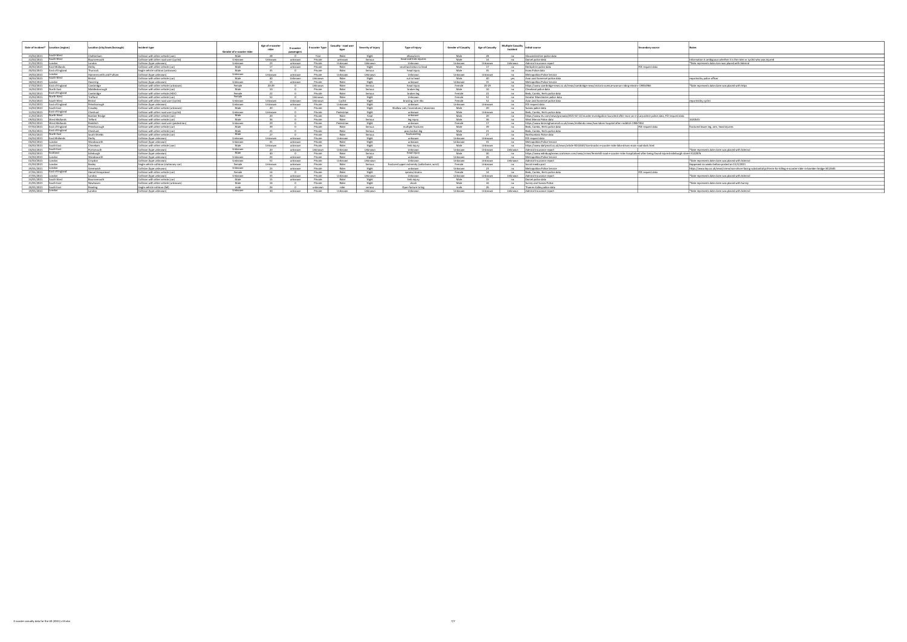| Date of incident* | Location (region) | Location (city/town/borough) | Incident type | Gender of e-scooter rider | Age of e-scooter rider | E-scooter passengers | E-scooter Type | Casualty - road user type | Severity of injury | Type of injury | Gender of Casualty | Age of Casualty | Multiple Casualty incident | Initial source | Secondary source | Notes |
|---|---|---|---|---|---|---|---|---|---|---|---|---|---|---|---|---|
| 23/02/2021 | South West | Cheltenham | Collision with other vehicle (van) | Male | 29 | 0 | Trial | Rider | Slight | elbow/arm | Male | 29 | no | Gloucestershire police data | | |
| 22/02/2021 | South West | Bournemouth | Collision with other road user (cyclist) | Unknown | Unknown | unknown | Private | unknown | Serious | head and limb injuries | Male | 14 | no | Dorset police data | | Information is ambiguous whether it is the rider or cyclist who was injured |
| 21/02/2021 | London | London | Collision (type unknown) | Unknown | 23 | unknown | Private | Unknown | Unknown | Unknown | Unknown | Unknown | Unknown | Admiral Insurance report | | *Date represents date claim was placed with Admiral |
| 20/02/2021 | East Midlands | Derby | Collision with other vehicle (car) | Male | 17 | unknown | Private | Rider | Slight | small laceration to head | Male | 17 | no | Derbyshire police data | FOI request data | |
| 20/02/2021 | East of England | Thurrock | Single vehicle collision (unknown) | Male | 35 | 0 | Private | Rider | Serious | head injury | Male | 35 | no | Essex Police data | | |
| 19/02/2021 | London | Hammersmith and Fulham | Collision (type unknown) | Unknown | Unknown | unknown | Private | Unknown | Unknown | Unknown | Unknown | Unknown | no | Metropolitan Police Service | | |
| 18/02/2021 | South West | Bristol | Collision with other vehicle (car) | Male | 40 | Unknown | Unknown | Rider | Slight | cut to head | Male | 40 | yes | Avon and Somerset police data | | reported by police officer |
| 18/02/2021 | London | Havering | Collision (type unknown) | Unknown | 15 | unknown | Private | Rider | Slight | unknown | Unknown | 15 | no | Metropolitan Police Service | | |
| 17/02/2021 | East of England | Cambridge | Collision with other vehicle (unknown) | Female | 20-29 | 0 | Unknown | Rider | Serious | head injury | Female | 20-29 | no | https://www.cambridge-news.co.uk/news/cambridge-news/victoria-avenue-woman-riding-electric-19934960 | | *Date represents date claim was placed with Ahips |
| 16/02/2021 | North East | Middlesbrough | Collision with other vehicle (car) | Male | 10 | 0 | Private | Rider | Serious | broken leg | Male | 10 | no | Cleveland police data | | |
| 16/02/2021 | East of England | Cambridge | Collision with other vehicle (HGV) | Female | 23 | 0 | Private | Rider | Serious | broken leg | Female | 23 | no | Beds, Cambs, Herts police data | | |
| 15/02/2021 | North West | Trafford | Collision with other vehicle (car) | Female | 52 | 0 | Unknown | Rider | Slight | Unknown | Female | 52 | no | Greater Manchester police data | | |
| 15/02/2021 | South West | Bristol | Collision with other road user (cyclist) | Unknown | Unknown | Unknown | Unknown | Cyclist | Slight | bruising, sore ribs | Female | 51 | no | Avon and Somerset police data | | reported by cyclist |
| 15/02/2021 | East of England | Peterborough | Collision (type unknown) | Unknown | Unknown | unknown | Private | Unknown | Slight | unknown | Unknown | Unknown | no | FOI request data | | |
| 14/02/2021 | South East | Crawley | Collision with other vehicle (unknown) | Male | 20 | 0 | Private | Rider | Slight | Shallow cuts / lacerations / abrasions | Male | 20 | no | Sussex police data | | |
| 12/02/2021 | East of England | Cheshunt | Collision with other road user (cyclist) | Unknown | Unknown | 0 | Private | Pedestrian | Slight | unknown | Male | Unknown | no | Beds, Cambs, Herts police data | | |
| 11/02/2021 | North West | Bamber Bridge | Collision with other vehicle (car) | Male | 20 | 0 | Private | Rider | Fatal | unknown | Male | 20 | no | https://www.itv.com/news/granada/2021-02-12/escooter-investigation-launched-after-man-on-e-scooter-lancashire | Lancashire police data, FOI request data | |
| 09/02/2021 | West Midlands | Telford | Collision with other vehicle (car) | Male | 36 | 0 | Private | Rider | Serious | leg injury | Male | 36 | no | West Mercia Police data | | 1020045 |
| 09/02/2021 | West Midlands | Redditch | Collision with other road user (pedestrian) | Unknown | 29 | 0 | Private | Pedestrian | Slight | unknown | Female | 17 | no | https://www.birminghammail.co.uk/news/midlands-news/two-taken-hospital-after-redditch-19887454 | | |
| 07/02/2021 | East of England | Peterborough | Collision with other vehicle (car) | Male | 39 | 0 | Private | Rider | Serious | multiple fractures | Male | 39 | no | Beds, Cambs, Herts police data | FOI request data | fractured lower leg, arm, head injuries |
| 05/02/2021 | East of England | Cheshunt | Collision with other vehicle (car) | Male | 21 | 0 | Private | Rider | Serious | possi broken leg | Male | 21 | no | Beds, Cambs, Herts police data | | |
| 05/02/2021 | North East | South Shields | Collision with other vehicle (car) | Male | 27 | 0 | Private | Rider | Serious | back and leg | Male | 27 | no | Northumbria Police data | | |
| 04/02/2021 | East Midlands | Derby | Collision (type unknown) | Unknown | Unknown | unknown | Private | Unknown | Slight | unknown | Unknown | Unknown | no | FOI request data | | |
| 04/02/2021 | London | Wandsworth | Collision (type unknown) | Unknown | 31 | unknown | Private | Rider | Slight | unknown | Unknown | 31 | no | Metropolitan Police Service | | |
| 04/02/2021 | South East | Chineham | Collision with other vehicle (van) | Male | Unknown | unknown | Private | Rider | Slight | limb injury | Male | Unknown | no | https://www.dailyecho.co.uk/news/article-9242483/Van-bracks-e-scooter-rider-blood-rivers-main-road-dash.html | | |
| 04/02/2021 | South East | Portsmouth | Collision (type unknown) | Unknown | 20 | 0 | Unknown | Unknown | Unknown | Unknown | Unknown | Unknown | Unknown | Admiral Insurance report | | *Date represents date claim was placed with Admiral |
| 03/02/2021 | Scotland | Edinburgh | Collision (type unknown) | Male | 30 | 0 | Private | Rider | Serious | head injury | Male | 30 | no | https://www.edinburghnews.scotsman.com/news/crime/lenorhill-road-e-scooter-rider-hospitalised-after-being-found-injured-edinburgh-street-3122876 | | |
| 02/02/2021 | London | Wandsworth | Collision (type unknown) | Unknown | 25 | unknown | Private | Rider | Slight | unknown | Unknown | 25 | no | Metropolitan Police Service | | |
| 02/02/2021 | London | Croydon | Collision (type unknown) | Unknown | 32 | unknown | Private | Unknown | Unknown | Unknown | Unknown | Unknown | Unknown | Admiral Insurance report | | *Date represents date claim was placed with Admiral |
| 01/02/2021 | London | Bexley | Single vehicle collision (stationary car) | Female | Unknown | unknown | Private | Rider | Serious | fractured upper extremity (collarbone, wrist) | Female | Unknown | no | Social media post | | Happened six weeks before posted on 15/3/2021 |
| 29/01/2021 | London | Greenwich | Collision (type unknown) | Unknown | 23 | unknown | Private | Rider | Slight | unknown | Unknown | 23 | no | Metropolitan Police Service | | https://www.bbc.co.uk/news/uk-england-london-killing-substantial-e-scooter-rider-in-lewisham-bridge-3412645 |
| 27/01/2021 | East of England | Hemel Hempstead | Collision with other vehicle (car) | Female | 14 | 0 | Private | Rider | Slight | sprains/strains | Female | 14 | no | Beds, Cambs, Herts police data | FOI request data | |
| 27/01/2021 | London | London | Collision (type unknown) | Unknown | 33 | unknown | Private | Unknown | Unknown | Unknown | Unknown | Unknown | Unknown | Admiral Insurance report | | *Date represents date claim was placed with Admiral |
| 24/01/2021 | South West | Bournemouth | Collision with other vehicle (car) | Male | 15 | unknown | Private | Rider | Slight | limb injury | Male | 15 | no | Dorset police data | | |
| 21/01/2021 | South East | Newhaven | Collision with other vehicle (unknown) | Male | 16 | 0 | Private | Rider | Slight | shock | Male | 16 | no | Surrey and Sussex Police | | *Date represents date claim was placed with Surrey |
| 20/01/2021 | South East | Reading | Single vehicle collision (fall) | male | 26 | 0 | unknown | rider | serious | Open fracture to leg | male | 26 | no | Thames Valley police data | | |
| 19/01/2021 | London | London | Collision (type unknown) | Unknown | 30 | unknown | Private | Unknown | Unknown | Unknown | Unknown | Unknown | Unknown | Admiral Insurance report | | *Date represents date claim was placed with Admiral |